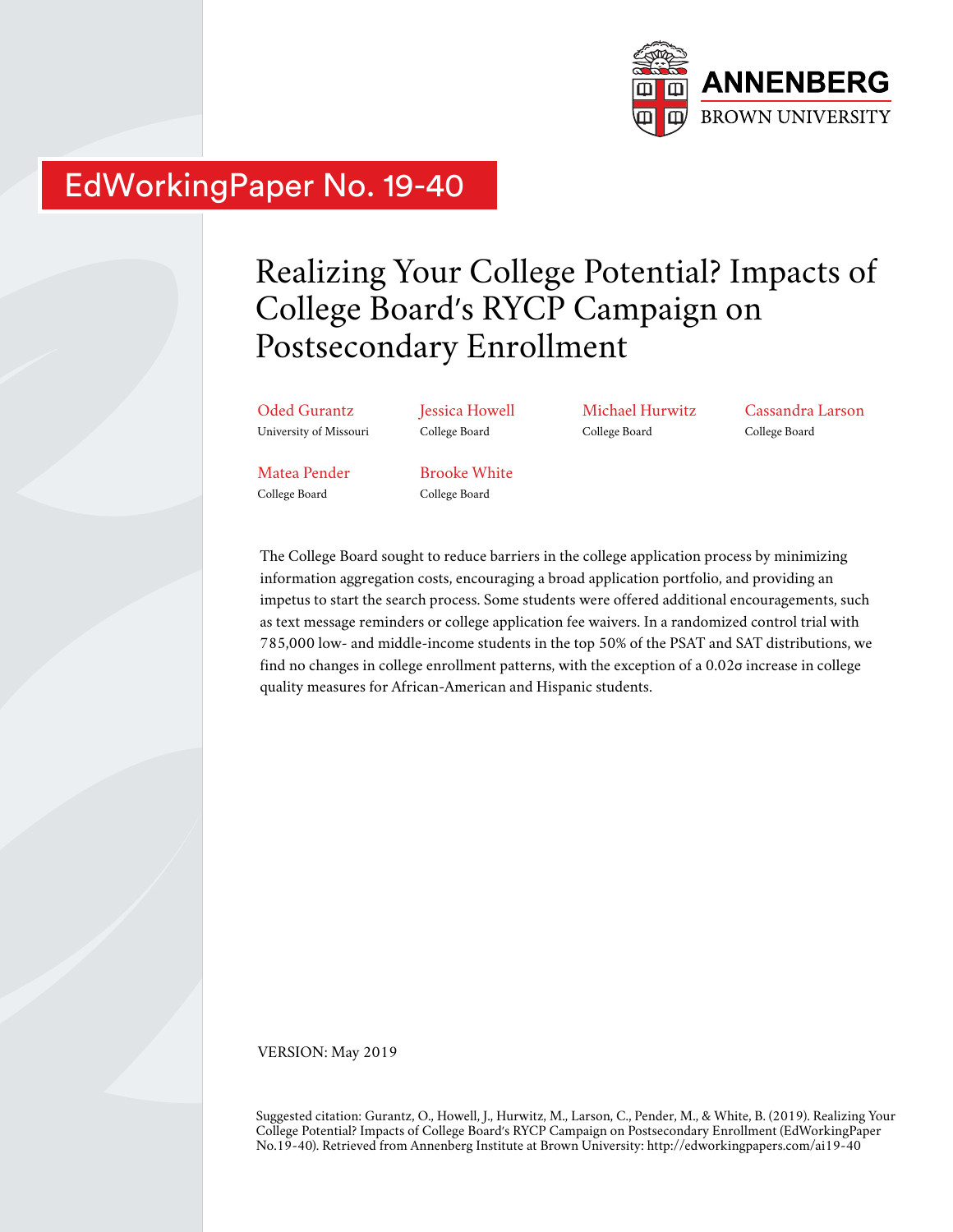ANNENBERG
BROWN UNIVERSITY

EdWorkingPaper No. 19-40

# Realizing Your College Potential? Impacts of College Board's RYCP Campaign on Postsecondary Enrollment

Oded Gurantz
University of Missouri

Jessica Howell
College Board

Michael Hurwitz
College Board

Cassandra Larson
College Board

Matea Pender
College Board

Brooke White
College Board

The College Board sought to reduce barriers in the college application process by minimizing information aggregation costs, encouraging a broad application portfolio, and providing an impetus to start the search process. Some students were offered additional encouragements, such as text message reminders or college application fee waivers. In a randomized control trial with 785,000 low- and middle-income students in the top 50% of the PSAT and SAT distributions, we find no changes in college enrollment patterns, with the exception of a 0.02σ increase in college quality measures for African-American and Hispanic students.

VERSION: May 2019

Suggested citation: Gurantz, O., Howell, J., Hurwitz, M., Larson, C., Pender, M., & White, B. (2019). Realizing Your College Potential? Impacts of College Board's RYCP Campaign on Postsecondary Enrollment (EdWorkingPaper No.19-40). Retrieved from Annenberg Institute at Brown University: http://edworkingpapers.com/ai19-40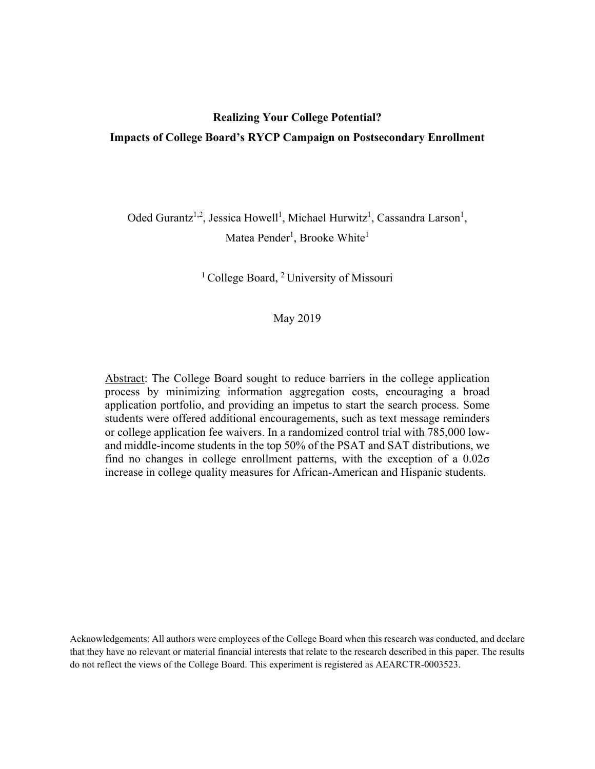**Realizing Your College Potential?**
**Impacts of College Board's RYCP Campaign on Postsecondary Enrollment**

Oded Gurantz[1,2], Jessica Howell[1], Michael Hurwitz[1], Cassandra Larson[1], Matea Pender[1], Brooke White[1]

[1] College Board, [2] University of Missouri

May 2019

Abstract: The College Board sought to reduce barriers in the college application process by minimizing information aggregation costs, encouraging a broad application portfolio, and providing an impetus to start the search process. Some students were offered additional encouragements, such as text message reminders or college application fee waivers. In a randomized control trial with 785,000 low- and middle-income students in the top 50% of the PSAT and SAT distributions, we find no changes in college enrollment patterns, with the exception of a 0.02σ increase in college quality measures for African-American and Hispanic students.

Acknowledgements: All authors were employees of the College Board when this research was conducted, and declare that they have no relevant or material financial interests that relate to the research described in this paper. The results do not reflect the views of the College Board. This experiment is registered as AEARCTR-0003523.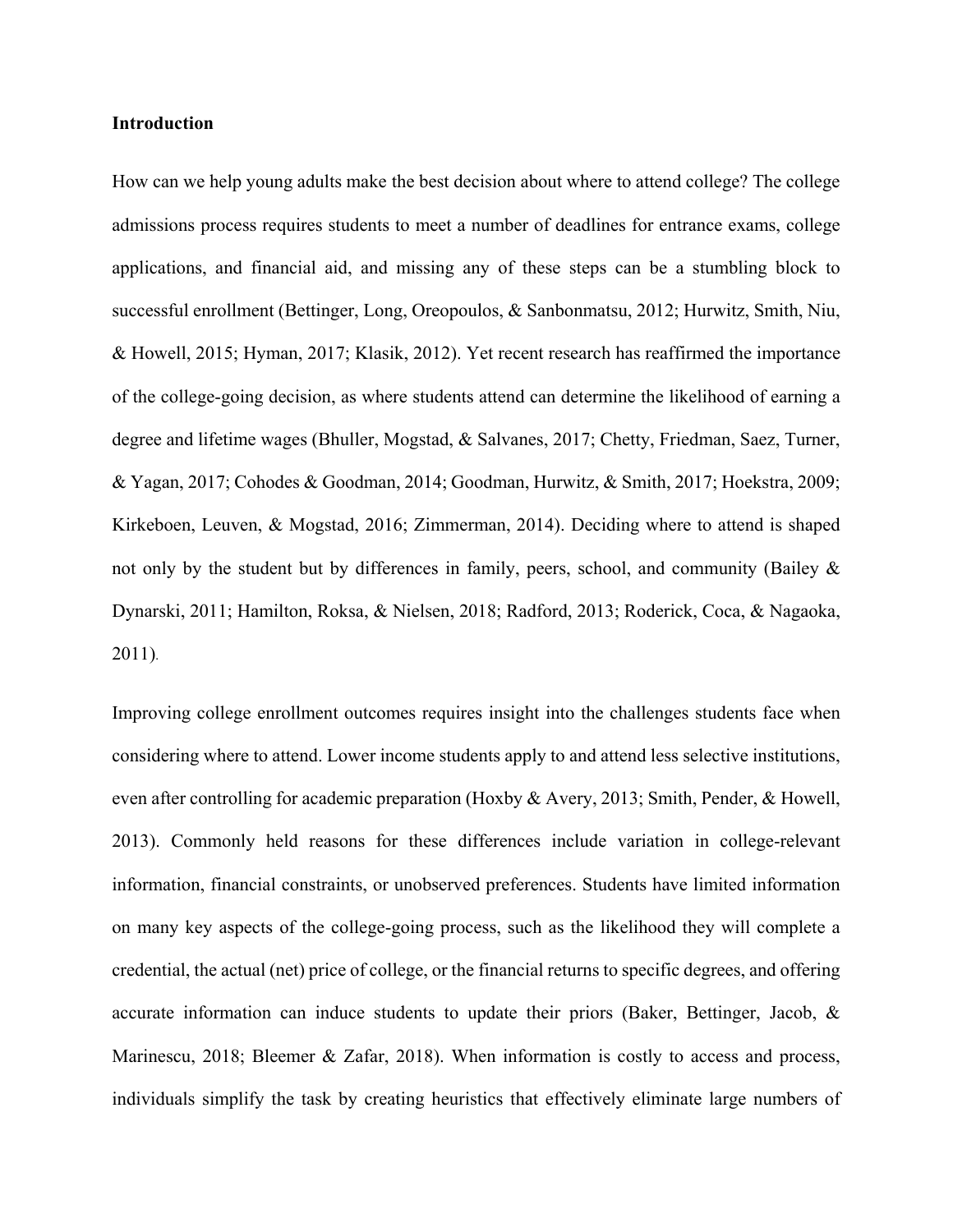**Introduction**

How can we help young adults make the best decision about where to attend college? The college admissions process requires students to meet a number of deadlines for entrance exams, college applications, and financial aid, and missing any of these steps can be a stumbling block to successful enrollment (Bettinger, Long, Oreopoulos, & Sanbonmatsu, 2012; Hurwitz, Smith, Niu, & Howell, 2015; Hyman, 2017; Klasik, 2012). Yet recent research has reaffirmed the importance of the college-going decision, as where students attend can determine the likelihood of earning a degree and lifetime wages (Bhuller, Mogstad, & Salvanes, 2017; Chetty, Friedman, Saez, Turner, & Yagan, 2017; Cohodes & Goodman, 2014; Goodman, Hurwitz, & Smith, 2017; Hoekstra, 2009; Kirkeboen, Leuven, & Mogstad, 2016; Zimmerman, 2014). Deciding where to attend is shaped not only by the student but by differences in family, peers, school, and community (Bailey & Dynarski, 2011; Hamilton, Roksa, & Nielsen, 2018; Radford, 2013; Roderick, Coca, & Nagaoka, 2011).

Improving college enrollment outcomes requires insight into the challenges students face when considering where to attend. Lower income students apply to and attend less selective institutions, even after controlling for academic preparation (Hoxby & Avery, 2013; Smith, Pender, & Howell, 2013). Commonly held reasons for these differences include variation in college-relevant information, financial constraints, or unobserved preferences. Students have limited information on many key aspects of the college-going process, such as the likelihood they will complete a credential, the actual (net) price of college, or the financial returns to specific degrees, and offering accurate information can induce students to update their priors (Baker, Bettinger, Jacob, & Marinescu, 2018; Bleemer & Zafar, 2018). When information is costly to access and process, individuals simplify the task by creating heuristics that effectively eliminate large numbers of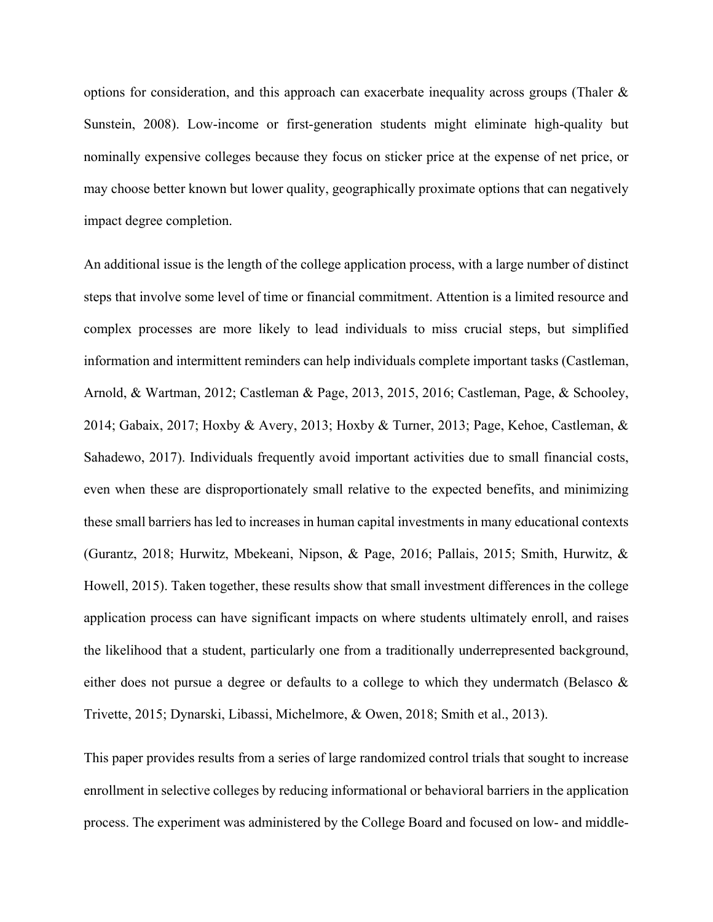options for consideration, and this approach can exacerbate inequality across groups (Thaler & Sunstein, 2008). Low-income or first-generation students might eliminate high-quality but nominally expensive colleges because they focus on sticker price at the expense of net price, or may choose better known but lower quality, geographically proximate options that can negatively impact degree completion.

An additional issue is the length of the college application process, with a large number of distinct steps that involve some level of time or financial commitment. Attention is a limited resource and complex processes are more likely to lead individuals to miss crucial steps, but simplified information and intermittent reminders can help individuals complete important tasks (Castleman, Arnold, & Wartman, 2012; Castleman & Page, 2013, 2015, 2016; Castleman, Page, & Schooley, 2014; Gabaix, 2017; Hoxby & Avery, 2013; Hoxby & Turner, 2013; Page, Kehoe, Castleman, & Sahadewo, 2017). Individuals frequently avoid important activities due to small financial costs, even when these are disproportionately small relative to the expected benefits, and minimizing these small barriers has led to increases in human capital investments in many educational contexts (Gurantz, 2018; Hurwitz, Mbekeani, Nipson, & Page, 2016; Pallais, 2015; Smith, Hurwitz, & Howell, 2015). Taken together, these results show that small investment differences in the college application process can have significant impacts on where students ultimately enroll, and raises the likelihood that a student, particularly one from a traditionally underrepresented background, either does not pursue a degree or defaults to a college to which they undermatch (Belasco & Trivette, 2015; Dynarski, Libassi, Michelmore, & Owen, 2018; Smith et al., 2013).

This paper provides results from a series of large randomized control trials that sought to increase enrollment in selective colleges by reducing informational or behavioral barriers in the application process. The experiment was administered by the College Board and focused on low- and middle-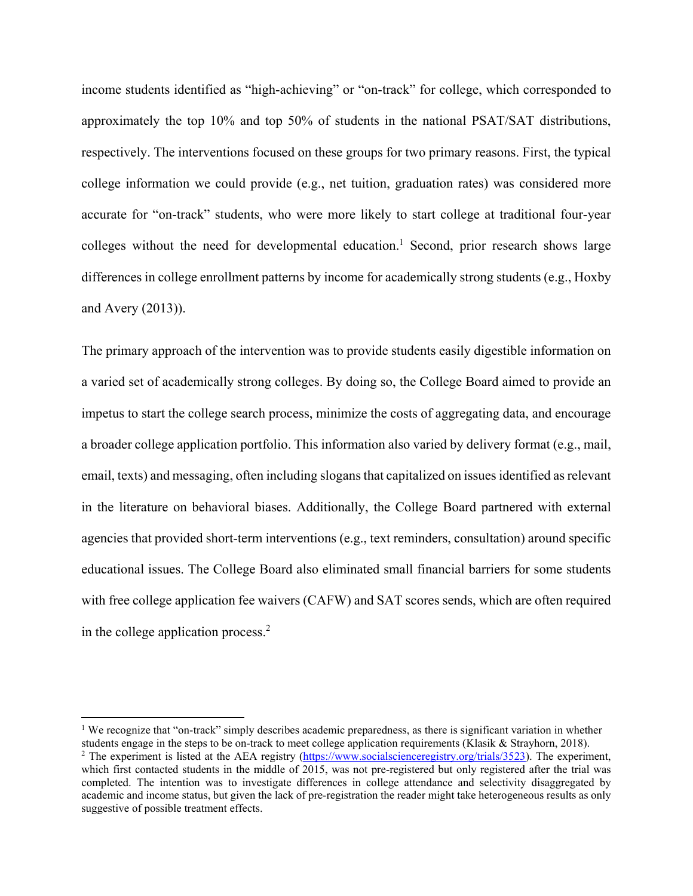income students identified as "high-achieving" or "on-track" for college, which corresponded to approximately the top 10% and top 50% of students in the national PSAT/SAT distributions, respectively. The interventions focused on these groups for two primary reasons. First, the typical college information we could provide (e.g., net tuition, graduation rates) was considered more accurate for "on-track" students, who were more likely to start college at traditional four-year colleges without the need for developmental education.[1] Second, prior research shows large differences in college enrollment patterns by income for academically strong students (e.g., Hoxby and Avery (2013)).

The primary approach of the intervention was to provide students easily digestible information on a varied set of academically strong colleges. By doing so, the College Board aimed to provide an impetus to start the college search process, minimize the costs of aggregating data, and encourage a broader college application portfolio. This information also varied by delivery format (e.g., mail, email, texts) and messaging, often including slogans that capitalized on issues identified as relevant in the literature on behavioral biases. Additionally, the College Board partnered with external agencies that provided short-term interventions (e.g., text reminders, consultation) around specific educational issues. The College Board also eliminated small financial barriers for some students with free college application fee waivers (CAFW) and SAT scores sends, which are often required in the college application process.[2]

---

[1] We recognize that "on-track" simply describes academic preparedness, as there is significant variation in whether students engage in the steps to be on-track to meet college application requirements (Klasik & Strayhorn, 2018).

[2] The experiment is listed at the AEA registry (https://www.socialscienceregistry.org/trials/3523). The experiment, which first contacted students in the middle of 2015, was not pre-registered but only registered after the trial was completed. The intention was to investigate differences in college attendance and selectivity disaggregated by academic and income status, but given the lack of pre-registration the reader might take heterogeneous results as only suggestive of possible treatment effects.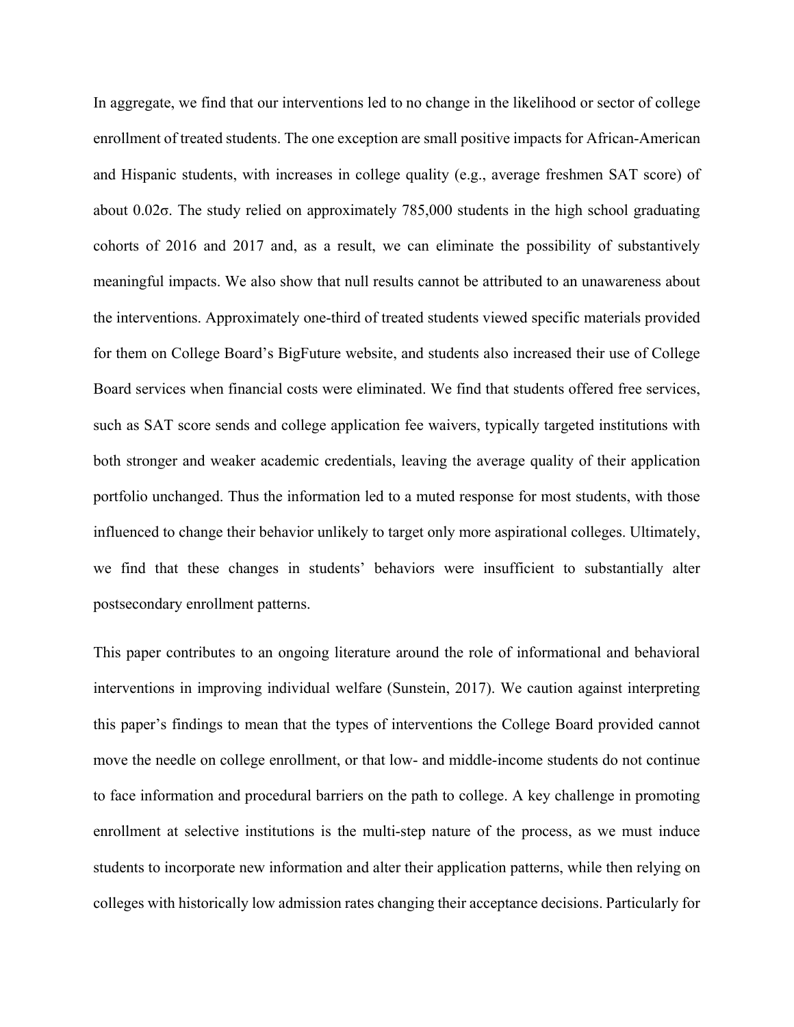In aggregate, we find that our interventions led to no change in the likelihood or sector of college enrollment of treated students. The one exception are small positive impacts for African-American and Hispanic students, with increases in college quality (e.g., average freshmen SAT score) of about 0.02σ. The study relied on approximately 785,000 students in the high school graduating cohorts of 2016 and 2017 and, as a result, we can eliminate the possibility of substantively meaningful impacts. We also show that null results cannot be attributed to an unawareness about the interventions. Approximately one-third of treated students viewed specific materials provided for them on College Board's BigFuture website, and students also increased their use of College Board services when financial costs were eliminated. We find that students offered free services, such as SAT score sends and college application fee waivers, typically targeted institutions with both stronger and weaker academic credentials, leaving the average quality of their application portfolio unchanged. Thus the information led to a muted response for most students, with those influenced to change their behavior unlikely to target only more aspirational colleges. Ultimately, we find that these changes in students' behaviors were insufficient to substantially alter postsecondary enrollment patterns.

This paper contributes to an ongoing literature around the role of informational and behavioral interventions in improving individual welfare (Sunstein, 2017). We caution against interpreting this paper's findings to mean that the types of interventions the College Board provided cannot move the needle on college enrollment, or that low- and middle-income students do not continue to face information and procedural barriers on the path to college. A key challenge in promoting enrollment at selective institutions is the multi-step nature of the process, as we must induce students to incorporate new information and alter their application patterns, while then relying on colleges with historically low admission rates changing their acceptance decisions. Particularly for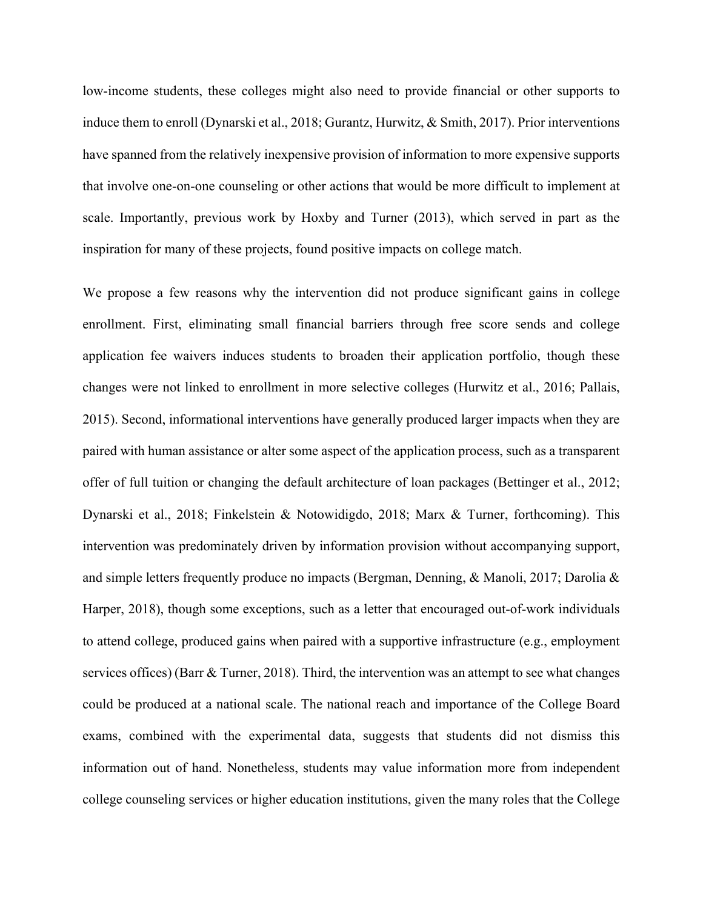low-income students, these colleges might also need to provide financial or other supports to induce them to enroll (Dynarski et al., 2018; Gurantz, Hurwitz, & Smith, 2017). Prior interventions have spanned from the relatively inexpensive provision of information to more expensive supports that involve one-on-one counseling or other actions that would be more difficult to implement at scale. Importantly, previous work by Hoxby and Turner (2013), which served in part as the inspiration for many of these projects, found positive impacts on college match.

We propose a few reasons why the intervention did not produce significant gains in college enrollment. First, eliminating small financial barriers through free score sends and college application fee waivers induces students to broaden their application portfolio, though these changes were not linked to enrollment in more selective colleges (Hurwitz et al., 2016; Pallais, 2015). Second, informational interventions have generally produced larger impacts when they are paired with human assistance or alter some aspect of the application process, such as a transparent offer of full tuition or changing the default architecture of loan packages (Bettinger et al., 2012; Dynarski et al., 2018; Finkelstein & Notowidigdo, 2018; Marx & Turner, forthcoming). This intervention was predominately driven by information provision without accompanying support, and simple letters frequently produce no impacts (Bergman, Denning, & Manoli, 2017; Darolia & Harper, 2018), though some exceptions, such as a letter that encouraged out-of-work individuals to attend college, produced gains when paired with a supportive infrastructure (e.g., employment services offices) (Barr & Turner, 2018). Third, the intervention was an attempt to see what changes could be produced at a national scale. The national reach and importance of the College Board exams, combined with the experimental data, suggests that students did not dismiss this information out of hand. Nonetheless, students may value information more from independent college counseling services or higher education institutions, given the many roles that the College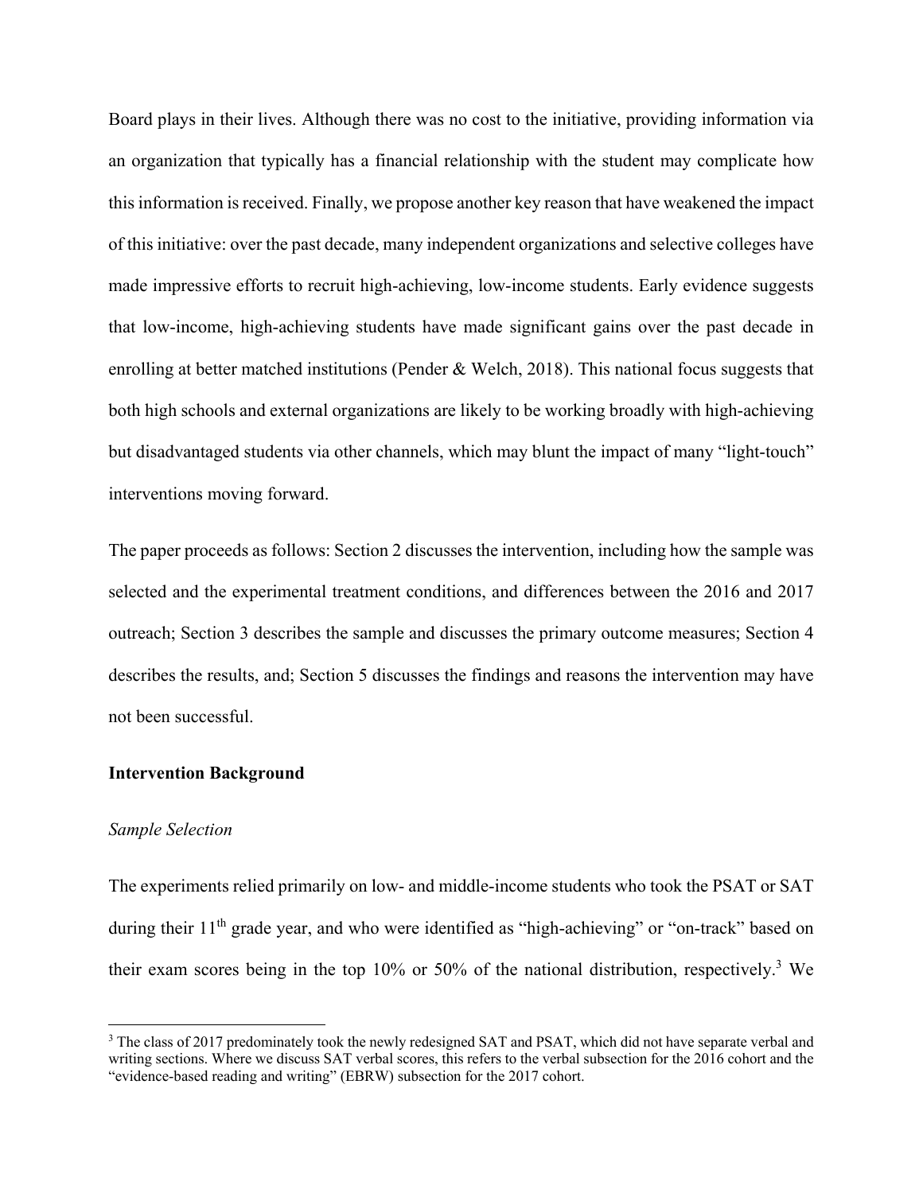Board plays in their lives. Although there was no cost to the initiative, providing information via an organization that typically has a financial relationship with the student may complicate how this information is received. Finally, we propose another key reason that have weakened the impact of this initiative: over the past decade, many independent organizations and selective colleges have made impressive efforts to recruit high-achieving, low-income students. Early evidence suggests that low-income, high-achieving students have made significant gains over the past decade in enrolling at better matched institutions (Pender & Welch, 2018). This national focus suggests that both high schools and external organizations are likely to be working broadly with high-achieving but disadvantaged students via other channels, which may blunt the impact of many "light-touch" interventions moving forward.

The paper proceeds as follows: Section 2 discusses the intervention, including how the sample was selected and the experimental treatment conditions, and differences between the 2016 and 2017 outreach; Section 3 describes the sample and discusses the primary outcome measures; Section 4 describes the results, and; Section 5 discusses the findings and reasons the intervention may have not been successful.

## Intervention Background

### *Sample Selection*

The experiments relied primarily on low- and middle-income students who took the PSAT or SAT during their 11th grade year, and who were identified as "high-achieving" or "on-track" based on their exam scores being in the top 10% or 50% of the national distribution, respectively.[3] We

[3] The class of 2017 predominately took the newly redesigned SAT and PSAT, which did not have separate verbal and writing sections. Where we discuss SAT verbal scores, this refers to the verbal subsection for the 2016 cohort and the "evidence-based reading and writing" (EBRW) subsection for the 2017 cohort.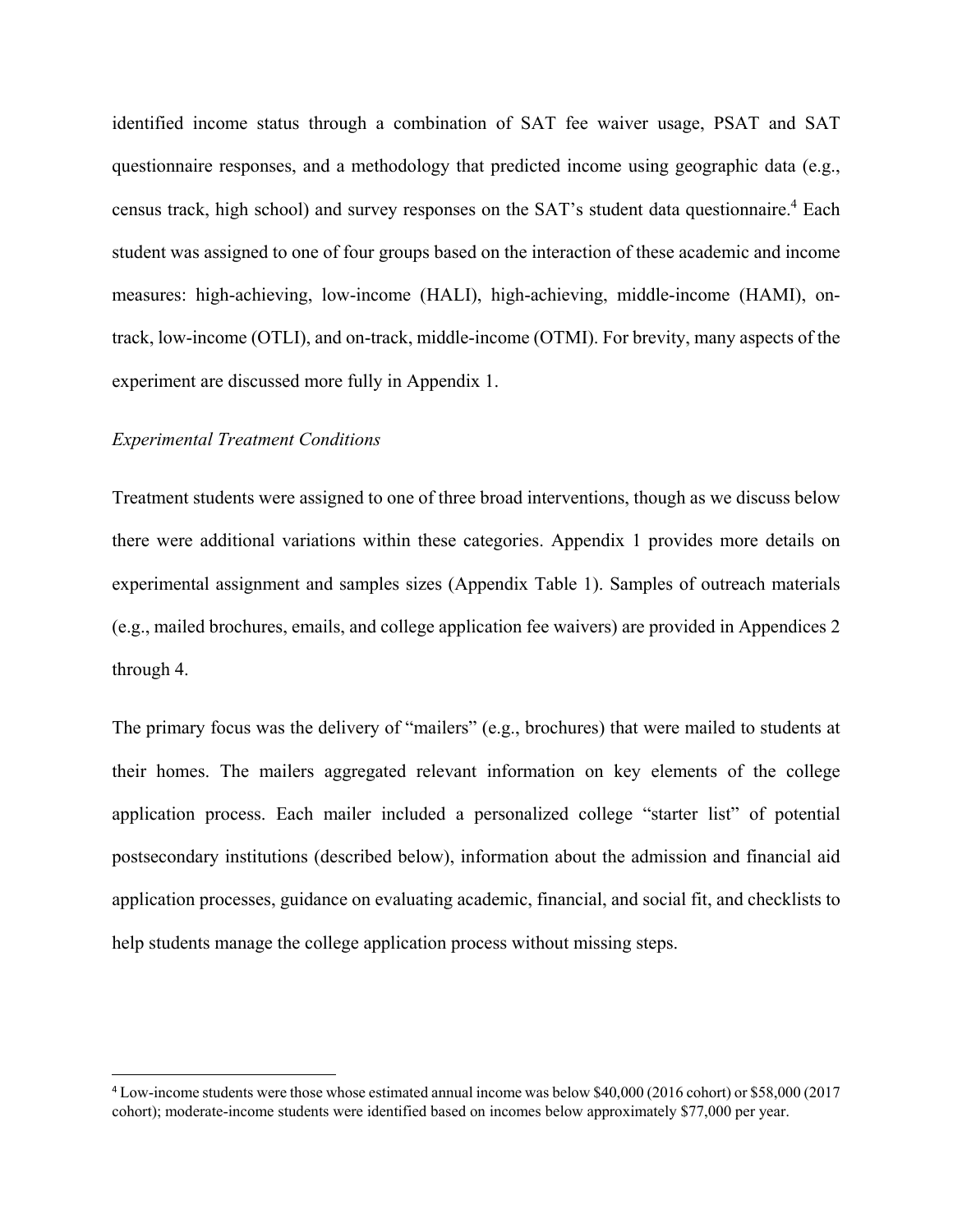identified income status through a combination of SAT fee waiver usage, PSAT and SAT questionnaire responses, and a methodology that predicted income using geographic data (e.g., census track, high school) and survey responses on the SAT's student data questionnaire.[4] Each student was assigned to one of four groups based on the interaction of these academic and income measures: high-achieving, low-income (HALI), high-achieving, middle-income (HAMI), on-track, low-income (OTLI), and on-track, middle-income (OTMI). For brevity, many aspects of the experiment are discussed more fully in Appendix 1.

*Experimental Treatment Conditions*

Treatment students were assigned to one of three broad interventions, though as we discuss below there were additional variations within these categories. Appendix 1 provides more details on experimental assignment and samples sizes (Appendix Table 1). Samples of outreach materials (e.g., mailed brochures, emails, and college application fee waivers) are provided in Appendices 2 through 4.

The primary focus was the delivery of "mailers" (e.g., brochures) that were mailed to students at their homes. The mailers aggregated relevant information on key elements of the college application process. Each mailer included a personalized college "starter list" of potential postsecondary institutions (described below), information about the admission and financial aid application processes, guidance on evaluating academic, financial, and social fit, and checklists to help students manage the college application process without missing steps.

[4] Low-income students were those whose estimated annual income was below $40,000 (2016 cohort) or $58,000 (2017 cohort); moderate-income students were identified based on incomes below approximately $77,000 per year.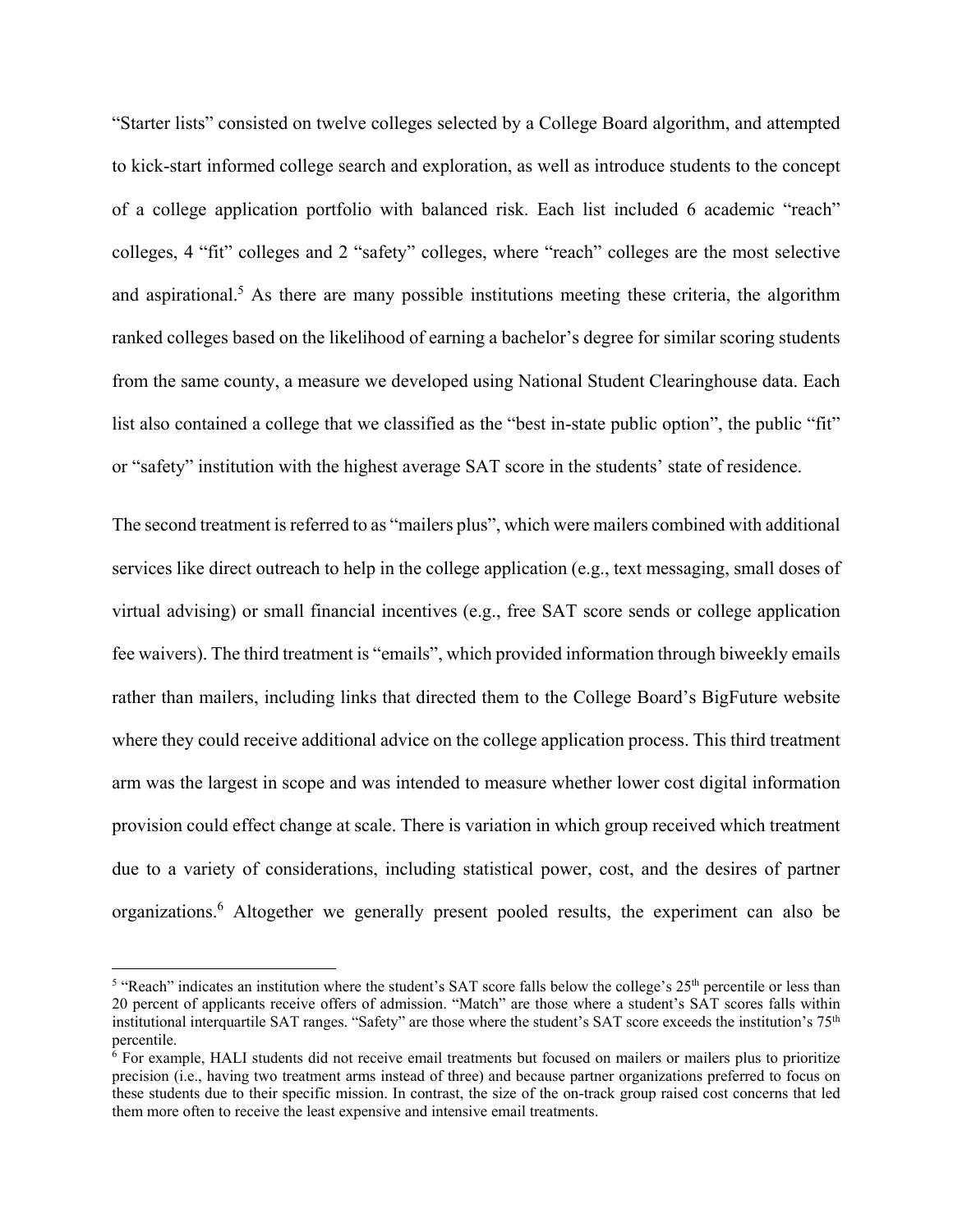"Starter lists" consisted on twelve colleges selected by a College Board algorithm, and attempted to kick-start informed college search and exploration, as well as introduce students to the concept of a college application portfolio with balanced risk. Each list included 6 academic "reach" colleges, 4 "fit" colleges and 2 "safety" colleges, where "reach" colleges are the most selective and aspirational.[5] As there are many possible institutions meeting these criteria, the algorithm ranked colleges based on the likelihood of earning a bachelor's degree for similar scoring students from the same county, a measure we developed using National Student Clearinghouse data. Each list also contained a college that we classified as the "best in-state public option", the public "fit" or "safety" institution with the highest average SAT score in the students' state of residence.

The second treatment is referred to as "mailers plus", which were mailers combined with additional services like direct outreach to help in the college application (e.g., text messaging, small doses of virtual advising) or small financial incentives (e.g., free SAT score sends or college application fee waivers). The third treatment is "emails", which provided information through biweekly emails rather than mailers, including links that directed them to the College Board's BigFuture website where they could receive additional advice on the college application process. This third treatment arm was the largest in scope and was intended to measure whether lower cost digital information provision could effect change at scale. There is variation in which group received which treatment due to a variety of considerations, including statistical power, cost, and the desires of partner organizations.[6] Altogether we generally present pooled results, the experiment can also be

[5] "Reach" indicates an institution where the student's SAT score falls below the college's 25[th] percentile or less than 20 percent of applicants receive offers of admission. "Match" are those where a student's SAT scores falls within institutional interquartile SAT ranges. "Safety" are those where the student's SAT score exceeds the institution's 75[th] percentile.

[6] For example, HALI students did not receive email treatments but focused on mailers or mailers plus to prioritize precision (i.e., having two treatment arms instead of three) and because partner organizations preferred to focus on these students due to their specific mission. In contrast, the size of the on-track group raised cost concerns that led them more often to receive the least expensive and intensive email treatments.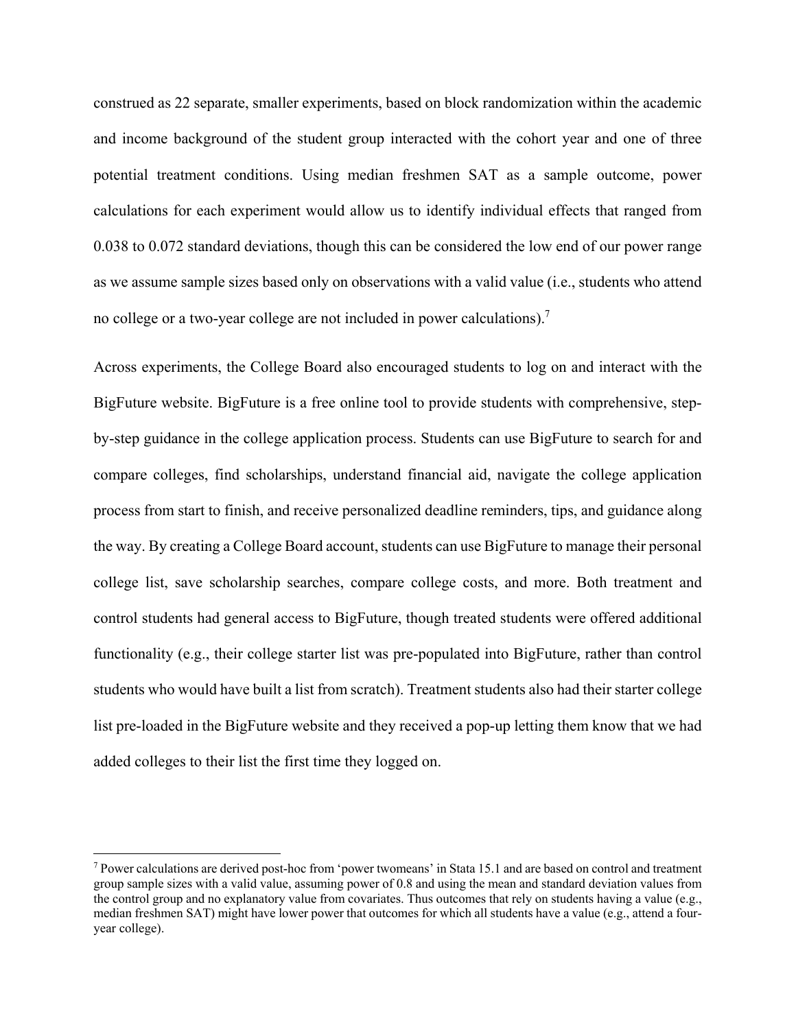construed as 22 separate, smaller experiments, based on block randomization within the academic and income background of the student group interacted with the cohort year and one of three potential treatment conditions. Using median freshmen SAT as a sample outcome, power calculations for each experiment would allow us to identify individual effects that ranged from 0.038 to 0.072 standard deviations, though this can be considered the low end of our power range as we assume sample sizes based only on observations with a valid value (i.e., students who attend no college or a two-year college are not included in power calculations).[7]

Across experiments, the College Board also encouraged students to log on and interact with the BigFuture website. BigFuture is a free online tool to provide students with comprehensive, step-by-step guidance in the college application process. Students can use BigFuture to search for and compare colleges, find scholarships, understand financial aid, navigate the college application process from start to finish, and receive personalized deadline reminders, tips, and guidance along the way. By creating a College Board account, students can use BigFuture to manage their personal college list, save scholarship searches, compare college costs, and more. Both treatment and control students had general access to BigFuture, though treated students were offered additional functionality (e.g., their college starter list was pre-populated into BigFuture, rather than control students who would have built a list from scratch). Treatment students also had their starter college list pre-loaded in the BigFuture website and they received a pop-up letting them know that we had added colleges to their list the first time they logged on.

[7] Power calculations are derived post-hoc from 'power twomeans' in Stata 15.1 and are based on control and treatment group sample sizes with a valid value, assuming power of 0.8 and using the mean and standard deviation values from the control group and no explanatory value from covariates. Thus outcomes that rely on students having a value (e.g., median freshmen SAT) might have lower power that outcomes for which all students have a value (e.g., attend a four-year college).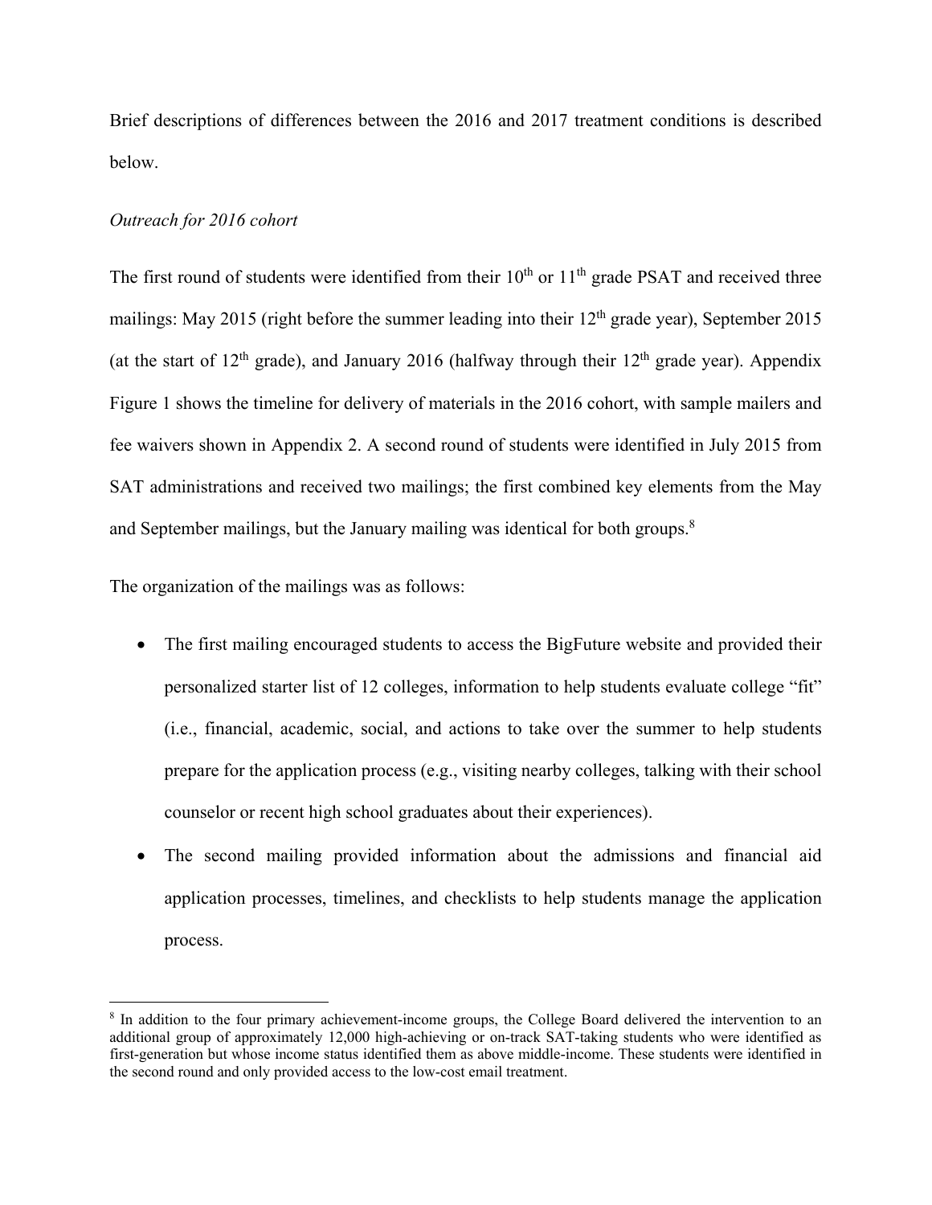Brief descriptions of differences between the 2016 and 2017 treatment conditions is described below.

*Outreach for 2016 cohort*

The first round of students were identified from their 10th or 11th grade PSAT and received three mailings: May 2015 (right before the summer leading into their 12th grade year), September 2015 (at the start of 12th grade), and January 2016 (halfway through their 12th grade year). Appendix Figure 1 shows the timeline for delivery of materials in the 2016 cohort, with sample mailers and fee waivers shown in Appendix 2. A second round of students were identified in July 2015 from SAT administrations and received two mailings; the first combined key elements from the May and September mailings, but the January mailing was identical for both groups.[8]

The organization of the mailings was as follows:

- The first mailing encouraged students to access the BigFuture website and provided their personalized starter list of 12 colleges, information to help students evaluate college "fit" (i.e., financial, academic, social, and actions to take over the summer to help students prepare for the application process (e.g., visiting nearby colleges, talking with their school counselor or recent high school graduates about their experiences).
- The second mailing provided information about the admissions and financial aid application processes, timelines, and checklists to help students manage the application process.

[8] In addition to the four primary achievement-income groups, the College Board delivered the intervention to an additional group of approximately 12,000 high-achieving or on-track SAT-taking students who were identified as first-generation but whose income status identified them as above middle-income. These students were identified in the second round and only provided access to the low-cost email treatment.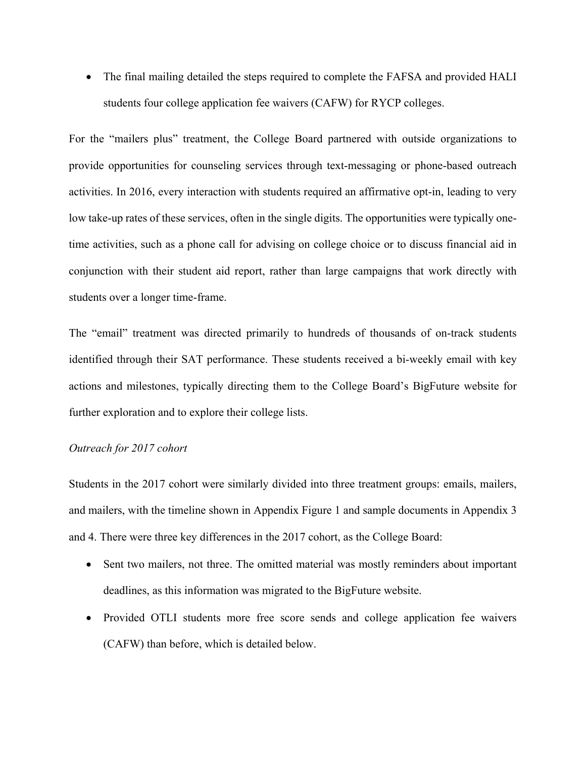- The final mailing detailed the steps required to complete the FAFSA and provided HALI students four college application fee waivers (CAFW) for RYCP colleges.

For the "mailers plus" treatment, the College Board partnered with outside organizations to provide opportunities for counseling services through text-messaging or phone-based outreach activities. In 2016, every interaction with students required an affirmative opt-in, leading to very low take-up rates of these services, often in the single digits. The opportunities were typically one-time activities, such as a phone call for advising on college choice or to discuss financial aid in conjunction with their student aid report, rather than large campaigns that work directly with students over a longer time-frame.

The "email" treatment was directed primarily to hundreds of thousands of on-track students identified through their SAT performance. These students received a bi-weekly email with key actions and milestones, typically directing them to the College Board's BigFuture website for further exploration and to explore their college lists.

*Outreach for 2017 cohort*

Students in the 2017 cohort were similarly divided into three treatment groups: emails, mailers, and mailers, with the timeline shown in Appendix Figure 1 and sample documents in Appendix 3 and 4. There were three key differences in the 2017 cohort, as the College Board:

- Sent two mailers, not three. The omitted material was mostly reminders about important deadlines, as this information was migrated to the BigFuture website.
- Provided OTLI students more free score sends and college application fee waivers (CAFW) than before, which is detailed below.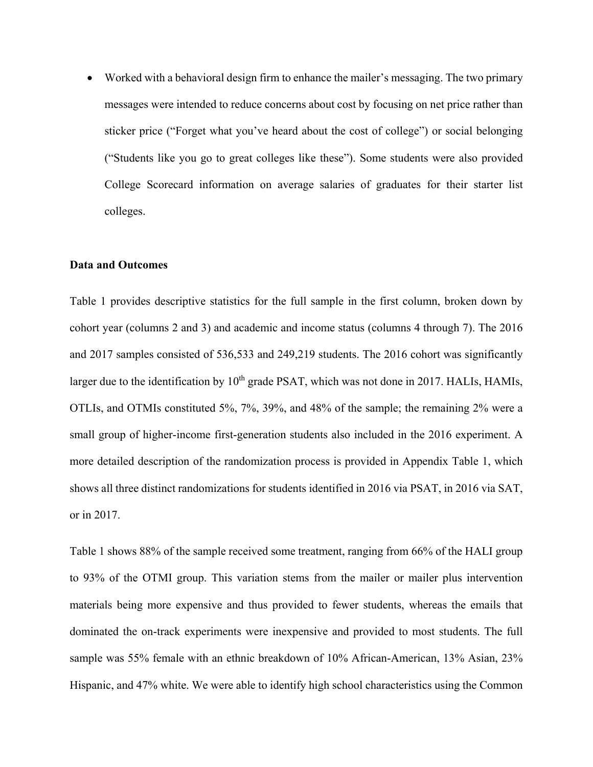- Worked with a behavioral design firm to enhance the mailer's messaging. The two primary messages were intended to reduce concerns about cost by focusing on net price rather than sticker price ("Forget what you've heard about the cost of college") or social belonging ("Students like you go to great colleges like these"). Some students were also provided College Scorecard information on average salaries of graduates for their starter list colleges.

**Data and Outcomes**

Table 1 provides descriptive statistics for the full sample in the first column, broken down by cohort year (columns 2 and 3) and academic and income status (columns 4 through 7). The 2016 and 2017 samples consisted of 536,533 and 249,219 students. The 2016 cohort was significantly larger due to the identification by 10th grade PSAT, which was not done in 2017. HALIs, HAMIs, OTLIs, and OTMIs constituted 5%, 7%, 39%, and 48% of the sample; the remaining 2% were a small group of higher-income first-generation students also included in the 2016 experiment. A more detailed description of the randomization process is provided in Appendix Table 1, which shows all three distinct randomizations for students identified in 2016 via PSAT, in 2016 via SAT, or in 2017.

Table 1 shows 88% of the sample received some treatment, ranging from 66% of the HALI group to 93% of the OTMI group. This variation stems from the mailer or mailer plus intervention materials being more expensive and thus provided to fewer students, whereas the emails that dominated the on-track experiments were inexpensive and provided to most students. The full sample was 55% female with an ethnic breakdown of 10% African-American, 13% Asian, 23% Hispanic, and 47% white. We were able to identify high school characteristics using the Common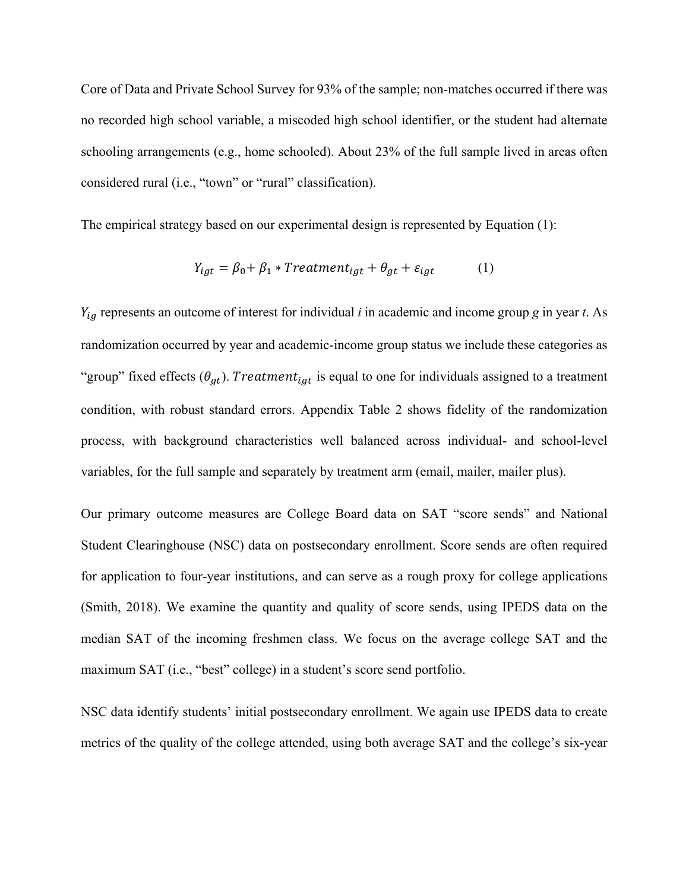Core of Data and Private School Survey for 93% of the sample; non-matches occurred if there was no recorded high school variable, a miscoded high school identifier, or the student had alternate schooling arrangements (e.g., home schooled). About 23% of the full sample lived in areas often considered rural (i.e., "town" or "rural" classification).

The empirical strategy based on our experimental design is represented by Equation (1):

$$Y_{igt} = \beta_0 + \beta_1 * Treatment_{igt} + \theta_{gt} + \varepsilon_{igt} \qquad (1)$$

$Y_{ig}$ represents an outcome of interest for individual *i* in academic and income group *g* in year *t*. As randomization occurred by year and academic-income group status we include these categories as "group" fixed effects ($\theta_{gt}$). $Treatment_{igt}$ is equal to one for individuals assigned to a treatment condition, with robust standard errors. Appendix Table 2 shows fidelity of the randomization process, with background characteristics well balanced across individual- and school-level variables, for the full sample and separately by treatment arm (email, mailer, mailer plus).

Our primary outcome measures are College Board data on SAT "score sends" and National Student Clearinghouse (NSC) data on postsecondary enrollment. Score sends are often required for application to four-year institutions, and can serve as a rough proxy for college applications (Smith, 2018). We examine the quantity and quality of score sends, using IPEDS data on the median SAT of the incoming freshmen class. We focus on the average college SAT and the maximum SAT (i.e., "best" college) in a student's score send portfolio.

NSC data identify students' initial postsecondary enrollment. We again use IPEDS data to create metrics of the quality of the college attended, using both average SAT and the college's six-year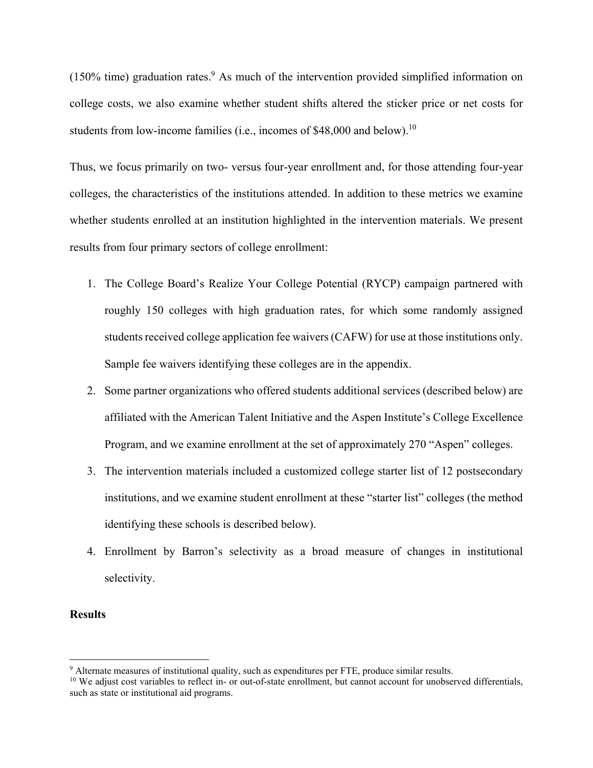(150% time) graduation rates.[9] As much of the intervention provided simplified information on college costs, we also examine whether student shifts altered the sticker price or net costs for students from low-income families (i.e., incomes of $48,000 and below).[10]

Thus, we focus primarily on two- versus four-year enrollment and, for those attending four-year colleges, the characteristics of the institutions attended. In addition to these metrics we examine whether students enrolled at an institution highlighted in the intervention materials. We present results from four primary sectors of college enrollment:

1. The College Board's Realize Your College Potential (RYCP) campaign partnered with roughly 150 colleges with high graduation rates, for which some randomly assigned students received college application fee waivers (CAFW) for use at those institutions only. Sample fee waivers identifying these colleges are in the appendix.
2. Some partner organizations who offered students additional services (described below) are affiliated with the American Talent Initiative and the Aspen Institute's College Excellence Program, and we examine enrollment at the set of approximately 270 "Aspen" colleges.
3. The intervention materials included a customized college starter list of 12 postsecondary institutions, and we examine student enrollment at these "starter list" colleges (the method identifying these schools is described below).
4. Enrollment by Barron's selectivity as a broad measure of changes in institutional selectivity.

**Results**

[9] Alternate measures of institutional quality, such as expenditures per FTE, produce similar results.

[10] We adjust cost variables to reflect in- or out-of-state enrollment, but cannot account for unobserved differentials, such as state or institutional aid programs.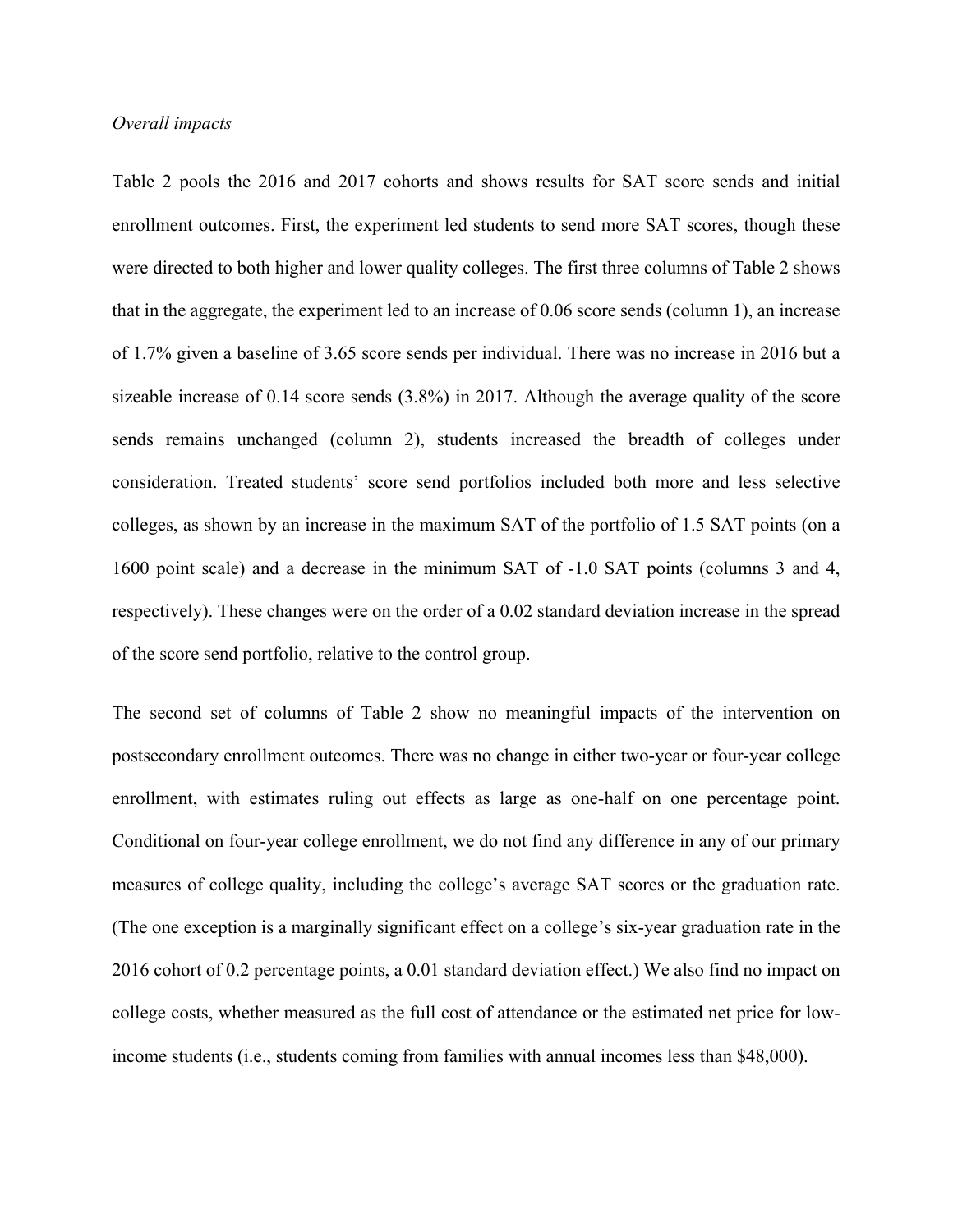*Overall impacts*

Table 2 pools the 2016 and 2017 cohorts and shows results for SAT score sends and initial enrollment outcomes. First, the experiment led students to send more SAT scores, though these were directed to both higher and lower quality colleges. The first three columns of Table 2 shows that in the aggregate, the experiment led to an increase of 0.06 score sends (column 1), an increase of 1.7% given a baseline of 3.65 score sends per individual. There was no increase in 2016 but a sizeable increase of 0.14 score sends (3.8%) in 2017. Although the average quality of the score sends remains unchanged (column 2), students increased the breadth of colleges under consideration. Treated students' score send portfolios included both more and less selective colleges, as shown by an increase in the maximum SAT of the portfolio of 1.5 SAT points (on a 1600 point scale) and a decrease in the minimum SAT of -1.0 SAT points (columns 3 and 4, respectively). These changes were on the order of a 0.02 standard deviation increase in the spread of the score send portfolio, relative to the control group.

The second set of columns of Table 2 show no meaningful impacts of the intervention on postsecondary enrollment outcomes. There was no change in either two-year or four-year college enrollment, with estimates ruling out effects as large as one-half on one percentage point. Conditional on four-year college enrollment, we do not find any difference in any of our primary measures of college quality, including the college's average SAT scores or the graduation rate. (The one exception is a marginally significant effect on a college's six-year graduation rate in the 2016 cohort of 0.2 percentage points, a 0.01 standard deviation effect.) We also find no impact on college costs, whether measured as the full cost of attendance or the estimated net price for low-income students (i.e., students coming from families with annual incomes less than $48,000).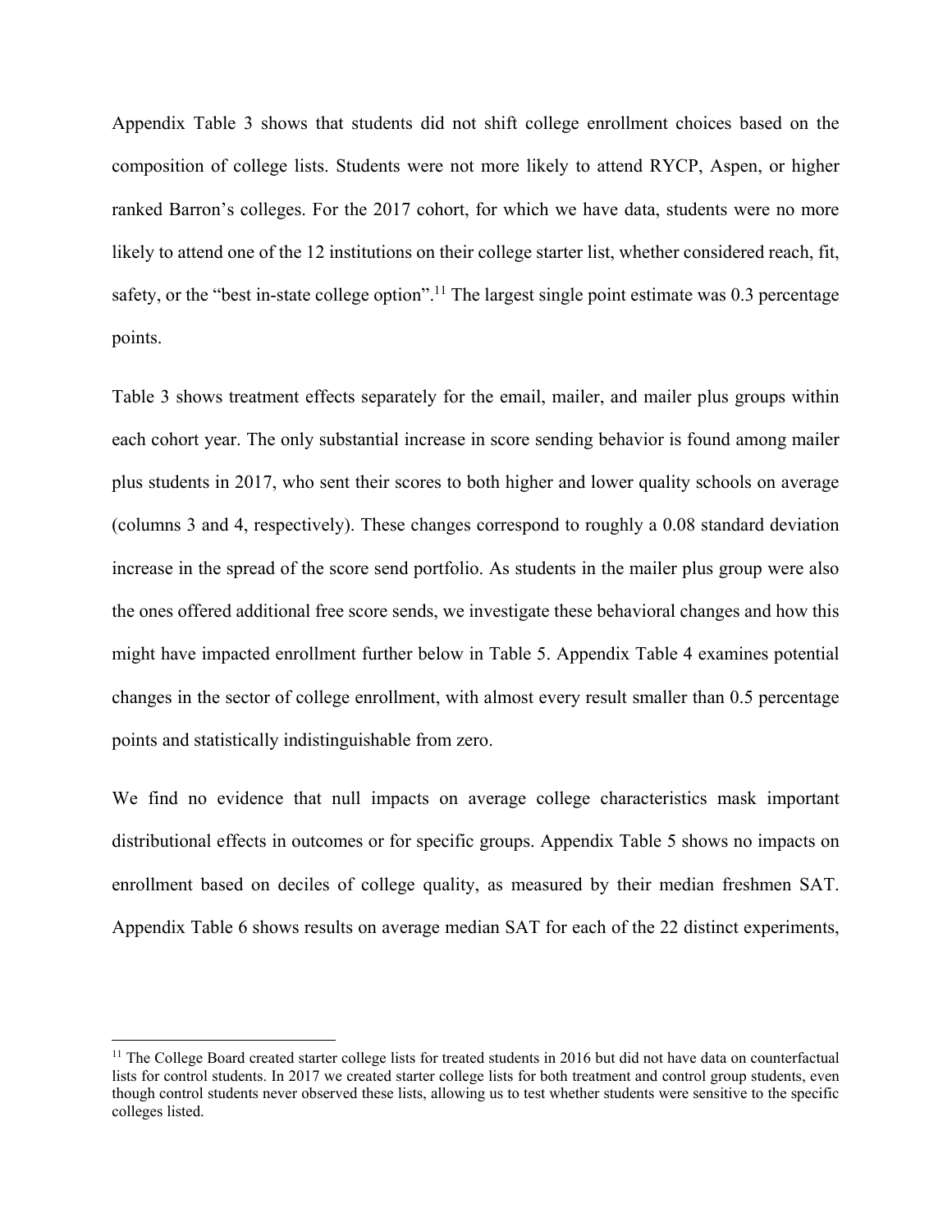Appendix Table 3 shows that students did not shift college enrollment choices based on the composition of college lists. Students were not more likely to attend RYCP, Aspen, or higher ranked Barron's colleges. For the 2017 cohort, for which we have data, students were no more likely to attend one of the 12 institutions on their college starter list, whether considered reach, fit, safety, or the "best in-state college option".[11] The largest single point estimate was 0.3 percentage points.

Table 3 shows treatment effects separately for the email, mailer, and mailer plus groups within each cohort year. The only substantial increase in score sending behavior is found among mailer plus students in 2017, who sent their scores to both higher and lower quality schools on average (columns 3 and 4, respectively). These changes correspond to roughly a 0.08 standard deviation increase in the spread of the score send portfolio. As students in the mailer plus group were also the ones offered additional free score sends, we investigate these behavioral changes and how this might have impacted enrollment further below in Table 5. Appendix Table 4 examines potential changes in the sector of college enrollment, with almost every result smaller than 0.5 percentage points and statistically indistinguishable from zero.

We find no evidence that null impacts on average college characteristics mask important distributional effects in outcomes or for specific groups. Appendix Table 5 shows no impacts on enrollment based on deciles of college quality, as measured by their median freshmen SAT. Appendix Table 6 shows results on average median SAT for each of the 22 distinct experiments,

[11] The College Board created starter college lists for treated students in 2016 but did not have data on counterfactual lists for control students. In 2017 we created starter college lists for both treatment and control group students, even though control students never observed these lists, allowing us to test whether students were sensitive to the specific colleges listed.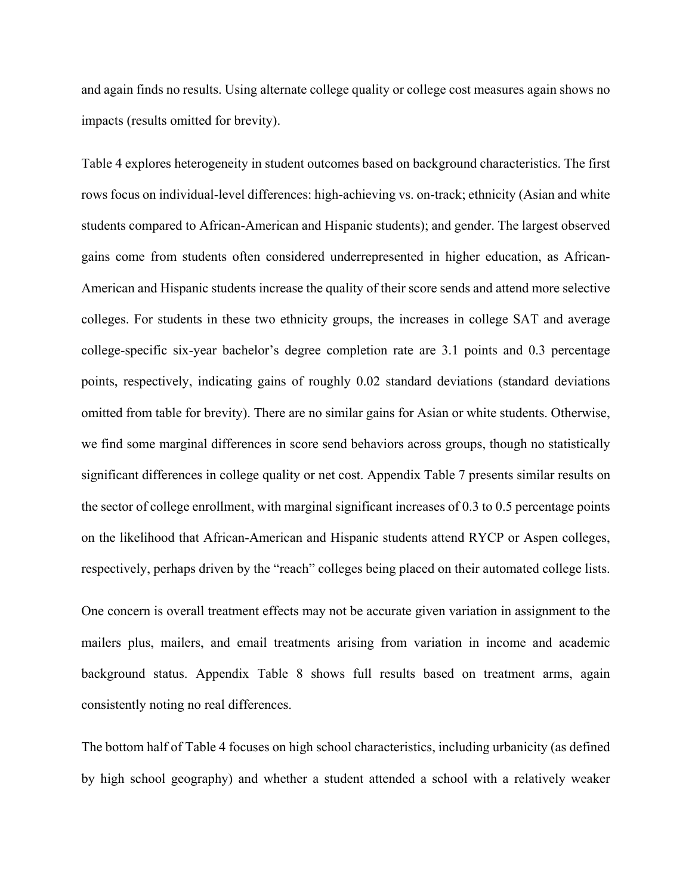and again finds no results. Using alternate college quality or college cost measures again shows no impacts (results omitted for brevity).

Table 4 explores heterogeneity in student outcomes based on background characteristics. The first rows focus on individual-level differences: high-achieving vs. on-track; ethnicity (Asian and white students compared to African-American and Hispanic students); and gender. The largest observed gains come from students often considered underrepresented in higher education, as African-American and Hispanic students increase the quality of their score sends and attend more selective colleges. For students in these two ethnicity groups, the increases in college SAT and average college-specific six-year bachelor's degree completion rate are 3.1 points and 0.3 percentage points, respectively, indicating gains of roughly 0.02 standard deviations (standard deviations omitted from table for brevity). There are no similar gains for Asian or white students. Otherwise, we find some marginal differences in score send behaviors across groups, though no statistically significant differences in college quality or net cost. Appendix Table 7 presents similar results on the sector of college enrollment, with marginal significant increases of 0.3 to 0.5 percentage points on the likelihood that African-American and Hispanic students attend RYCP or Aspen colleges, respectively, perhaps driven by the "reach" colleges being placed on their automated college lists.

One concern is overall treatment effects may not be accurate given variation in assignment to the mailers plus, mailers, and email treatments arising from variation in income and academic background status. Appendix Table 8 shows full results based on treatment arms, again consistently noting no real differences.

The bottom half of Table 4 focuses on high school characteristics, including urbanicity (as defined by high school geography) and whether a student attended a school with a relatively weaker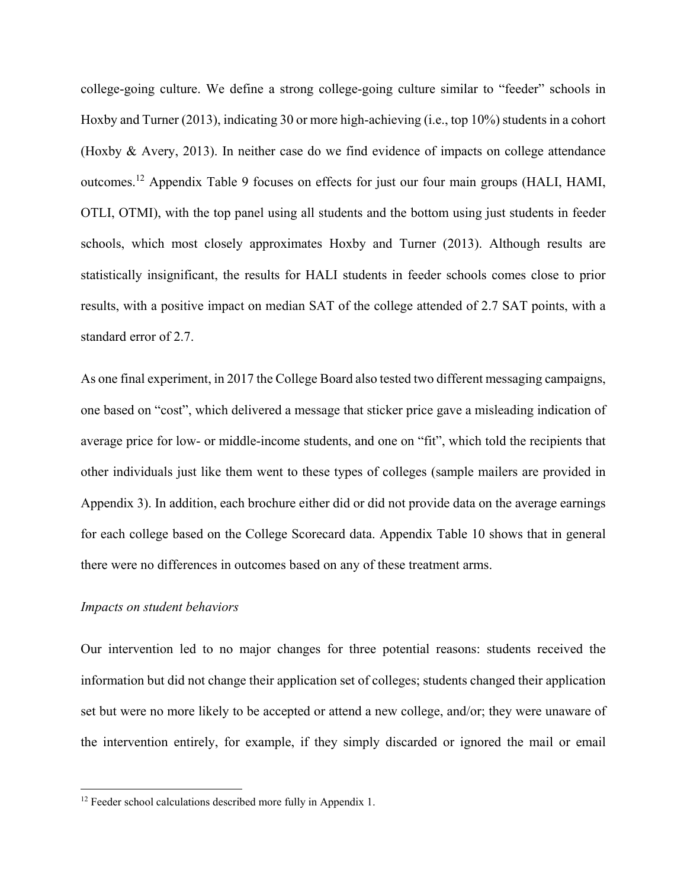college-going culture. We define a strong college-going culture similar to "feeder" schools in Hoxby and Turner (2013), indicating 30 or more high-achieving (i.e., top 10%) students in a cohort (Hoxby & Avery, 2013). In neither case do we find evidence of impacts on college attendance outcomes.[12] Appendix Table 9 focuses on effects for just our four main groups (HALI, HAMI, OTLI, OTMI), with the top panel using all students and the bottom using just students in feeder schools, which most closely approximates Hoxby and Turner (2013). Although results are statistically insignificant, the results for HALI students in feeder schools comes close to prior results, with a positive impact on median SAT of the college attended of 2.7 SAT points, with a standard error of 2.7.

As one final experiment, in 2017 the College Board also tested two different messaging campaigns, one based on "cost", which delivered a message that sticker price gave a misleading indication of average price for low- or middle-income students, and one on "fit", which told the recipients that other individuals just like them went to these types of colleges (sample mailers are provided in Appendix 3). In addition, each brochure either did or did not provide data on the average earnings for each college based on the College Scorecard data. Appendix Table 10 shows that in general there were no differences in outcomes based on any of these treatment arms.

*Impacts on student behaviors*

Our intervention led to no major changes for three potential reasons: students received the information but did not change their application set of colleges; students changed their application set but were no more likely to be accepted or attend a new college, and/or; they were unaware of the intervention entirely, for example, if they simply discarded or ignored the mail or email

[12] Feeder school calculations described more fully in Appendix 1.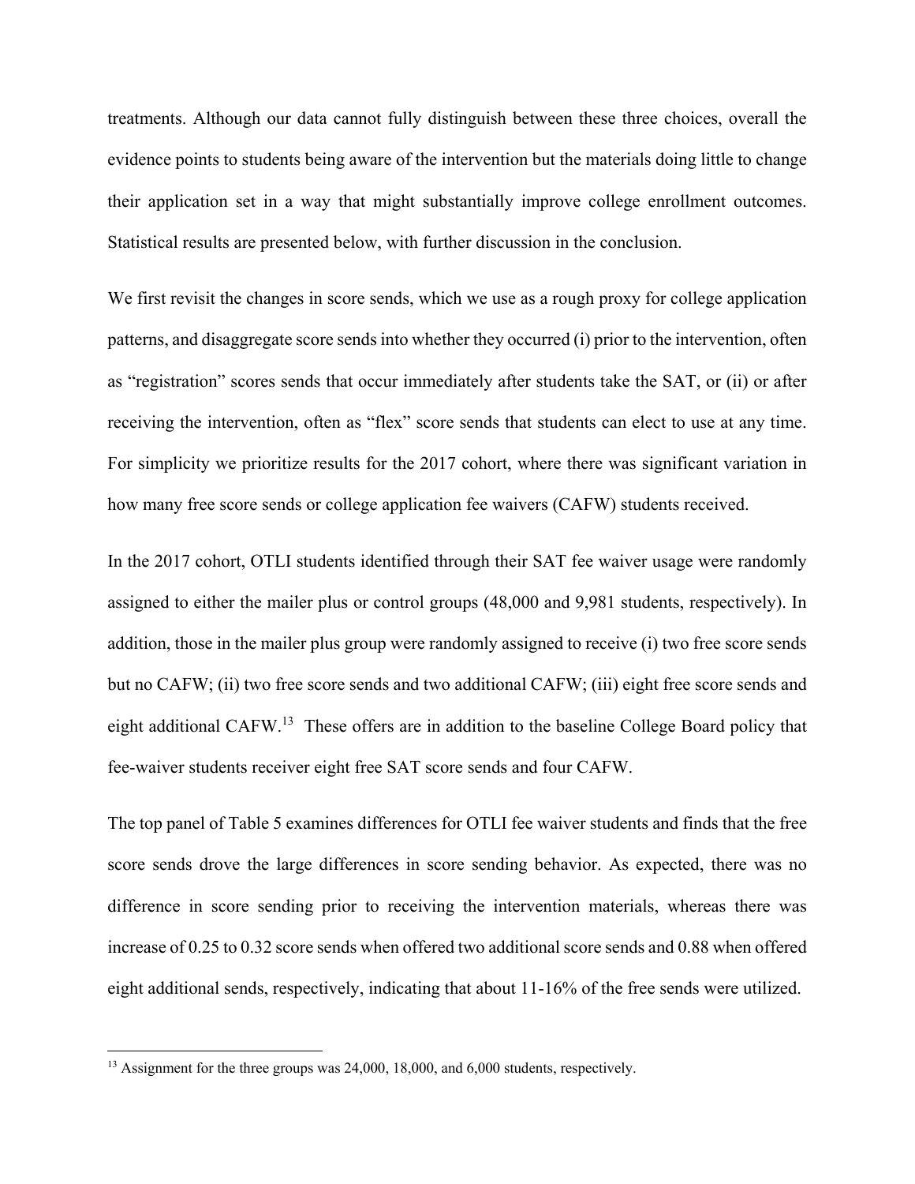treatments. Although our data cannot fully distinguish between these three choices, overall the evidence points to students being aware of the intervention but the materials doing little to change their application set in a way that might substantially improve college enrollment outcomes. Statistical results are presented below, with further discussion in the conclusion.

We first revisit the changes in score sends, which we use as a rough proxy for college application patterns, and disaggregate score sends into whether they occurred (i) prior to the intervention, often as "registration" scores sends that occur immediately after students take the SAT, or (ii) or after receiving the intervention, often as "flex" score sends that students can elect to use at any time. For simplicity we prioritize results for the 2017 cohort, where there was significant variation in how many free score sends or college application fee waivers (CAFW) students received.

In the 2017 cohort, OTLI students identified through their SAT fee waiver usage were randomly assigned to either the mailer plus or control groups (48,000 and 9,981 students, respectively). In addition, those in the mailer plus group were randomly assigned to receive (i) two free score sends but no CAFW; (ii) two free score sends and two additional CAFW; (iii) eight free score sends and eight additional CAFW.[13] These offers are in addition to the baseline College Board policy that fee-waiver students receiver eight free SAT score sends and four CAFW.

The top panel of Table 5 examines differences for OTLI fee waiver students and finds that the free score sends drove the large differences in score sending behavior. As expected, there was no difference in score sending prior to receiving the intervention materials, whereas there was increase of 0.25 to 0.32 score sends when offered two additional score sends and 0.88 when offered eight additional sends, respectively, indicating that about 11-16% of the free sends were utilized.

[13] Assignment for the three groups was 24,000, 18,000, and 6,000 students, respectively.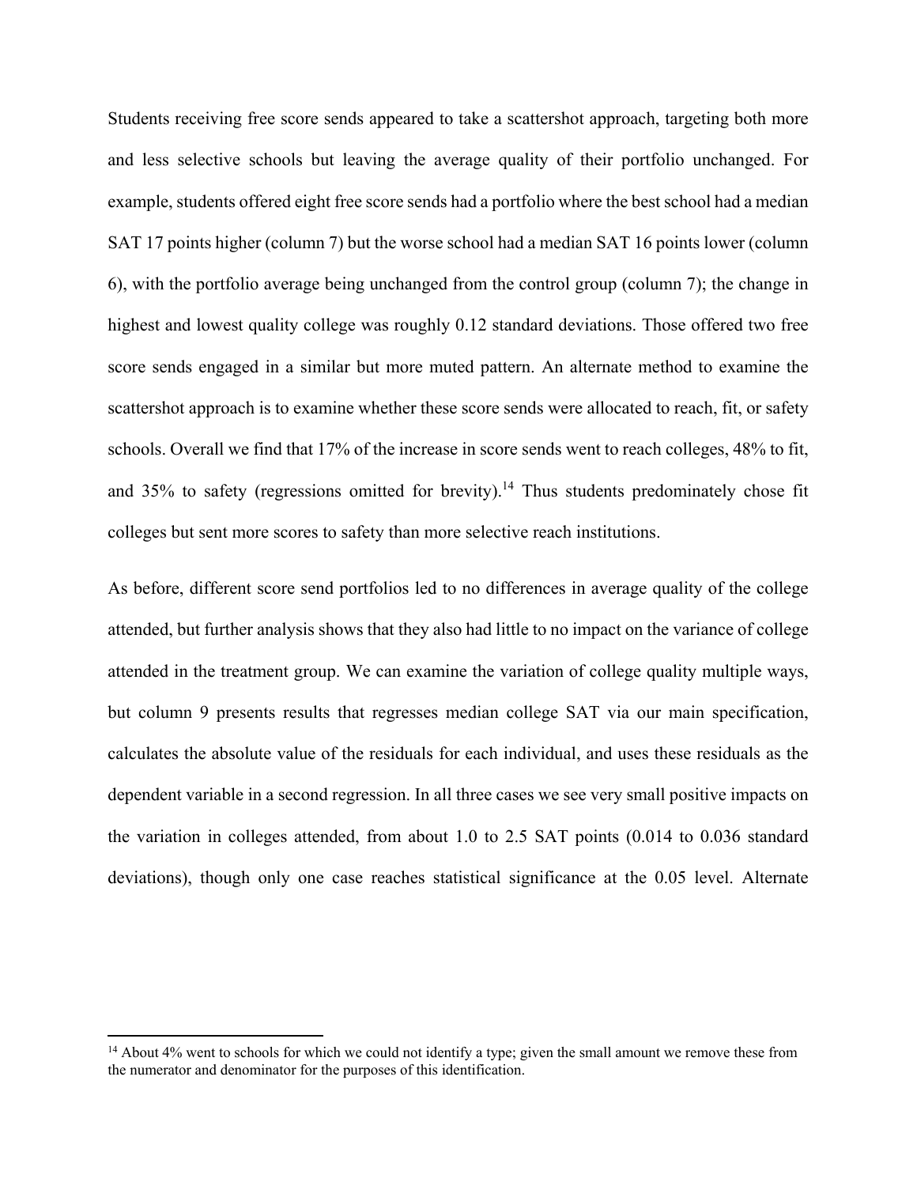Students receiving free score sends appeared to take a scattershot approach, targeting both more and less selective schools but leaving the average quality of their portfolio unchanged. For example, students offered eight free score sends had a portfolio where the best school had a median SAT 17 points higher (column 7) but the worse school had a median SAT 16 points lower (column 6), with the portfolio average being unchanged from the control group (column 7); the change in highest and lowest quality college was roughly 0.12 standard deviations. Those offered two free score sends engaged in a similar but more muted pattern. An alternate method to examine the scattershot approach is to examine whether these score sends were allocated to reach, fit, or safety schools. Overall we find that 17% of the increase in score sends went to reach colleges, 48% to fit, and 35% to safety (regressions omitted for brevity).[14] Thus students predominately chose fit colleges but sent more scores to safety than more selective reach institutions.

As before, different score send portfolios led to no differences in average quality of the college attended, but further analysis shows that they also had little to no impact on the variance of college attended in the treatment group. We can examine the variation of college quality multiple ways, but column 9 presents results that regresses median college SAT via our main specification, calculates the absolute value of the residuals for each individual, and uses these residuals as the dependent variable in a second regression. In all three cases we see very small positive impacts on the variation in colleges attended, from about 1.0 to 2.5 SAT points (0.014 to 0.036 standard deviations), though only one case reaches statistical significance at the 0.05 level. Alternate

[14] About 4% went to schools for which we could not identify a type; given the small amount we remove these from the numerator and denominator for the purposes of this identification.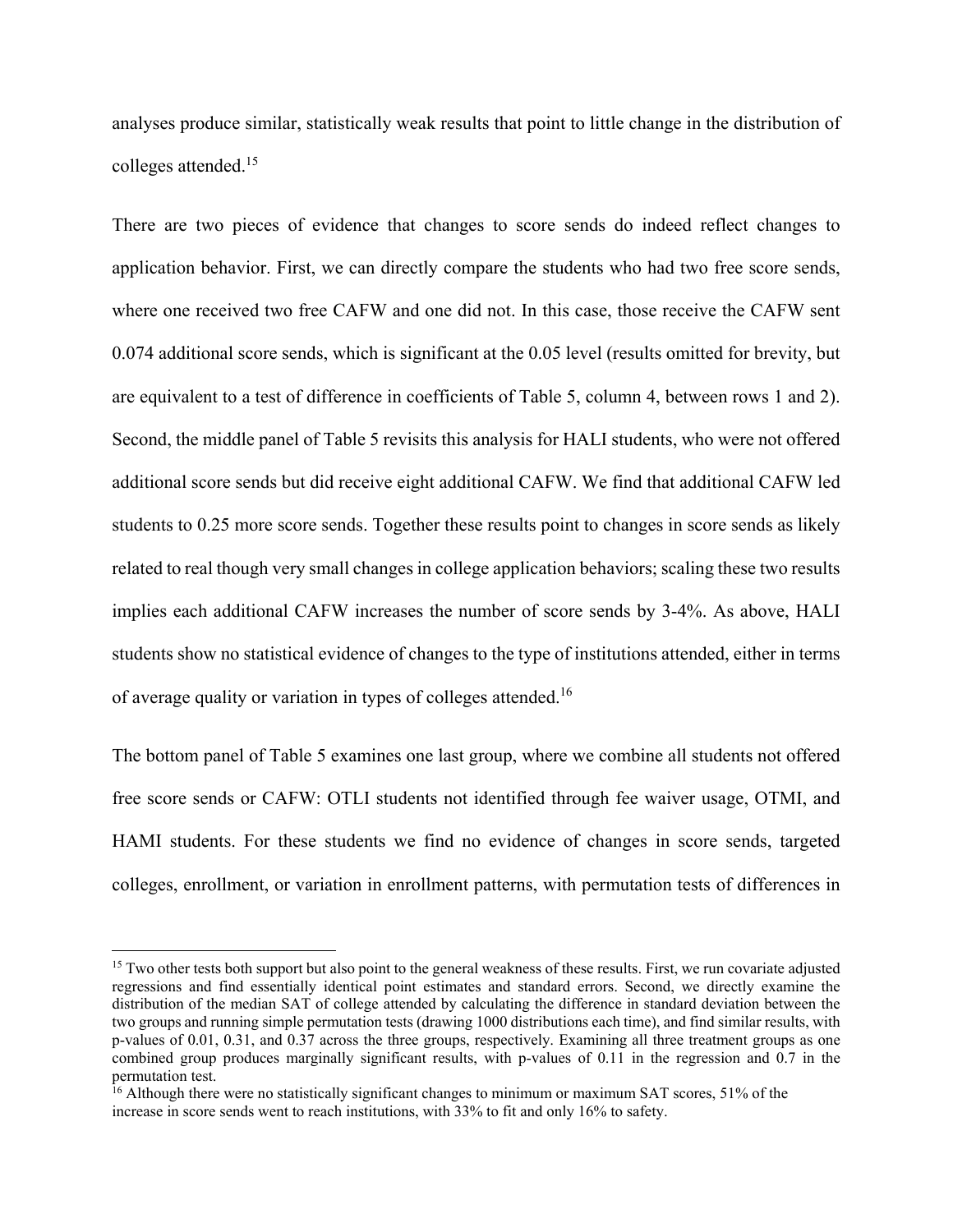analyses produce similar, statistically weak results that point to little change in the distribution of colleges attended.[15]

There are two pieces of evidence that changes to score sends do indeed reflect changes to application behavior. First, we can directly compare the students who had two free score sends, where one received two free CAFW and one did not. In this case, those receive the CAFW sent 0.074 additional score sends, which is significant at the 0.05 level (results omitted for brevity, but are equivalent to a test of difference in coefficients of Table 5, column 4, between rows 1 and 2). Second, the middle panel of Table 5 revisits this analysis for HALI students, who were not offered additional score sends but did receive eight additional CAFW. We find that additional CAFW led students to 0.25 more score sends. Together these results point to changes in score sends as likely related to real though very small changes in college application behaviors; scaling these two results implies each additional CAFW increases the number of score sends by 3-4%. As above, HALI students show no statistical evidence of changes to the type of institutions attended, either in terms of average quality or variation in types of colleges attended.[16]

The bottom panel of Table 5 examines one last group, where we combine all students not offered free score sends or CAFW: OTLI students not identified through fee waiver usage, OTMI, and HAMI students. For these students we find no evidence of changes in score sends, targeted colleges, enrollment, or variation in enrollment patterns, with permutation tests of differences in

---

[15] Two other tests both support but also point to the general weakness of these results. First, we run covariate adjusted regressions and find essentially identical point estimates and standard errors. Second, we directly examine the distribution of the median SAT of college attended by calculating the difference in standard deviation between the two groups and running simple permutation tests (drawing 1000 distributions each time), and find similar results, with p-values of 0.01, 0.31, and 0.37 across the three groups, respectively. Examining all three treatment groups as one combined group produces marginally significant results, with p-values of 0.11 in the regression and 0.7 in the permutation test.

[16] Although there were no statistically significant changes to minimum or maximum SAT scores, 51% of the increase in score sends went to reach institutions, with 33% to fit and only 16% to safety.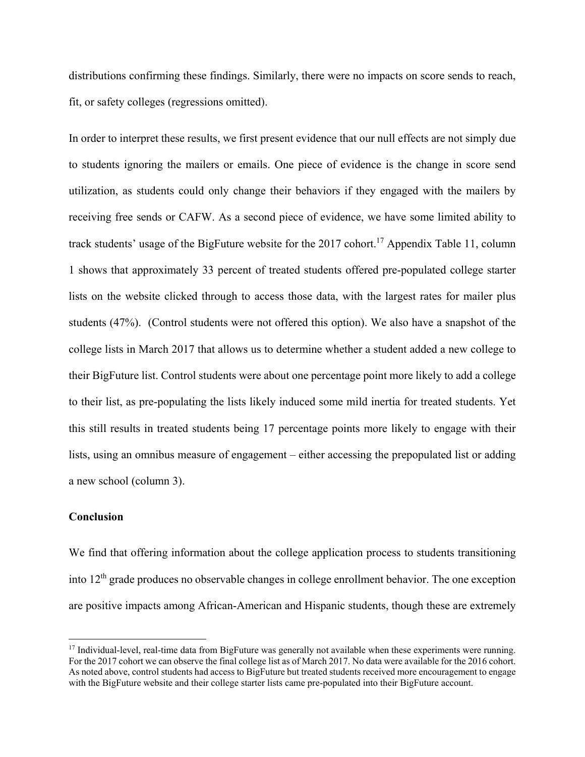distributions confirming these findings. Similarly, there were no impacts on score sends to reach, fit, or safety colleges (regressions omitted).

In order to interpret these results, we first present evidence that our null effects are not simply due to students ignoring the mailers or emails. One piece of evidence is the change in score send utilization, as students could only change their behaviors if they engaged with the mailers by receiving free sends or CAFW. As a second piece of evidence, we have some limited ability to track students' usage of the BigFuture website for the 2017 cohort.[17] Appendix Table 11, column 1 shows that approximately 33 percent of treated students offered pre-populated college starter lists on the website clicked through to access those data, with the largest rates for mailer plus students (47%). (Control students were not offered this option). We also have a snapshot of the college lists in March 2017 that allows us to determine whether a student added a new college to their BigFuture list. Control students were about one percentage point more likely to add a college to their list, as pre-populating the lists likely induced some mild inertia for treated students. Yet this still results in treated students being 17 percentage points more likely to engage with their lists, using an omnibus measure of engagement – either accessing the prepopulated list or adding a new school (column 3).

**Conclusion**

We find that offering information about the college application process to students transitioning into 12th grade produces no observable changes in college enrollment behavior. The one exception are positive impacts among African-American and Hispanic students, though these are extremely

[17] Individual-level, real-time data from BigFuture was generally not available when these experiments were running. For the 2017 cohort we can observe the final college list as of March 2017. No data were available for the 2016 cohort. As noted above, control students had access to BigFuture but treated students received more encouragement to engage with the BigFuture website and their college starter lists came pre-populated into their BigFuture account.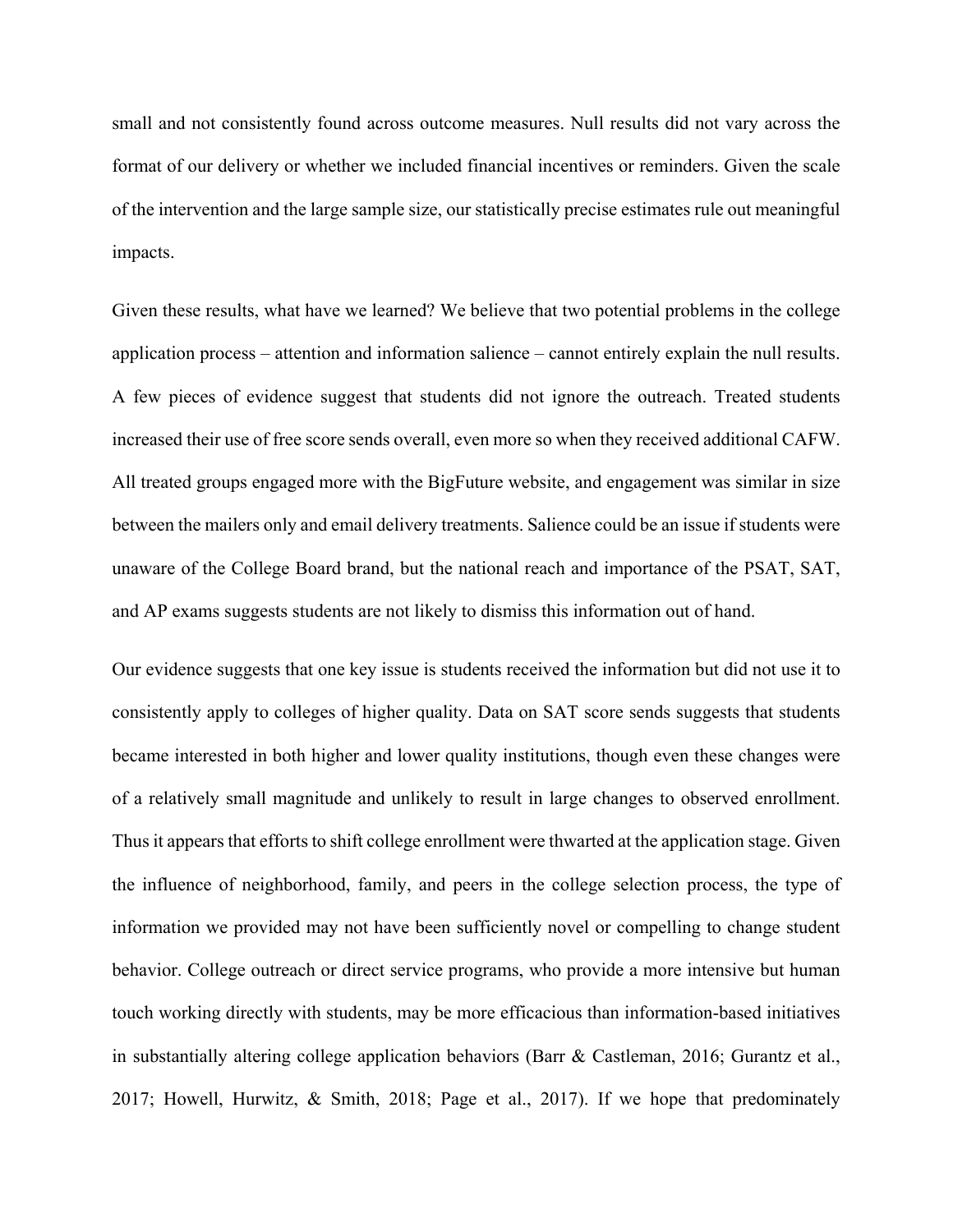small and not consistently found across outcome measures. Null results did not vary across the format of our delivery or whether we included financial incentives or reminders. Given the scale of the intervention and the large sample size, our statistically precise estimates rule out meaningful impacts.

Given these results, what have we learned? We believe that two potential problems in the college application process – attention and information salience – cannot entirely explain the null results. A few pieces of evidence suggest that students did not ignore the outreach. Treated students increased their use of free score sends overall, even more so when they received additional CAFW. All treated groups engaged more with the BigFuture website, and engagement was similar in size between the mailers only and email delivery treatments. Salience could be an issue if students were unaware of the College Board brand, but the national reach and importance of the PSAT, SAT, and AP exams suggests students are not likely to dismiss this information out of hand.

Our evidence suggests that one key issue is students received the information but did not use it to consistently apply to colleges of higher quality. Data on SAT score sends suggests that students became interested in both higher and lower quality institutions, though even these changes were of a relatively small magnitude and unlikely to result in large changes to observed enrollment. Thus it appears that efforts to shift college enrollment were thwarted at the application stage. Given the influence of neighborhood, family, and peers in the college selection process, the type of information we provided may not have been sufficiently novel or compelling to change student behavior. College outreach or direct service programs, who provide a more intensive but human touch working directly with students, may be more efficacious than information-based initiatives in substantially altering college application behaviors (Barr & Castleman, 2016; Gurantz et al., 2017; Howell, Hurwitz, & Smith, 2018; Page et al., 2017). If we hope that predominately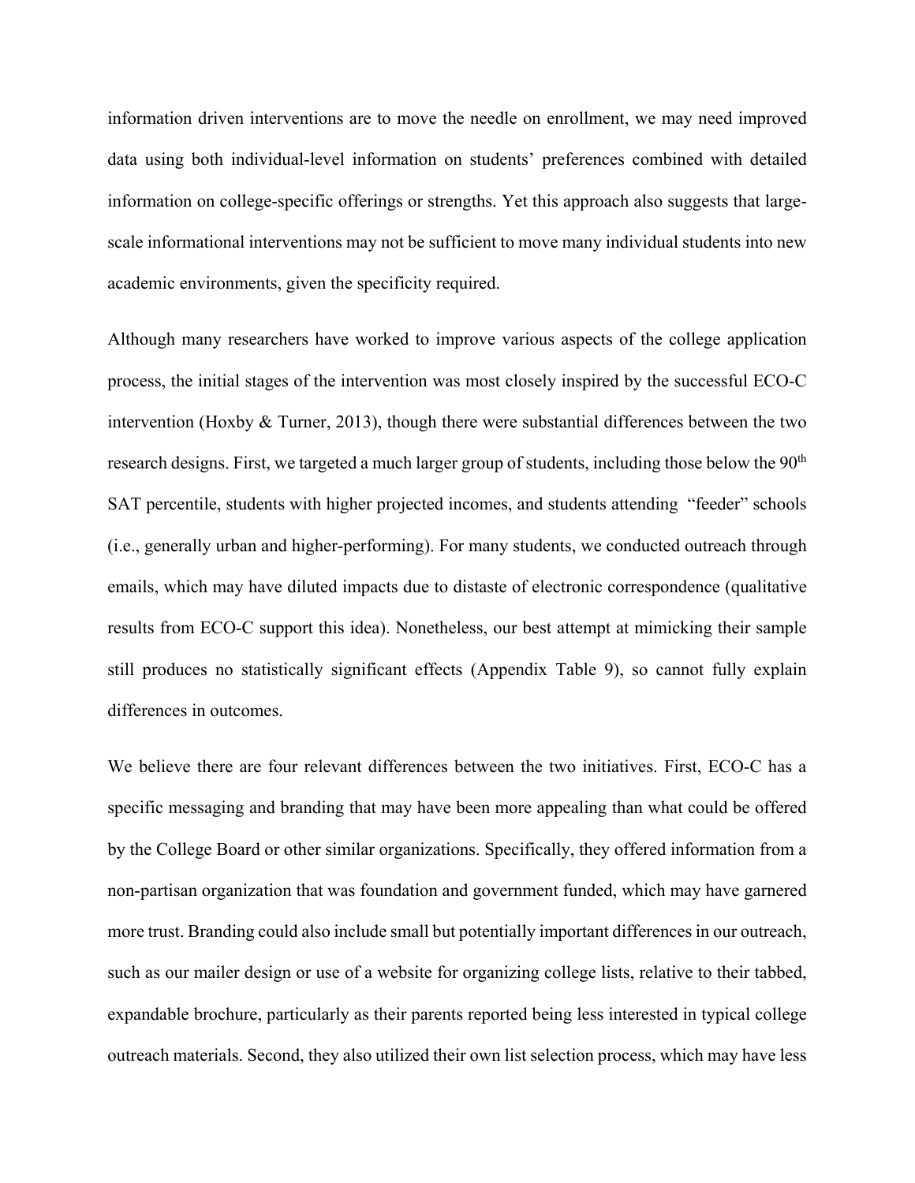information driven interventions are to move the needle on enrollment, we may need improved data using both individual-level information on students' preferences combined with detailed information on college-specific offerings or strengths. Yet this approach also suggests that large-scale informational interventions may not be sufficient to move many individual students into new academic environments, given the specificity required.

Although many researchers have worked to improve various aspects of the college application process, the initial stages of the intervention was most closely inspired by the successful ECO-C intervention (Hoxby & Turner, 2013), though there were substantial differences between the two research designs. First, we targeted a much larger group of students, including those below the 90th SAT percentile, students with higher projected incomes, and students attending "feeder" schools (i.e., generally urban and higher-performing). For many students, we conducted outreach through emails, which may have diluted impacts due to distaste of electronic correspondence (qualitative results from ECO-C support this idea). Nonetheless, our best attempt at mimicking their sample still produces no statistically significant effects (Appendix Table 9), so cannot fully explain differences in outcomes.

We believe there are four relevant differences between the two initiatives. First, ECO-C has a specific messaging and branding that may have been more appealing than what could be offered by the College Board or other similar organizations. Specifically, they offered information from a non-partisan organization that was foundation and government funded, which may have garnered more trust. Branding could also include small but potentially important differences in our outreach, such as our mailer design or use of a website for organizing college lists, relative to their tabbed, expandable brochure, particularly as their parents reported being less interested in typical college outreach materials. Second, they also utilized their own list selection process, which may have less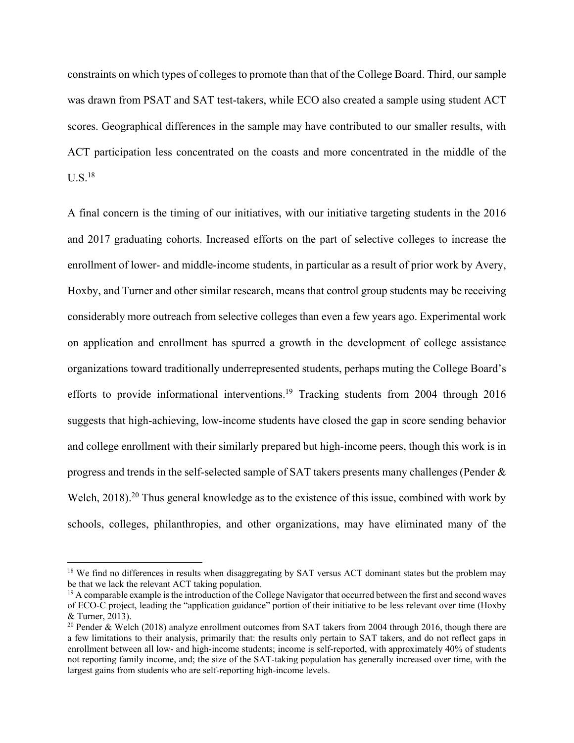constraints on which types of colleges to promote than that of the College Board. Third, our sample was drawn from PSAT and SAT test-takers, while ECO also created a sample using student ACT scores. Geographical differences in the sample may have contributed to our smaller results, with ACT participation less concentrated on the coasts and more concentrated in the middle of the U.S.[18]

A final concern is the timing of our initiatives, with our initiative targeting students in the 2016 and 2017 graduating cohorts. Increased efforts on the part of selective colleges to increase the enrollment of lower- and middle-income students, in particular as a result of prior work by Avery, Hoxby, and Turner and other similar research, means that control group students may be receiving considerably more outreach from selective colleges than even a few years ago. Experimental work on application and enrollment has spurred a growth in the development of college assistance organizations toward traditionally underrepresented students, perhaps muting the College Board's efforts to provide informational interventions.[19] Tracking students from 2004 through 2016 suggests that high-achieving, low-income students have closed the gap in score sending behavior and college enrollment with their similarly prepared but high-income peers, though this work is in progress and trends in the self-selected sample of SAT takers presents many challenges (Pender & Welch, 2018).[20] Thus general knowledge as to the existence of this issue, combined with work by schools, colleges, philanthropies, and other organizations, may have eliminated many of the

[18] We find no differences in results when disaggregating by SAT versus ACT dominant states but the problem may be that we lack the relevant ACT taking population.

[19] A comparable example is the introduction of the College Navigator that occurred between the first and second waves of ECO-C project, leading the "application guidance" portion of their initiative to be less relevant over time (Hoxby & Turner, 2013).

[20] Pender & Welch (2018) analyze enrollment outcomes from SAT takers from 2004 through 2016, though there are a few limitations to their analysis, primarily that: the results only pertain to SAT takers, and do not reflect gaps in enrollment between all low- and high-income students; income is self-reported, with approximately 40% of students not reporting family income, and; the size of the SAT-taking population has generally increased over time, with the largest gains from students who are self-reporting high-income levels.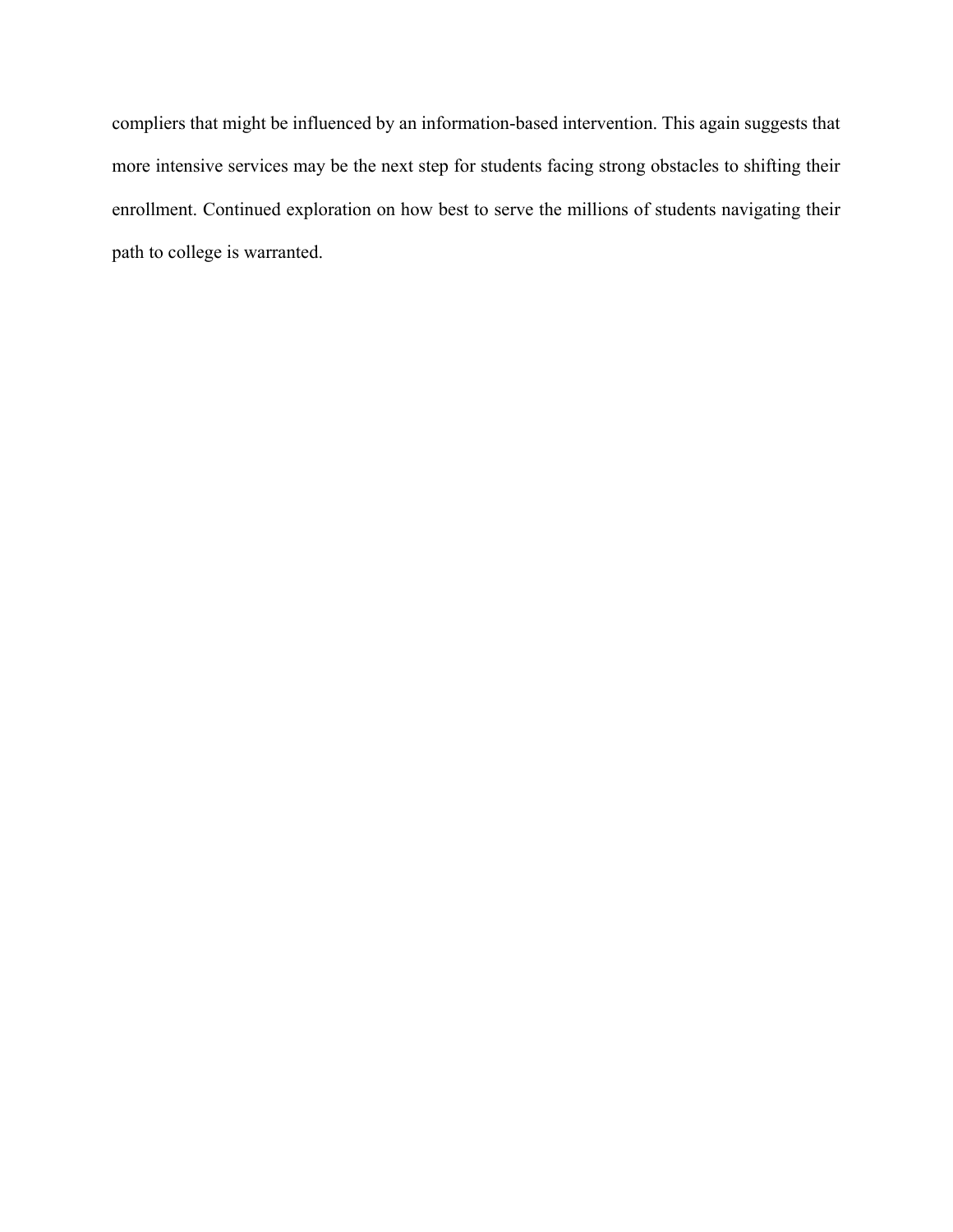compliers that might be influenced by an information-based intervention. This again suggests that more intensive services may be the next step for students facing strong obstacles to shifting their enrollment. Continued exploration on how best to serve the millions of students navigating their path to college is warranted.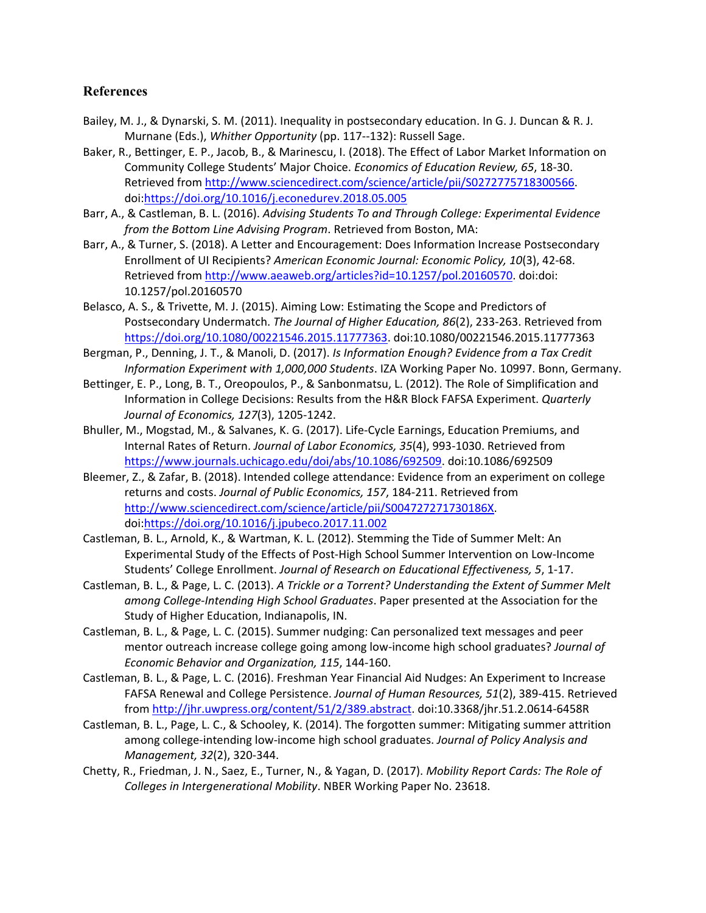## References

Bailey, M. J., & Dynarski, S. M. (2011). Inequality in postsecondary education. In G. J. Duncan & R. J. Murnane (Eds.), *Whither Opportunity* (pp. 117--132): Russell Sage.

Baker, R., Bettinger, E. P., Jacob, B., & Marinescu, I. (2018). The Effect of Labor Market Information on Community College Students' Major Choice. *Economics of Education Review, 65*, 18-30. Retrieved from http://www.sciencedirect.com/science/article/pii/S0272775718300566. doi:https://doi.org/10.1016/j.econedurev.2018.05.005

Barr, A., & Castleman, B. L. (2016). *Advising Students To and Through College: Experimental Evidence from the Bottom Line Advising Program*. Retrieved from Boston, MA:

Barr, A., & Turner, S. (2018). A Letter and Encouragement: Does Information Increase Postsecondary Enrollment of UI Recipients? *American Economic Journal: Economic Policy, 10*(3), 42-68. Retrieved from http://www.aeaweb.org/articles?id=10.1257/pol.20160570. doi:doi: 10.1257/pol.20160570

Belasco, A. S., & Trivette, M. J. (2015). Aiming Low: Estimating the Scope and Predictors of Postsecondary Undermatch. *The Journal of Higher Education, 86*(2), 233-263. Retrieved from https://doi.org/10.1080/00221546.2015.11777363. doi:10.1080/00221546.2015.11777363

Bergman, P., Denning, J. T., & Manoli, D. (2017). *Is Information Enough? Evidence from a Tax Credit Information Experiment with 1,000,000 Students*. IZA Working Paper No. 10997. Bonn, Germany.

Bettinger, E. P., Long, B. T., Oreopoulos, P., & Sanbonmatsu, L. (2012). The Role of Simplification and Information in College Decisions: Results from the H&R Block FAFSA Experiment. *Quarterly Journal of Economics, 127*(3), 1205-1242.

Bhuller, M., Mogstad, M., & Salvanes, K. G. (2017). Life-Cycle Earnings, Education Premiums, and Internal Rates of Return. *Journal of Labor Economics, 35*(4), 993-1030. Retrieved from https://www.journals.uchicago.edu/doi/abs/10.1086/692509. doi:10.1086/692509

Bleemer, Z., & Zafar, B. (2018). Intended college attendance: Evidence from an experiment on college returns and costs. *Journal of Public Economics, 157*, 184-211. Retrieved from http://www.sciencedirect.com/science/article/pii/S004727271730186X. doi:https://doi.org/10.1016/j.jpubeco.2017.11.002

Castleman, B. L., Arnold, K., & Wartman, K. L. (2012). Stemming the Tide of Summer Melt: An Experimental Study of the Effects of Post-High School Summer Intervention on Low-Income Students' College Enrollment. *Journal of Research on Educational Effectiveness, 5*, 1-17.

Castleman, B. L., & Page, L. C. (2013). *A Trickle or a Torrent? Understanding the Extent of Summer Melt among College-Intending High School Graduates*. Paper presented at the Association for the Study of Higher Education, Indianapolis, IN.

Castleman, B. L., & Page, L. C. (2015). Summer nudging: Can personalized text messages and peer mentor outreach increase college going among low-income high school graduates? *Journal of Economic Behavior and Organization, 115*, 144-160.

Castleman, B. L., & Page, L. C. (2016). Freshman Year Financial Aid Nudges: An Experiment to Increase FAFSA Renewal and College Persistence. *Journal of Human Resources, 51*(2), 389-415. Retrieved from http://jhr.uwpress.org/content/51/2/389.abstract. doi:10.3368/jhr.51.2.0614-6458R

Castleman, B. L., Page, L. C., & Schooley, K. (2014). The forgotten summer: Mitigating summer attrition among college-intending low-income high school graduates. *Journal of Policy Analysis and Management, 32*(2), 320-344.

Chetty, R., Friedman, J. N., Saez, E., Turner, N., & Yagan, D. (2017). *Mobility Report Cards: The Role of Colleges in Intergenerational Mobility*. NBER Working Paper No. 23618.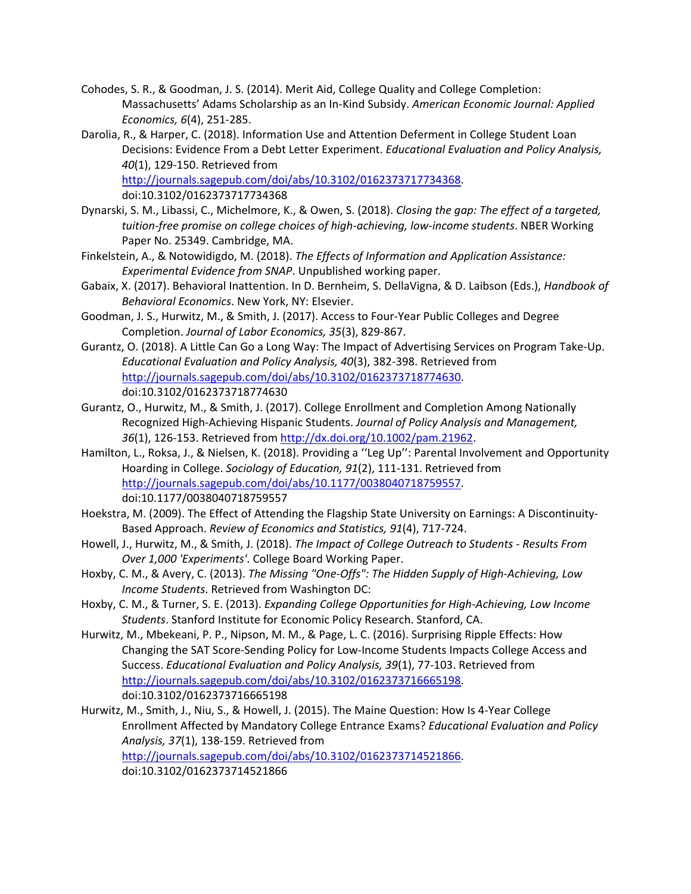Cohodes, S. R., & Goodman, J. S. (2014). Merit Aid, College Quality and College Completion: Massachusetts' Adams Scholarship as an In-Kind Subsidy. *American Economic Journal: Applied Economics, 6*(4), 251-285.

Darolia, R., & Harper, C. (2018). Information Use and Attention Deferment in College Student Loan Decisions: Evidence From a Debt Letter Experiment. *Educational Evaluation and Policy Analysis, 40*(1), 129-150. Retrieved from http://journals.sagepub.com/doi/abs/10.3102/0162373717734368. doi:10.3102/0162373717734368

Dynarski, S. M., Libassi, C., Michelmore, K., & Owen, S. (2018). *Closing the gap: The effect of a targeted, tuition-free promise on college choices of high-achieving, low-income students*. NBER Working Paper No. 25349. Cambridge, MA.

Finkelstein, A., & Notowidigdo, M. (2018). *The Effects of Information and Application Assistance: Experimental Evidence from SNAP*. Unpublished working paper.

Gabaix, X. (2017). Behavioral Inattention. In D. Bernheim, S. DellaVigna, & D. Laibson (Eds.), *Handbook of Behavioral Economics*. New York, NY: Elsevier.

Goodman, J. S., Hurwitz, M., & Smith, J. (2017). Access to Four-Year Public Colleges and Degree Completion. *Journal of Labor Economics, 35*(3), 829-867.

Gurantz, O. (2018). A Little Can Go a Long Way: The Impact of Advertising Services on Program Take-Up. *Educational Evaluation and Policy Analysis, 40*(3), 382-398. Retrieved from http://journals.sagepub.com/doi/abs/10.3102/0162373718774630. doi:10.3102/0162373718774630

Gurantz, O., Hurwitz, M., & Smith, J. (2017). College Enrollment and Completion Among Nationally Recognized High-Achieving Hispanic Students. *Journal of Policy Analysis and Management, 36*(1), 126-153. Retrieved from http://dx.doi.org/10.1002/pam.21962.

Hamilton, L., Roksa, J., & Nielsen, K. (2018). Providing a ''Leg Up'': Parental Involvement and Opportunity Hoarding in College. *Sociology of Education, 91*(2), 111-131. Retrieved from http://journals.sagepub.com/doi/abs/10.1177/0038040718759557. doi:10.1177/0038040718759557

Hoekstra, M. (2009). The Effect of Attending the Flagship State University on Earnings: A Discontinuity-Based Approach. *Review of Economics and Statistics, 91*(4), 717-724.

Howell, J., Hurwitz, M., & Smith, J. (2018). *The Impact of College Outreach to Students - Results From Over 1,000 'Experiments'*. College Board Working Paper.

Hoxby, C. M., & Avery, C. (2013). *The Missing "One-Offs": The Hidden Supply of High-Achieving, Low Income Students*. Retrieved from Washington DC:

Hoxby, C. M., & Turner, S. E. (2013). *Expanding College Opportunities for High-Achieving, Low Income Students*. Stanford Institute for Economic Policy Research. Stanford, CA.

Hurwitz, M., Mbekeani, P. P., Nipson, M. M., & Page, L. C. (2016). Surprising Ripple Effects: How Changing the SAT Score-Sending Policy for Low-Income Students Impacts College Access and Success. *Educational Evaluation and Policy Analysis, 39*(1), 77-103. Retrieved from http://journals.sagepub.com/doi/abs/10.3102/0162373716665198. doi:10.3102/0162373716665198

Hurwitz, M., Smith, J., Niu, S., & Howell, J. (2015). The Maine Question: How Is 4-Year College Enrollment Affected by Mandatory College Entrance Exams? *Educational Evaluation and Policy Analysis, 37*(1), 138-159. Retrieved from http://journals.sagepub.com/doi/abs/10.3102/0162373714521866. doi:10.3102/0162373714521866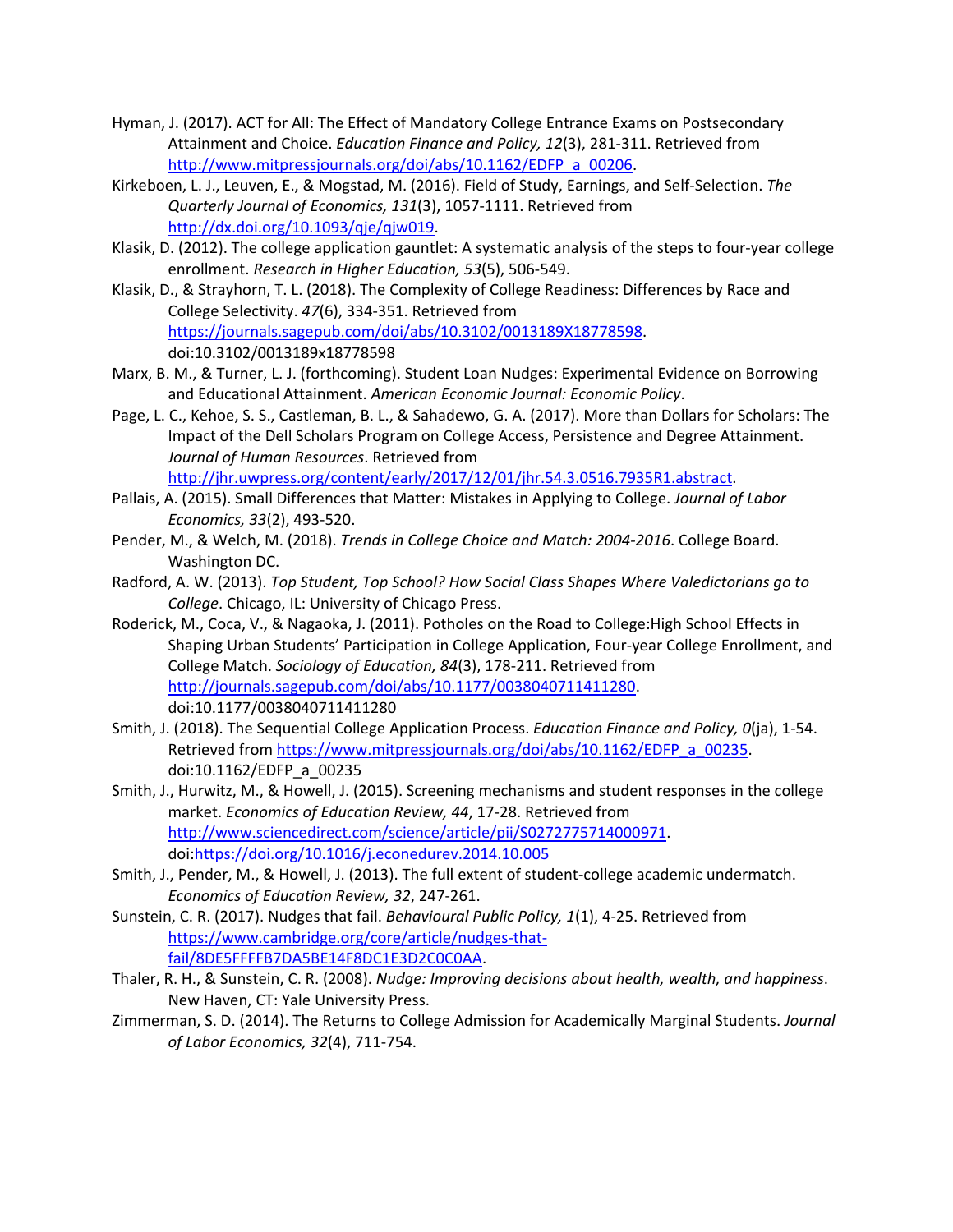Hyman, J. (2017). ACT for All: The Effect of Mandatory College Entrance Exams on Postsecondary Attainment and Choice. *Education Finance and Policy, 12*(3), 281-311. Retrieved from http://www.mitpressjournals.org/doi/abs/10.1162/EDFP_a_00206.

Kirkeboen, L. J., Leuven, E., & Mogstad, M. (2016). Field of Study, Earnings, and Self-Selection. *The Quarterly Journal of Economics, 131*(3), 1057-1111. Retrieved from http://dx.doi.org/10.1093/qje/qjw019.

Klasik, D. (2012). The college application gauntlet: A systematic analysis of the steps to four-year college enrollment. *Research in Higher Education, 53*(5), 506-549.

Klasik, D., & Strayhorn, T. L. (2018). The Complexity of College Readiness: Differences by Race and College Selectivity. *47*(6), 334-351. Retrieved from https://journals.sagepub.com/doi/abs/10.3102/0013189X18778598. doi:10.3102/0013189x18778598

Marx, B. M., & Turner, L. J. (forthcoming). Student Loan Nudges: Experimental Evidence on Borrowing and Educational Attainment. *American Economic Journal: Economic Policy*.

Page, L. C., Kehoe, S. S., Castleman, B. L., & Sahadewo, G. A. (2017). More than Dollars for Scholars: The Impact of the Dell Scholars Program on College Access, Persistence and Degree Attainment. *Journal of Human Resources*. Retrieved from http://jhr.uwpress.org/content/early/2017/12/01/jhr.54.3.0516.7935R1.abstract.

Pallais, A. (2015). Small Differences that Matter: Mistakes in Applying to College. *Journal of Labor Economics, 33*(2), 493-520.

Pender, M., & Welch, M. (2018). *Trends in College Choice and Match: 2004-2016*. College Board. Washington DC.

Radford, A. W. (2013). *Top Student, Top School? How Social Class Shapes Where Valedictorians go to College*. Chicago, IL: University of Chicago Press.

Roderick, M., Coca, V., & Nagaoka, J. (2011). Potholes on the Road to College:High School Effects in Shaping Urban Students' Participation in College Application, Four-year College Enrollment, and College Match. *Sociology of Education, 84*(3), 178-211. Retrieved from http://journals.sagepub.com/doi/abs/10.1177/0038040711411280. doi:10.1177/0038040711411280

Smith, J. (2018). The Sequential College Application Process. *Education Finance and Policy, 0*(ja), 1-54. Retrieved from https://www.mitpressjournals.org/doi/abs/10.1162/EDFP_a_00235. doi:10.1162/EDFP_a_00235

Smith, J., Hurwitz, M., & Howell, J. (2015). Screening mechanisms and student responses in the college market. *Economics of Education Review, 44*, 17-28. Retrieved from http://www.sciencedirect.com/science/article/pii/S0272775714000971. doi:https://doi.org/10.1016/j.econedurev.2014.10.005

Smith, J., Pender, M., & Howell, J. (2013). The full extent of student-college academic undermatch. *Economics of Education Review, 32*, 247-261.

Sunstein, C. R. (2017). Nudges that fail. *Behavioural Public Policy, 1*(1), 4-25. Retrieved from https://www.cambridge.org/core/article/nudges-that-fail/8DE5FFFFB7DA5BE14F8DC1E3D2C0C0AA.

Thaler, R. H., & Sunstein, C. R. (2008). *Nudge: Improving decisions about health, wealth, and happiness*. New Haven, CT: Yale University Press.

Zimmerman, S. D. (2014). The Returns to College Admission for Academically Marginal Students. *Journal of Labor Economics, 32*(4), 711-754.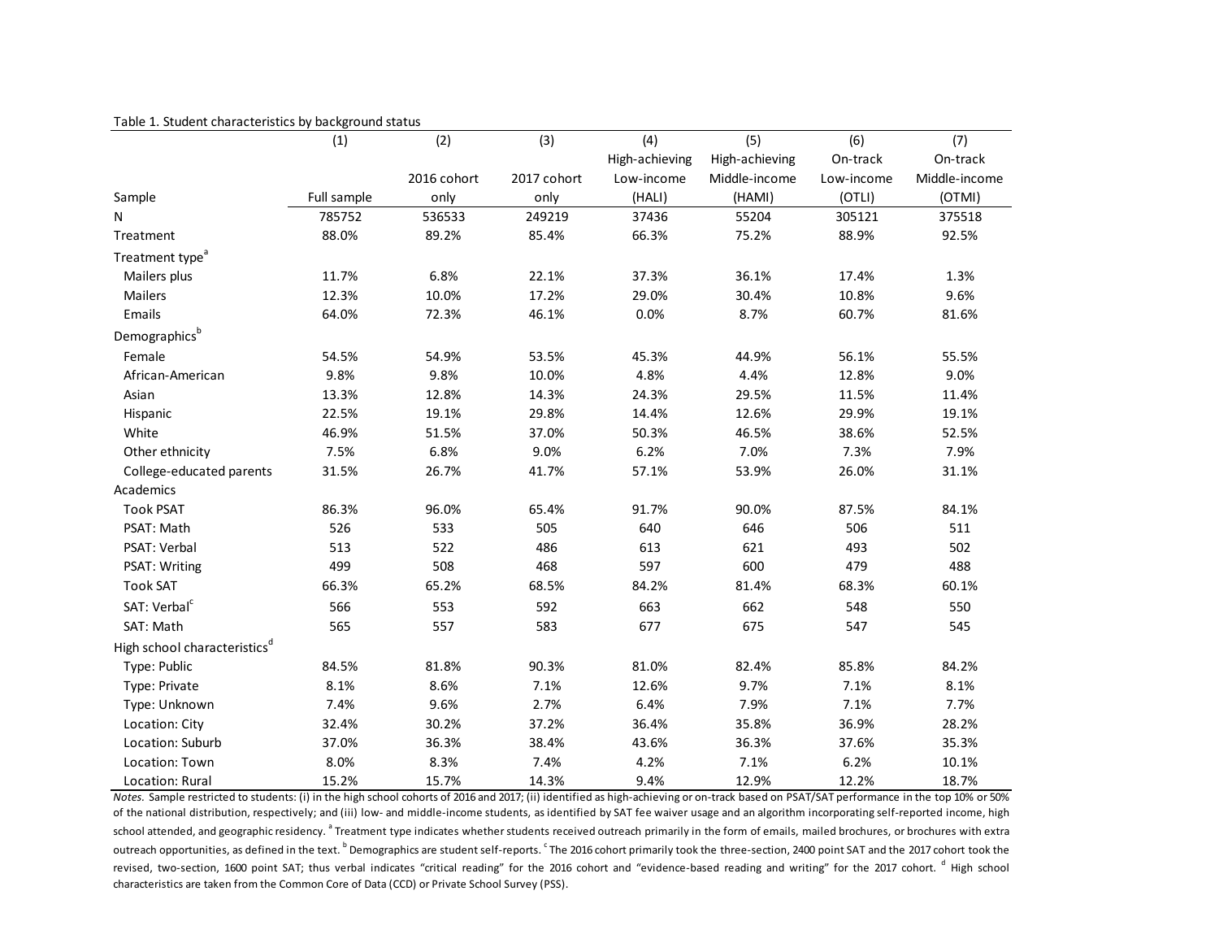Table 1. Student characteristics by background status

| Sample | (1) Full sample | (2) 2016 cohort only | (3) 2017 cohort only | (4) High-achieving Low-income (HALI) | (5) High-achieving Middle-income (HAMI) | (6) On-track Low-income (OTLI) | (7) On-track Middle-income (OTMI) |
|---|---|---|---|---|---|---|---|
| N | 785752 | 536533 | 249219 | 37436 | 55204 | 305121 | 375518 |
| Treatment | 88.0% | 89.2% | 85.4% | 66.3% | 75.2% | 88.9% | 92.5% |
| Treatment type[a] | | | | | | | |
| Mailers plus | 11.7% | 6.8% | 22.1% | 37.3% | 36.1% | 17.4% | 1.3% |
| Mailers | 12.3% | 10.0% | 17.2% | 29.0% | 30.4% | 10.8% | 9.6% |
| Emails | 64.0% | 72.3% | 46.1% | 0.0% | 8.7% | 60.7% | 81.6% |
| Demographics[b] | | | | | | | |
| Female | 54.5% | 54.9% | 53.5% | 45.3% | 44.9% | 56.1% | 55.5% |
| African-American | 9.8% | 9.8% | 10.0% | 4.8% | 4.4% | 12.8% | 9.0% |
| Asian | 13.3% | 12.8% | 14.3% | 24.3% | 29.5% | 11.5% | 11.4% |
| Hispanic | 22.5% | 19.1% | 29.8% | 14.4% | 12.6% | 29.9% | 19.1% |
| White | 46.9% | 51.5% | 37.0% | 50.3% | 46.5% | 38.6% | 52.5% |
| Other ethnicity | 7.5% | 6.8% | 9.0% | 6.2% | 7.0% | 7.3% | 7.9% |
| College-educated parents | 31.5% | 26.7% | 41.7% | 57.1% | 53.9% | 26.0% | 31.1% |
| Academics | | | | | | | |
| Took PSAT | 86.3% | 96.0% | 65.4% | 91.7% | 90.0% | 87.5% | 84.1% |
| PSAT: Math | 526 | 533 | 505 | 640 | 646 | 506 | 511 |
| PSAT: Verbal | 513 | 522 | 486 | 613 | 621 | 493 | 502 |
| PSAT: Writing | 499 | 508 | 468 | 597 | 600 | 479 | 488 |
| Took SAT | 66.3% | 65.2% | 68.5% | 84.2% | 81.4% | 68.3% | 60.1% |
| SAT: Verbal[c] | 566 | 553 | 592 | 663 | 662 | 548 | 550 |
| SAT: Math | 565 | 557 | 583 | 677 | 675 | 547 | 545 |
| High school characteristics[d] | | | | | | | |
| Type: Public | 84.5% | 81.8% | 90.3% | 81.0% | 82.4% | 85.8% | 84.2% |
| Type: Private | 8.1% | 8.6% | 7.1% | 12.6% | 9.7% | 7.1% | 8.1% |
| Type: Unknown | 7.4% | 9.6% | 2.7% | 6.4% | 7.9% | 7.1% | 7.7% |
| Location: City | 32.4% | 30.2% | 37.2% | 36.4% | 35.8% | 36.9% | 28.2% |
| Location: Suburb | 37.0% | 36.3% | 38.4% | 43.6% | 36.3% | 37.6% | 35.3% |
| Location: Town | 8.0% | 8.3% | 7.4% | 4.2% | 7.1% | 6.2% | 10.1% |
| Location: Rural | 15.2% | 15.7% | 14.3% | 9.4% | 12.9% | 12.2% | 18.7% |

*Notes.* Sample restricted to students: (i) in the high school cohorts of 2016 and 2017; (ii) identified as high-achieving or on-track based on PSAT/SAT performance in the top 10% or 50% of the national distribution, respectively; and (iii) low- and middle-income students, as identified by SAT fee waiver usage and an algorithm incorporating self-reported income, high school attended, and geographic residency. [a] Treatment type indicates whether students received outreach primarily in the form of emails, mailed brochures, or brochures with extra outreach opportunities, as defined in the text. [b] Demographics are student self-reports. [c] The 2016 cohort primarily took the three-section, 2400 point SAT and the 2017 cohort took the revised, two-section, 1600 point SAT; thus verbal indicates "critical reading" for the 2016 cohort and "evidence-based reading and writing" for the 2017 cohort. [d] High school characteristics are taken from the Common Core of Data (CCD) or Private School Survey (PSS).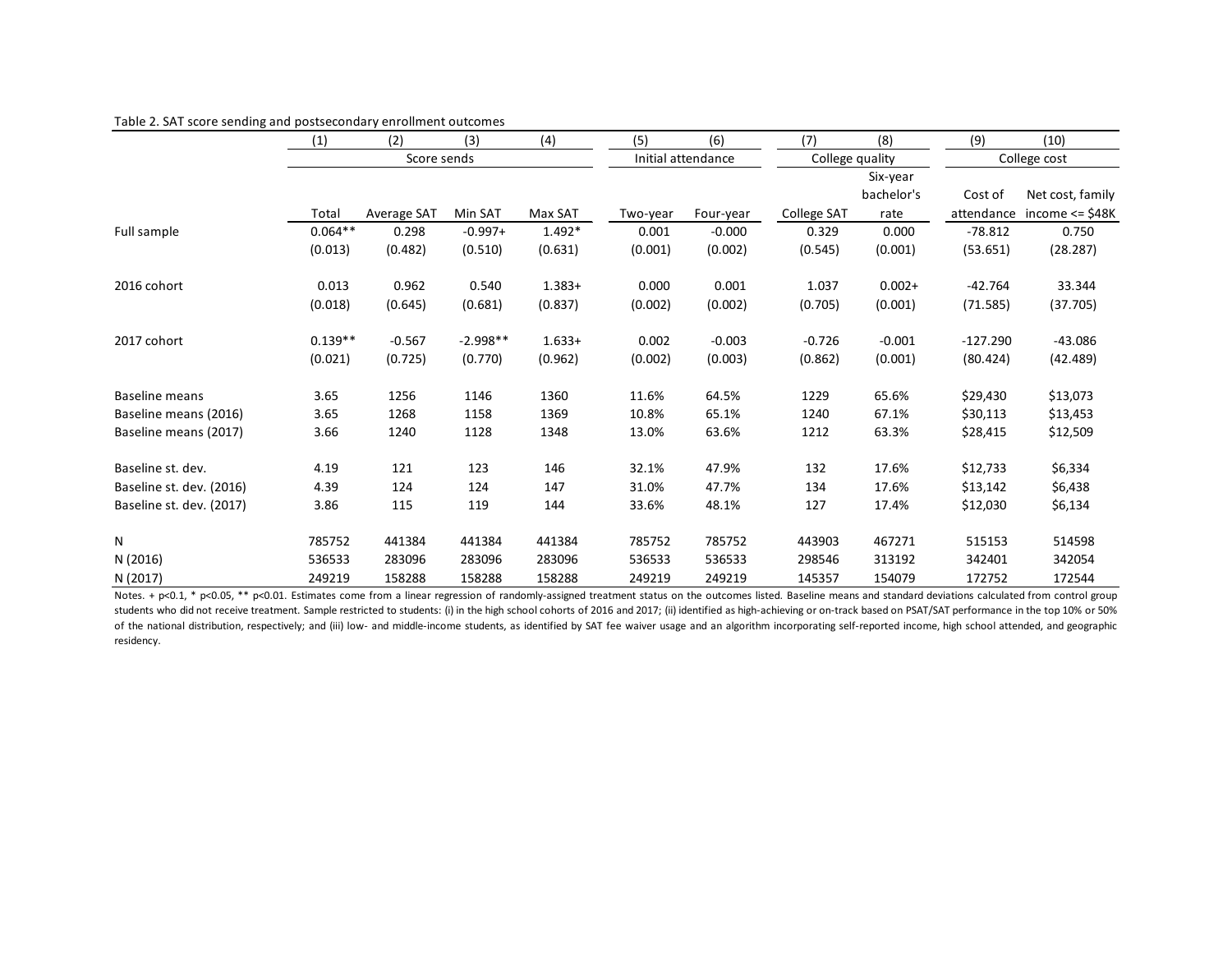Table 2. SAT score sending and postsecondary enrollment outcomes

| | (1) | (2) | (3) | (4) | (5) | (6) | (7) | (8) | (9) | (10) |
|---|---|---|---|---|---|---|---|---|---|---|
| | Score sends | | | | Initial attendance | | College quality | | College cost | |
| | Total | Average SAT | Min SAT | Max SAT | Two-year | Four-year | College SAT | Six-year bachelor's rate | Cost of attendance | Net cost, family income <= $48K |
| Full sample | 0.064** | 0.298 | -0.997+ | 1.492* | 0.001 | -0.000 | 0.329 | 0.000 | -78.812 | 0.750 |
| | (0.013) | (0.482) | (0.510) | (0.631) | (0.001) | (0.002) | (0.545) | (0.001) | (53.651) | (28.287) |
| 2016 cohort | 0.013 | 0.962 | 0.540 | 1.383+ | 0.000 | 0.001 | 1.037 | 0.002+ | -42.764 | 33.344 |
| | (0.018) | (0.645) | (0.681) | (0.837) | (0.002) | (0.002) | (0.705) | (0.001) | (71.585) | (37.705) |
| 2017 cohort | 0.139** | -0.567 | -2.998** | 1.633+ | 0.002 | -0.003 | -0.726 | -0.001 | -127.290 | -43.086 |
| | (0.021) | (0.725) | (0.770) | (0.962) | (0.002) | (0.003) | (0.862) | (0.001) | (80.424) | (42.489) |
| Baseline means | 3.65 | 1256 | 1146 | 1360 | 11.6% | 64.5% | 1229 | 65.6% | $29,430 | $13,073 |
| Baseline means (2016) | 3.65 | 1268 | 1158 | 1369 | 10.8% | 65.1% | 1240 | 67.1% | $30,113 | $13,453 |
| Baseline means (2017) | 3.66 | 1240 | 1128 | 1348 | 13.0% | 63.6% | 1212 | 63.3% | $28,415 | $12,509 |
| Baseline st. dev. | 4.19 | 121 | 123 | 146 | 32.1% | 47.9% | 132 | 17.6% | $12,733 | $6,334 |
| Baseline st. dev. (2016) | 4.39 | 124 | 124 | 147 | 31.0% | 47.7% | 134 | 17.6% | $13,142 | $6,438 |
| Baseline st. dev. (2017) | 3.86 | 115 | 119 | 144 | 33.6% | 48.1% | 127 | 17.4% | $12,030 | $6,134 |
| N | 785752 | 441384 | 441384 | 441384 | 785752 | 785752 | 443903 | 467271 | 515153 | 514598 |
| N (2016) | 536533 | 283096 | 283096 | 283096 | 536533 | 536533 | 298546 | 313192 | 342401 | 342054 |
| N (2017) | 249219 | 158288 | 158288 | 158288 | 249219 | 249219 | 145357 | 154079 | 172752 | 172544 |

Notes. + p<0.1, * p<0.05, ** p<0.01. Estimates come from a linear regression of randomly-assigned treatment status on the outcomes listed. Baseline means and standard deviations calculated from control group students who did not receive treatment. Sample restricted to students: (i) in the high school cohorts of 2016 and 2017; (ii) identified as high-achieving or on-track based on PSAT/SAT performance in the top 10% or 50% of the national distribution, respectively; and (iii) low- and middle-income students, as identified by SAT fee waiver usage and an algorithm incorporating self-reported income, high school attended, and geographic residency.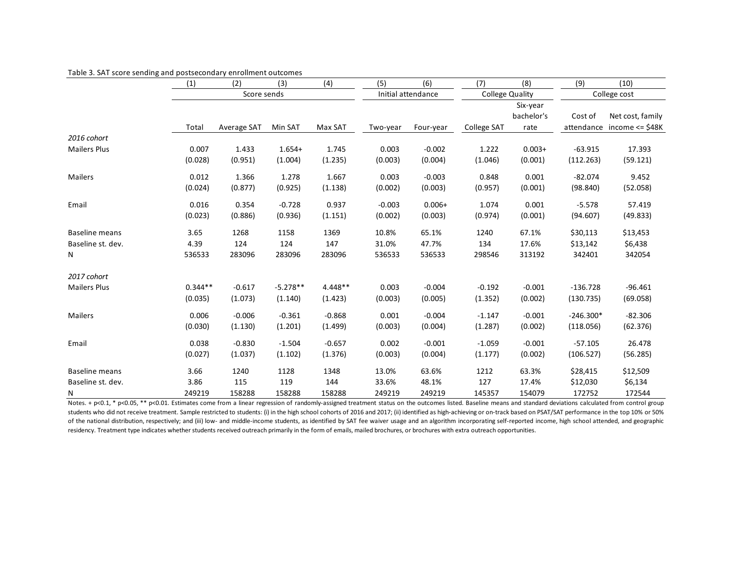Table 3. SAT score sending and postsecondary enrollment outcomes

| | (1) | (2) | (3) | (4) | (5) | (6) | (7) | (8) | (9) | (10) |
|---|---|---|---|---|---|---|---|---|---|---|
| | Score sends | | | | Initial attendance | | College Quality | | College cost | |
| | Total | Average SAT | Min SAT | Max SAT | Two-year | Four-year | College SAT | Six-year bachelor's rate | Cost of attendance | Net cost, family income <= $48K |
| *2016 cohort* | | | | | | | | | | |
| Mailers Plus | 0.007 | 1.433 | 1.654+ | 1.745 | 0.003 | -0.002 | 1.222 | 0.003+ | -63.915 | 17.393 |
| | (0.028) | (0.951) | (1.004) | (1.235) | (0.003) | (0.004) | (1.046) | (0.001) | (112.263) | (59.121) |
| Mailers | 0.012 | 1.366 | 1.278 | 1.667 | 0.003 | -0.003 | 0.848 | 0.001 | -82.074 | 9.452 |
| | (0.024) | (0.877) | (0.925) | (1.138) | (0.002) | (0.003) | (0.957) | (0.001) | (98.840) | (52.058) |
| Email | 0.016 | 0.354 | -0.728 | 0.937 | -0.003 | 0.006+ | 1.074 | 0.001 | -5.578 | 57.419 |
| | (0.023) | (0.886) | (0.936) | (1.151) | (0.002) | (0.003) | (0.974) | (0.001) | (94.607) | (49.833) |
| Baseline means | 3.65 | 1268 | 1158 | 1369 | 10.8% | 65.1% | 1240 | 67.1% | $30,113 | $13,453 |
| Baseline st. dev. | 4.39 | 124 | 124 | 147 | 31.0% | 47.7% | 134 | 17.6% | $13,142 | $6,438 |
| N | 536533 | 283096 | 283096 | 283096 | 536533 | 536533 | 298546 | 313192 | 342401 | 342054 |
| *2017 cohort* | | | | | | | | | | |
| Mailers Plus | 0.344** | -0.617 | -5.278** | 4.448** | 0.003 | -0.004 | -0.192 | -0.001 | -136.728 | -96.461 |
| | (0.035) | (1.073) | (1.140) | (1.423) | (0.003) | (0.005) | (1.352) | (0.002) | (130.735) | (69.058) |
| Mailers | 0.006 | -0.006 | -0.361 | -0.868 | 0.001 | -0.004 | -1.147 | -0.001 | -246.300* | -82.306 |
| | (0.030) | (1.130) | (1.201) | (1.499) | (0.003) | (0.004) | (1.287) | (0.002) | (118.056) | (62.376) |
| Email | 0.038 | -0.830 | -1.504 | -0.657 | 0.002 | -0.001 | -1.059 | -0.001 | -57.105 | 26.478 |
| | (0.027) | (1.037) | (1.102) | (1.376) | (0.003) | (0.004) | (1.177) | (0.002) | (106.527) | (56.285) |
| Baseline means | 3.66 | 1240 | 1128 | 1348 | 13.0% | 63.6% | 1212 | 63.3% | $28,415 | $12,509 |
| Baseline st. dev. | 3.86 | 115 | 119 | 144 | 33.6% | 48.1% | 127 | 17.4% | $12,030 | $6,134 |
| N | 249219 | 158288 | 158288 | 158288 | 249219 | 249219 | 145357 | 154079 | 172752 | 172544 |

Notes. + p<0.1, * p<0.05, ** p<0.01. Estimates come from a linear regression of randomly-assigned treatment status on the outcomes listed. Baseline means and standard deviations calculated from control group students who did not receive treatment. Sample restricted to students: (i) in the high school cohorts of 2016 and 2017; (ii) identified as high-achieving or on-track based on PSAT/SAT performance in the top 10% or 50% of the national distribution, respectively; and (iii) low- and middle-income students, as identified by SAT fee waiver usage and an algorithm incorporating self-reported income, high school attended, and geographic residency. Treatment type indicates whether students received outreach primarily in the form of emails, mailed brochures, or brochures with extra outreach opportunities.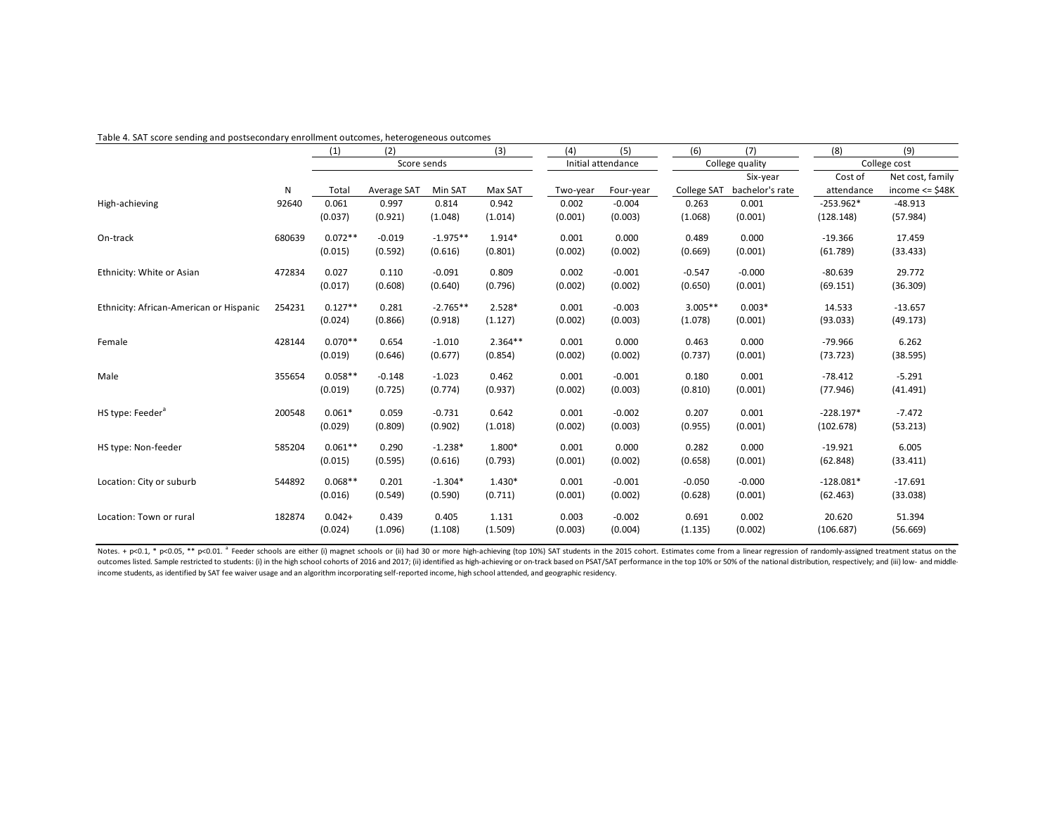Table 4. SAT score sending and postsecondary enrollment outcomes, heterogeneous outcomes

| | | (1) | (2) | | (3) | (4) | (5) | (6) | (7) | (8) | (9) |
|---|---|---|---|---|---|---|---|---|---|---|---|
| | | Score sends | | | | Initial attendance | | College quality | | College cost | |
| | N | Total | Average SAT | Min SAT | Max SAT | Two-year | Four-year | College SAT | Six-year bachelor's rate | Cost of attendance | Net cost, family income <= $48K |
| High-achieving | 92640 | 0.061 | 0.997 | 0.814 | 0.942 | 0.002 | -0.004 | 0.263 | 0.001 | -253.962* | -48.913 |
| | | (0.037) | (0.921) | (1.048) | (1.014) | (0.001) | (0.003) | (1.068) | (0.001) | (128.148) | (57.984) |
| On-track | 680639 | 0.072** | -0.019 | -1.975** | 1.914* | 0.001 | 0.000 | 0.489 | 0.000 | -19.366 | 17.459 |
| | | (0.015) | (0.592) | (0.616) | (0.801) | (0.002) | (0.002) | (0.669) | (0.001) | (61.789) | (33.433) |
| Ethnicity: White or Asian | 472834 | 0.027 | 0.110 | -0.091 | 0.809 | 0.002 | -0.001 | -0.547 | -0.000 | -80.639 | 29.772 |
| | | (0.017) | (0.608) | (0.640) | (0.796) | (0.002) | (0.002) | (0.650) | (0.001) | (69.151) | (36.309) |
| Ethnicity: African-American or Hispanic | 254231 | 0.127** | 0.281 | -2.765** | 2.528* | 0.001 | -0.003 | 3.005** | 0.003* | 14.533 | -13.657 |
| | | (0.024) | (0.866) | (0.918) | (1.127) | (0.002) | (0.003) | (1.078) | (0.001) | (93.033) | (49.173) |
| Female | 428144 | 0.070** | 0.654 | -1.010 | 2.364** | 0.001 | 0.000 | 0.463 | 0.000 | -79.966 | 6.262 |
| | | (0.019) | (0.646) | (0.677) | (0.854) | (0.002) | (0.002) | (0.737) | (0.001) | (73.723) | (38.595) |
| Male | 355654 | 0.058** | -0.148 | -1.023 | 0.462 | 0.001 | -0.001 | 0.180 | 0.001 | -78.412 | -5.291 |
| | | (0.019) | (0.725) | (0.774) | (0.937) | (0.002) | (0.003) | (0.810) | (0.001) | (77.946) | (41.491) |
| HS type: Feeder[a] | 200548 | 0.061* | 0.059 | -0.731 | 0.642 | 0.001 | -0.002 | 0.207 | 0.001 | -228.197* | -7.472 |
| | | (0.029) | (0.809) | (0.902) | (1.018) | (0.002) | (0.003) | (0.955) | (0.001) | (102.678) | (53.213) |
| HS type: Non-feeder | 585204 | 0.061** | 0.290 | -1.238* | 1.800* | 0.001 | 0.000 | 0.282 | 0.000 | -19.921 | 6.005 |
| | | (0.015) | (0.595) | (0.616) | (0.793) | (0.001) | (0.002) | (0.658) | (0.001) | (62.848) | (33.411) |
| Location: City or suburb | 544892 | 0.068** | 0.201 | -1.304* | 1.430* | 0.001 | -0.001 | -0.050 | -0.000 | -128.081* | -17.691 |
| | | (0.016) | (0.549) | (0.590) | (0.711) | (0.001) | (0.002) | (0.628) | (0.001) | (62.463) | (33.038) |
| Location: Town or rural | 182874 | 0.042+ | 0.439 | 0.405 | 1.131 | 0.003 | -0.002 | 0.691 | 0.002 | 20.620 | 51.394 |
| | | (0.024) | (1.096) | (1.108) | (1.509) | (0.003) | (0.004) | (1.135) | (0.002) | (106.687) | (56.669) |

Notes. + p<0.1, * p<0.05, ** p<0.01. [a] Feeder schools are either (i) magnet schools or (ii) had 30 or more high-achieving (top 10%) SAT students in the 2015 cohort. Estimates come from a linear regression of randomly-assigned treatment status on the outcomes listed. Sample restricted to students: (i) in the high school cohorts of 2016 and 2017; (ii) identified as high-achieving or on-track based on PSAT/SAT performance in the top 10% or 50% of the national distribution, respectively; and (iii) low- and middle-income students, as identified by SAT fee waiver usage and an algorithm incorporating self-reported income, high school attended, and geographic residency.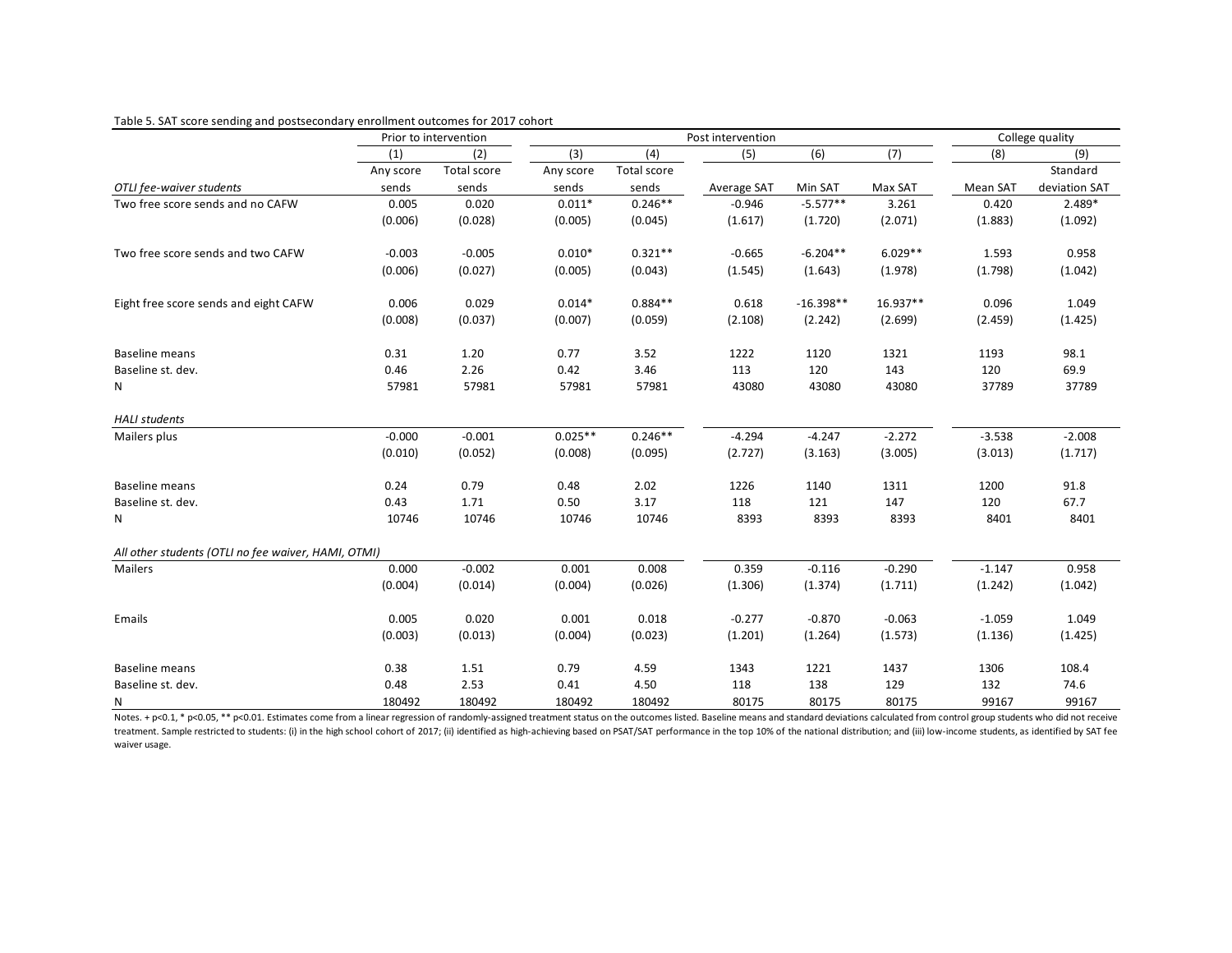Table 5. SAT score sending and postsecondary enrollment outcomes for 2017 cohort

| | Prior to intervention | | Post intervention | | | | | College quality | |
|---|---|---|---|---|---|---|---|---|---|
| | (1) | (2) | (3) | (4) | (5) | (6) | (7) | (8) | (9) |
| *OTLI fee-waiver students* | Any score sends | Total score sends | Any score sends | Total score sends | Average SAT | Min SAT | Max SAT | Mean SAT | Standard deviation SAT |
| Two free score sends and no CAFW | 0.005 | 0.020 | 0.011* | 0.246** | -0.946 | -5.577** | 3.261 | 0.420 | 2.489* |
| | (0.006) | (0.028) | (0.005) | (0.045) | (1.617) | (1.720) | (2.071) | (1.883) | (1.092) |
| Two free score sends and two CAFW | -0.003 | -0.005 | 0.010* | 0.321** | -0.665 | -6.204** | 6.029** | 1.593 | 0.958 |
| | (0.006) | (0.027) | (0.005) | (0.043) | (1.545) | (1.643) | (1.978) | (1.798) | (1.042) |
| Eight free score sends and eight CAFW | 0.006 | 0.029 | 0.014* | 0.884** | 0.618 | -16.398** | 16.937** | 0.096 | 1.049 |
| | (0.008) | (0.037) | (0.007) | (0.059) | (2.108) | (2.242) | (2.699) | (2.459) | (1.425) |
| Baseline means | 0.31 | 1.20 | 0.77 | 3.52 | 1222 | 1120 | 1321 | 1193 | 98.1 |
| Baseline st. dev. | 0.46 | 2.26 | 0.42 | 3.46 | 113 | 120 | 143 | 120 | 69.9 |
| N | 57981 | 57981 | 57981 | 57981 | 43080 | 43080 | 43080 | 37789 | 37789 |
| *HALI students* | | | | | | | | | |
| Mailers plus | -0.000 | -0.001 | 0.025** | 0.246** | -4.294 | -4.247 | -2.272 | -3.538 | -2.008 |
| | (0.010) | (0.052) | (0.008) | (0.095) | (2.727) | (3.163) | (3.005) | (3.013) | (1.717) |
| Baseline means | 0.24 | 0.79 | 0.48 | 2.02 | 1226 | 1140 | 1311 | 1200 | 91.8 |
| Baseline st. dev. | 0.43 | 1.71 | 0.50 | 3.17 | 118 | 121 | 147 | 120 | 67.7 |
| N | 10746 | 10746 | 10746 | 10746 | 8393 | 8393 | 8393 | 8401 | 8401 |
| *All other students (OTLI no fee waiver, HAMI, OTMI)* | | | | | | | | | |
| Mailers | 0.000 | -0.002 | 0.001 | 0.008 | 0.359 | -0.116 | -0.290 | -1.147 | 0.958 |
| | (0.004) | (0.014) | (0.004) | (0.026) | (1.306) | (1.374) | (1.711) | (1.242) | (1.042) |
| Emails | 0.005 | 0.020 | 0.001 | 0.018 | -0.277 | -0.870 | -0.063 | -1.059 | 1.049 |
| | (0.003) | (0.013) | (0.004) | (0.023) | (1.201) | (1.264) | (1.573) | (1.136) | (1.425) |
| Baseline means | 0.38 | 1.51 | 0.79 | 4.59 | 1343 | 1221 | 1437 | 1306 | 108.4 |
| Baseline st. dev. | 0.48 | 2.53 | 0.41 | 4.50 | 118 | 138 | 129 | 132 | 74.6 |
| N | 180492 | 180492 | 180492 | 180492 | 80175 | 80175 | 80175 | 99167 | 99167 |

Notes. + $p<0.1$, * $p<0.05$, ** $p<0.01$. Estimates come from a linear regression of randomly-assigned treatment status on the outcomes listed. Baseline means and standard deviations calculated from control group students who did not receive treatment. Sample restricted to students: (i) in the high school cohort of 2017; (ii) identified as high-achieving based on PSAT/SAT performance in the top 10% of the national distribution; and (iii) low-income students, as identified by SAT fee waiver usage.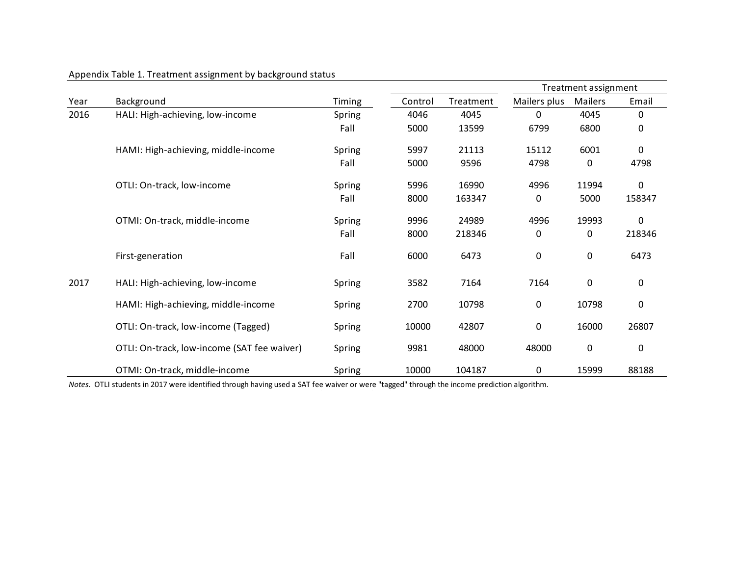Appendix Table 1. Treatment assignment by background status

| Year | Background | Timing | Control | Treatment | Treatment assignment | | |
|---|---|---|---|---|---|---|---|
| | | | | | Mailers plus | Mailers | Email |
| 2016 | HALI: High-achieving, low-income | Spring | 4046 | 4045 | 0 | 4045 | 0 |
| | | Fall | 5000 | 13599 | 6799 | 6800 | 0 |
| | HAMI: High-achieving, middle-income | Spring | 5997 | 21113 | 15112 | 6001 | 0 |
| | | Fall | 5000 | 9596 | 4798 | 0 | 4798 |
| | OTLI: On-track, low-income | Spring | 5996 | 16990 | 4996 | 11994 | 0 |
| | | Fall | 8000 | 163347 | 0 | 5000 | 158347 |
| | OTMI: On-track, middle-income | Spring | 9996 | 24989 | 4996 | 19993 | 0 |
| | | Fall | 8000 | 218346 | 0 | 0 | 218346 |
| | First-generation | Fall | 6000 | 6473 | 0 | 0 | 6473 |
| 2017 | HALI: High-achieving, low-income | Spring | 3582 | 7164 | 7164 | 0 | 0 |
| | HAMI: High-achieving, middle-income | Spring | 2700 | 10798 | 0 | 10798 | 0 |
| | OTLI: On-track, low-income (Tagged) | Spring | 10000 | 42807 | 0 | 16000 | 26807 |
| | OTLI: On-track, low-income (SAT fee waiver) | Spring | 9981 | 48000 | 48000 | 0 | 0 |
| | OTMI: On-track, middle-income | Spring | 10000 | 104187 | 0 | 15999 | 88188 |

*Notes.* OTLI students in 2017 were identified through having used a SAT fee waiver or were "tagged" through the income prediction algorithm.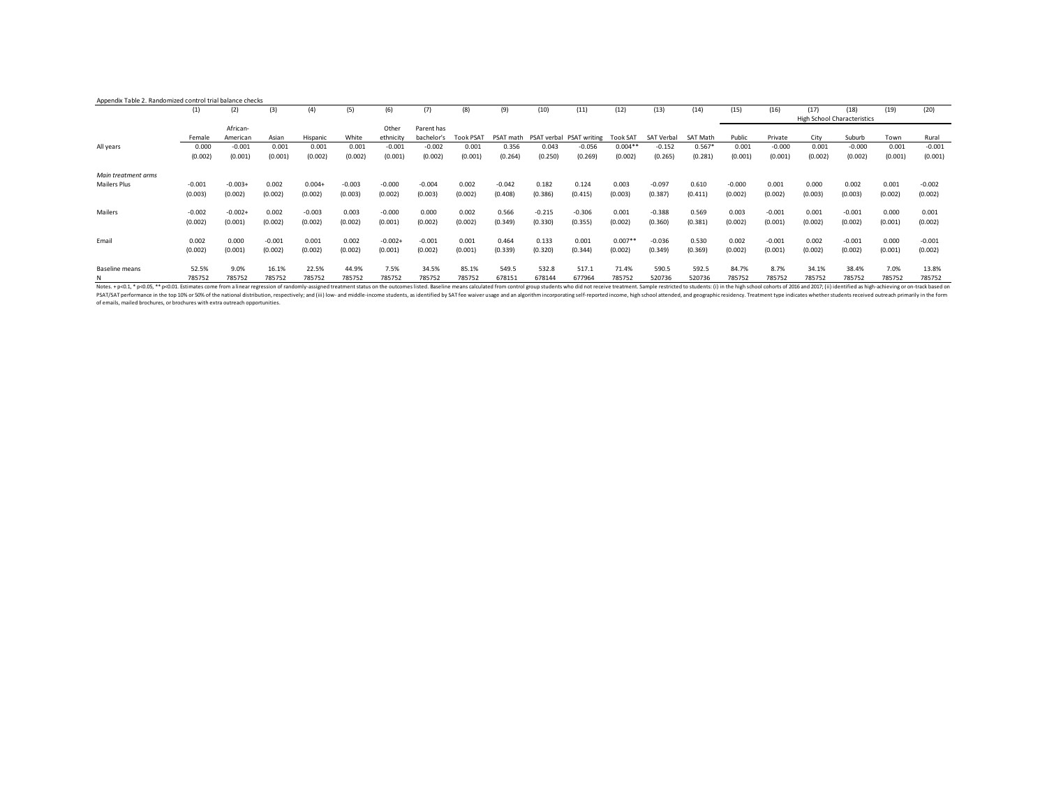Appendix Table 2. Randomized control trial balance checks

| | (1) | (2) | (3) | (4) | (5) | (6) | (7) | (8) | (9) | (10) | (11) | (12) | (13) | (14) | (15) | (16) | (17) | (18) | (19) | (20) |
|---|---|---|---|---|---|---|---|---|---|---|---|---|---|---|---|---|---|---|---|---|
| | | | | | | | | | | | | | | | High School Characteristics | | | | | |
| | Female | African-American | Asian | Hispanic | White | Other ethnicity | Parent has bachelor's | Took PSAT | PSAT math | PSAT verbal | PSAT writing | Took SAT | SAT Verbal | SAT Math | Public | Private | City | Suburb | Town | Rural |
| All years | 0.000 | -0.001 | 0.001 | 0.001 | 0.001 | -0.001 | -0.002 | 0.001 | 0.356 | 0.043 | -0.056 | 0.004** | -0.152 | 0.567* | 0.001 | -0.000 | 0.001 | -0.000 | 0.001 | -0.001 |
| | (0.002) | (0.001) | (0.001) | (0.002) | (0.002) | (0.001) | (0.002) | (0.001) | (0.264) | (0.250) | (0.269) | (0.002) | (0.265) | (0.281) | (0.001) | (0.001) | (0.002) | (0.002) | (0.001) | (0.001) |
| *Main treatment arms* | | | | | | | | | | | | | | | | | | | | |
| Mailers Plus | -0.001 | -0.003+ | 0.002 | 0.004+ | -0.003 | -0.000 | -0.004 | 0.002 | -0.042 | 0.182 | 0.124 | 0.003 | -0.097 | 0.610 | -0.000 | 0.001 | 0.000 | 0.002 | 0.001 | -0.002 |
| | (0.003) | (0.002) | (0.002) | (0.002) | (0.003) | (0.002) | (0.003) | (0.002) | (0.408) | (0.386) | (0.415) | (0.003) | (0.387) | (0.411) | (0.002) | (0.002) | (0.003) | (0.003) | (0.002) | (0.002) |
| Mailers | -0.002 | -0.002+ | 0.002 | -0.003 | 0.003 | -0.000 | 0.000 | 0.002 | 0.566 | -0.215 | -0.306 | 0.001 | -0.388 | 0.569 | 0.003 | -0.001 | 0.001 | -0.001 | 0.000 | 0.001 |
| | (0.002) | (0.001) | (0.002) | (0.002) | (0.002) | (0.001) | (0.002) | (0.002) | (0.349) | (0.330) | (0.355) | (0.002) | (0.360) | (0.381) | (0.002) | (0.001) | (0.002) | (0.002) | (0.001) | (0.002) |
| Email | 0.002 | 0.000 | -0.001 | 0.001 | 0.002 | -0.002+ | -0.001 | 0.001 | 0.464 | 0.133 | 0.001 | 0.007** | -0.036 | 0.530 | 0.002 | -0.001 | 0.002 | -0.001 | 0.000 | -0.001 |
| | (0.002) | (0.001) | (0.002) | (0.002) | (0.002) | (0.001) | (0.002) | (0.001) | (0.339) | (0.320) | (0.344) | (0.002) | (0.349) | (0.369) | (0.002) | (0.001) | (0.002) | (0.002) | (0.001) | (0.002) |
| Baseline means | 52.5% | 9.0% | 16.1% | 22.5% | 44.9% | 7.5% | 34.5% | 85.1% | 549.5 | 532.8 | 517.1 | 71.4% | 590.5 | 592.5 | 84.7% | 8.7% | 34.1% | 38.4% | 7.0% | 13.8% |
| N | 785752 | 785752 | 785752 | 785752 | 785752 | 785752 | 785752 | 785752 | 678151 | 678144 | 677964 | 785752 | 520736 | 520736 | 785752 | 785752 | 785752 | 785752 | 785752 | 785752 |

Notes. + p<0.1, * p<0.05, ** p<0.01. Estimates come from a linear regression of randomly-assigned treatment status on the outcomes listed. Baseline means calculated from control group students who did not receive treatment. Sample restricted to students: (i) in the high school cohorts of 2016 and 2017; (ii) identified as high-achieving or on-track based on PSAT/SAT performance in the top 10% or 50% of the national distribution, respectively; and (iii) low- and middle-income students, as identified by SAT fee waiver usage and an algorithm incorporating self-reported income, high school attended, and geographic residency. Treatment type indicates whether students received outreach primarily in the form of emails, mailed brochures, or brochures with extra outreach opportunities.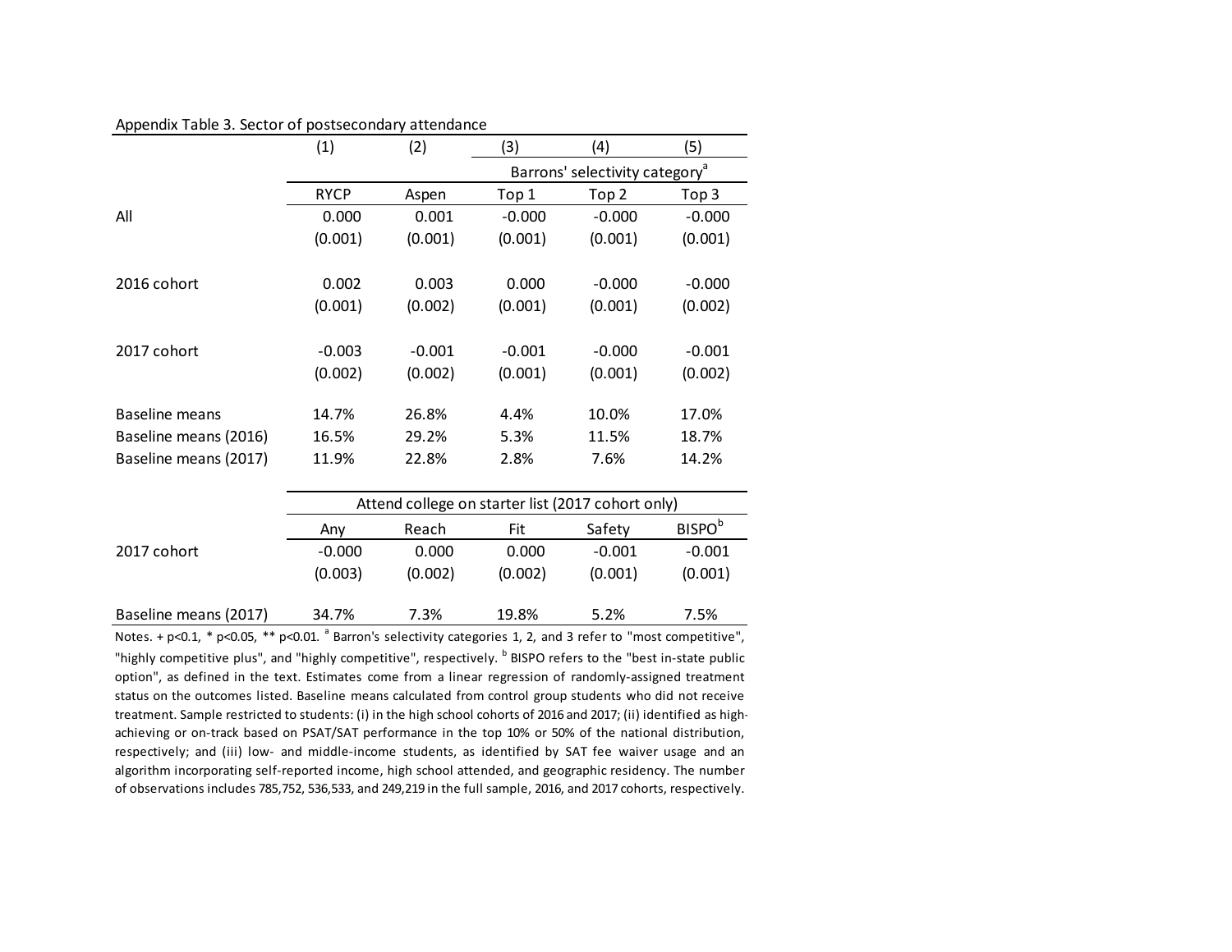Appendix Table 3. Sector of postsecondary attendance

| | (1) | (2) | (3) | (4) | (5) |
|---|---|---|---|---|---|
| | | | Barrons' selectivity category[a] | | |
| | RYCP | Aspen | Top 1 | Top 2 | Top 3 |
| All | 0.000 | 0.001 | -0.000 | -0.000 | -0.000 |
| | (0.001) | (0.001) | (0.001) | (0.001) | (0.001) |
| 2016 cohort | 0.002 | 0.003 | 0.000 | -0.000 | -0.000 |
| | (0.001) | (0.002) | (0.001) | (0.001) | (0.002) |
| 2017 cohort | -0.003 | -0.001 | -0.001 | -0.000 | -0.001 |
| | (0.002) | (0.002) | (0.001) | (0.001) | (0.002) |
| Baseline means | 14.7% | 26.8% | 4.4% | 10.0% | 17.0% |
| Baseline means (2016) | 16.5% | 29.2% | 5.3% | 11.5% | 18.7% |
| Baseline means (2017) | 11.9% | 22.8% | 2.8% | 7.6% | 14.2% |
| | Attend college on starter list (2017 cohort only) | | | | |
| | Any | Reach | Fit | Safety | BISPO[b] |
| 2017 cohort | -0.000 | 0.000 | 0.000 | -0.001 | -0.001 |
| | (0.003) | (0.002) | (0.002) | (0.001) | (0.001) |
| Baseline means (2017) | 34.7% | 7.3% | 19.8% | 5.2% | 7.5% |

Notes. + p<0.1, * p<0.05, ** p<0.01. [a] Barron's selectivity categories 1, 2, and 3 refer to "most competitive", "highly competitive plus", and "highly competitive", respectively. [b] BISPO refers to the "best in-state public option", as defined in the text. Estimates come from a linear regression of randomly-assigned treatment status on the outcomes listed. Baseline means calculated from control group students who did not receive treatment. Sample restricted to students: (i) in the high school cohorts of 2016 and 2017; (ii) identified as high-achieving or on-track based on PSAT/SAT performance in the top 10% or 50% of the national distribution, respectively; and (iii) low- and middle-income students, as identified by SAT fee waiver usage and an algorithm incorporating self-reported income, high school attended, and geographic residency. The number of observations includes 785,752, 536,533, and 249,219 in the full sample, 2016, and 2017 cohorts, respectively.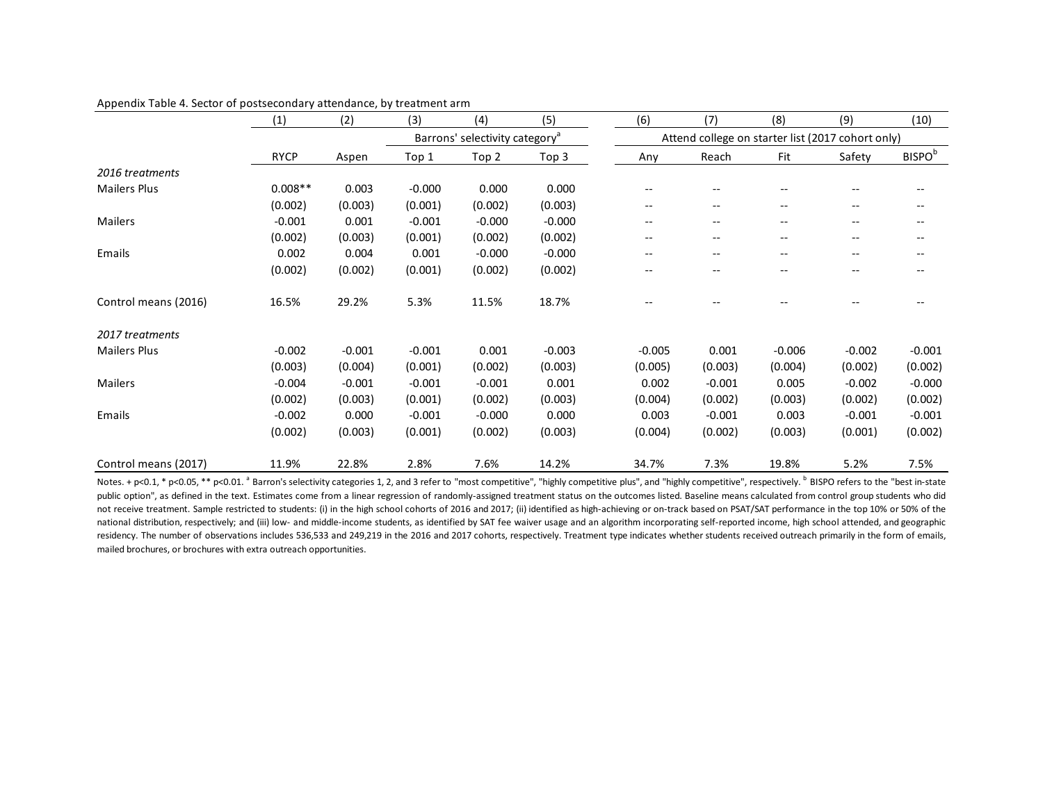Appendix Table 4. Sector of postsecondary attendance, by treatment arm

| | (1) | (2) | (3) | (4) | (5) | (6) | (7) | (8) | (9) | (10) |
|---|---|---|---|---|---|---|---|---|---|---|
| | | | Barrons' selectivity category[a] | | | Attend college on starter list (2017 cohort only) | | | | |
| | RYCP | Aspen | Top 1 | Top 2 | Top 3 | Any | Reach | Fit | Safety | BISPO[b] |
| *2016 treatments* | | | | | | | | | | |
| Mailers Plus | 0.008** | 0.003 | -0.000 | 0.000 | 0.000 | -- | -- | -- | -- | -- |
| | (0.002) | (0.003) | (0.001) | (0.002) | (0.003) | -- | -- | -- | -- | -- |
| Mailers | -0.001 | 0.001 | -0.001 | -0.000 | -0.000 | -- | -- | -- | -- | -- |
| | (0.002) | (0.003) | (0.001) | (0.002) | (0.002) | -- | -- | -- | -- | -- |
| Emails | 0.002 | 0.004 | 0.001 | -0.000 | -0.000 | -- | -- | -- | -- | -- |
| | (0.002) | (0.002) | (0.001) | (0.002) | (0.002) | -- | -- | -- | -- | -- |
| Control means (2016) | 16.5% | 29.2% | 5.3% | 11.5% | 18.7% | -- | -- | -- | -- | -- |
| *2017 treatments* | | | | | | | | | | |
| Mailers Plus | -0.002 | -0.001 | -0.001 | 0.001 | -0.003 | -0.005 | 0.001 | -0.006 | -0.002 | -0.001 |
| | (0.003) | (0.004) | (0.001) | (0.002) | (0.003) | (0.005) | (0.003) | (0.004) | (0.002) | (0.002) |
| Mailers | -0.004 | -0.001 | -0.001 | -0.001 | 0.001 | 0.002 | -0.001 | 0.005 | -0.002 | -0.000 |
| | (0.002) | (0.003) | (0.001) | (0.002) | (0.003) | (0.004) | (0.002) | (0.003) | (0.002) | (0.002) |
| Emails | -0.002 | 0.000 | -0.001 | -0.000 | 0.000 | 0.003 | -0.001 | 0.003 | -0.001 | -0.001 |
| | (0.002) | (0.003) | (0.001) | (0.002) | (0.003) | (0.004) | (0.002) | (0.003) | (0.001) | (0.002) |
| Control means (2017) | 11.9% | 22.8% | 2.8% | 7.6% | 14.2% | 34.7% | 7.3% | 19.8% | 5.2% | 7.5% |

Notes. + p<0.1, * p<0.05, ** p<0.01. [a] Barron's selectivity categories 1, 2, and 3 refer to "most competitive", "highly competitive plus", and "highly competitive", respectively. [b] BISPO refers to the "best in-state public option", as defined in the text. Estimates come from a linear regression of randomly-assigned treatment status on the outcomes listed. Baseline means calculated from control group students who did not receive treatment. Sample restricted to students: (i) in the high school cohorts of 2016 and 2017; (ii) identified as high-achieving or on-track based on PSAT/SAT performance in the top 10% or 50% of the national distribution, respectively; and (iii) low- and middle-income students, as identified by SAT fee waiver usage and an algorithm incorporating self-reported income, high school attended, and geographic residency. The number of observations includes 536,533 and 249,219 in the 2016 and 2017 cohorts, respectively. Treatment type indicates whether students received outreach primarily in the form of emails, mailed brochures, or brochures with extra outreach opportunities.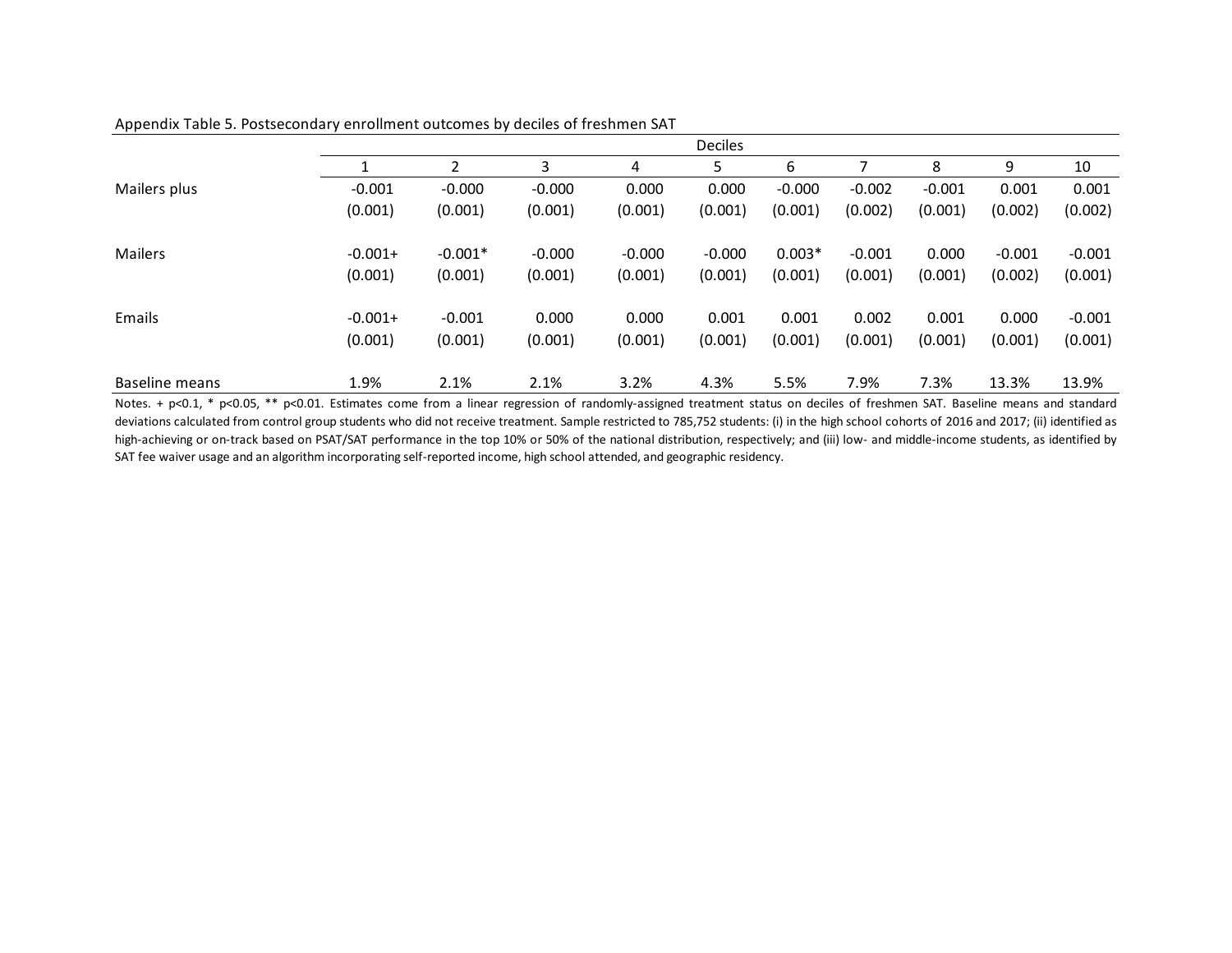Appendix Table 5. Postsecondary enrollment outcomes by deciles of freshmen SAT

| | Deciles | | | | | | | | | |
|---|---|---|---|---|---|---|---|---|---|---|
| | 1 | 2 | 3 | 4 | 5 | 6 | 7 | 8 | 9 | 10 |
| Mailers plus | -0.001 | -0.000 | -0.000 | 0.000 | 0.000 | -0.000 | -0.002 | -0.001 | 0.001 | 0.001 |
| | (0.001) | (0.001) | (0.001) | (0.001) | (0.001) | (0.001) | (0.002) | (0.001) | (0.002) | (0.002) |
| Mailers | -0.001+ | -0.001* | -0.000 | -0.000 | -0.000 | 0.003* | -0.001 | 0.000 | -0.001 | -0.001 |
| | (0.001) | (0.001) | (0.001) | (0.001) | (0.001) | (0.001) | (0.001) | (0.001) | (0.002) | (0.001) |
| Emails | -0.001+ | -0.001 | 0.000 | 0.000 | 0.001 | 0.001 | 0.002 | 0.001 | 0.000 | -0.001 |
| | (0.001) | (0.001) | (0.001) | (0.001) | (0.001) | (0.001) | (0.001) | (0.001) | (0.001) | (0.001) |
| Baseline means | 1.9% | 2.1% | 2.1% | 3.2% | 4.3% | 5.5% | 7.9% | 7.3% | 13.3% | 13.9% |

Notes. + p<0.1, * p<0.05, ** p<0.01. Estimates come from a linear regression of randomly-assigned treatment status on deciles of freshmen SAT. Baseline means and standard deviations calculated from control group students who did not receive treatment. Sample restricted to 785,752 students: (i) in the high school cohorts of 2016 and 2017; (ii) identified as high-achieving or on-track based on PSAT/SAT performance in the top 10% or 50% of the national distribution, respectively; and (iii) low- and middle-income students, as identified by SAT fee waiver usage and an algorithm incorporating self-reported income, high school attended, and geographic residency.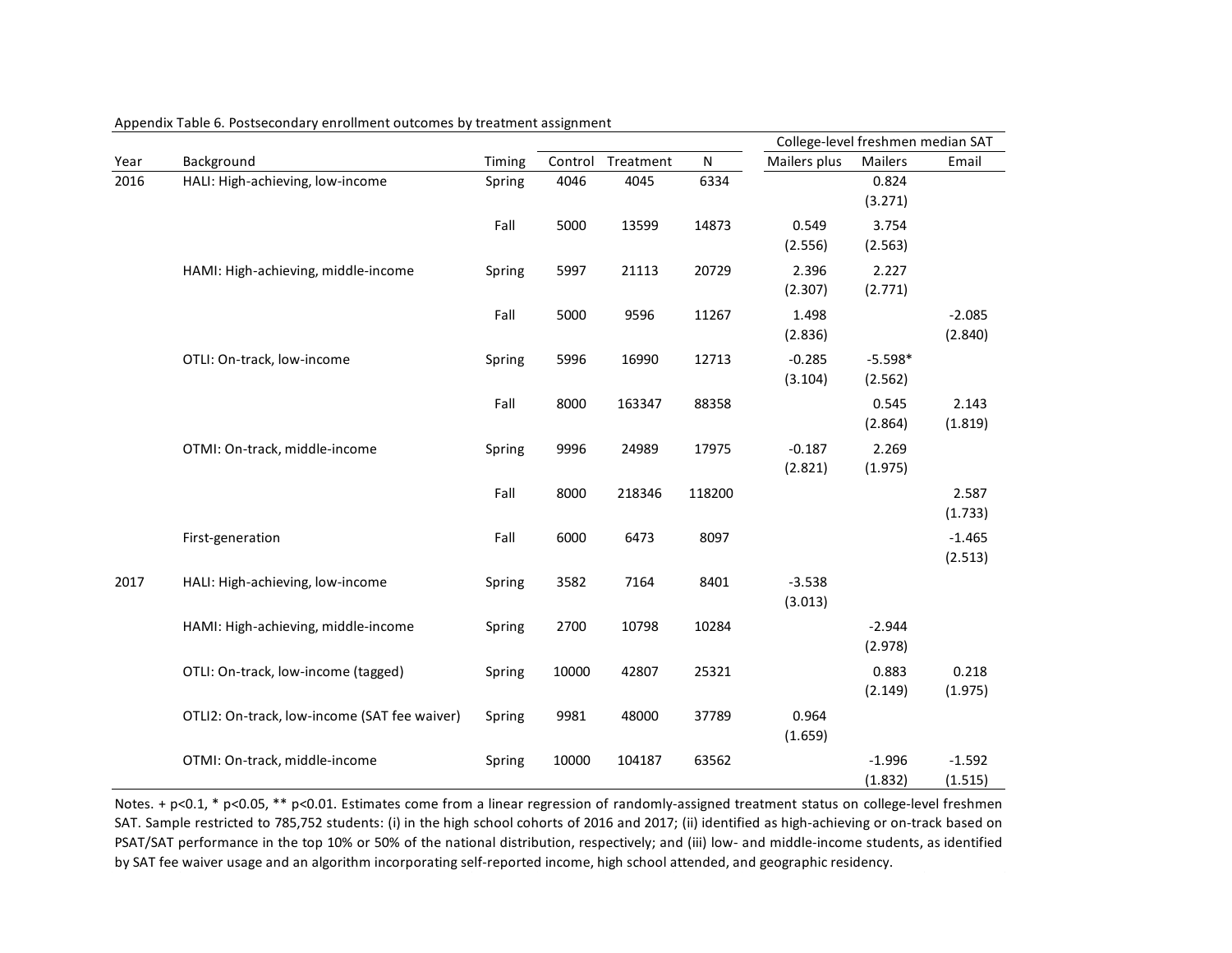Appendix Table 6. Postsecondary enrollment outcomes by treatment assignment

| Year | Background | Timing | Control | Treatment | N | College-level freshmen median SAT | | |
|---|---|---|---|---|---|---|---|---|
| | | | | | | Mailers plus | Mailers | Email |
| 2016 | HALI: High-achieving, low-income | Spring | 4046 | 4045 | 6334 | | 0.824<br>(3.271) | |
| | | Fall | 5000 | 13599 | 14873 | 0.549<br>(2.556) | 3.754<br>(2.563) | |
| | HAMI: High-achieving, middle-income | Spring | 5997 | 21113 | 20729 | 2.396<br>(2.307) | 2.227<br>(2.771) | |
| | | Fall | 5000 | 9596 | 11267 | 1.498<br>(2.836) | | -2.085<br>(2.840) |
| | OTLI: On-track, low-income | Spring | 5996 | 16990 | 12713 | -0.285<br>(3.104) | -5.598*<br>(2.562) | |
| | | Fall | 8000 | 163347 | 88358 | | 0.545<br>(2.864) | 2.143<br>(1.819) |
| | OTMI: On-track, middle-income | Spring | 9996 | 24989 | 17975 | -0.187<br>(2.821) | 2.269<br>(1.975) | |
| | | Fall | 8000 | 218346 | 118200 | | | 2.587<br>(1.733) |
| | First-generation | Fall | 6000 | 6473 | 8097 | | | -1.465<br>(2.513) |
| 2017 | HALI: High-achieving, low-income | Spring | 3582 | 7164 | 8401 | -3.538<br>(3.013) | | |
| | HAMI: High-achieving, middle-income | Spring | 2700 | 10798 | 10284 | | -2.944<br>(2.978) | |
| | OTLI: On-track, low-income (tagged) | Spring | 10000 | 42807 | 25321 | | 0.883<br>(2.149) | 0.218<br>(1.975) |
| | OTLI2: On-track, low-income (SAT fee waiver) | Spring | 9981 | 48000 | 37789 | 0.964<br>(1.659) | | |
| | OTMI: On-track, middle-income | Spring | 10000 | 104187 | 63562 | | -1.996<br>(1.832) | -1.592<br>(1.515) |

Notes. + p<0.1, * p<0.05, ** p<0.01. Estimates come from a linear regression of randomly-assigned treatment status on college-level freshmen SAT. Sample restricted to 785,752 students: (i) in the high school cohorts of 2016 and 2017; (ii) identified as high-achieving or on-track based on PSAT/SAT performance in the top 10% or 50% of the national distribution, respectively; and (iii) low- and middle-income students, as identified by SAT fee waiver usage and an algorithm incorporating self-reported income, high school attended, and geographic residency.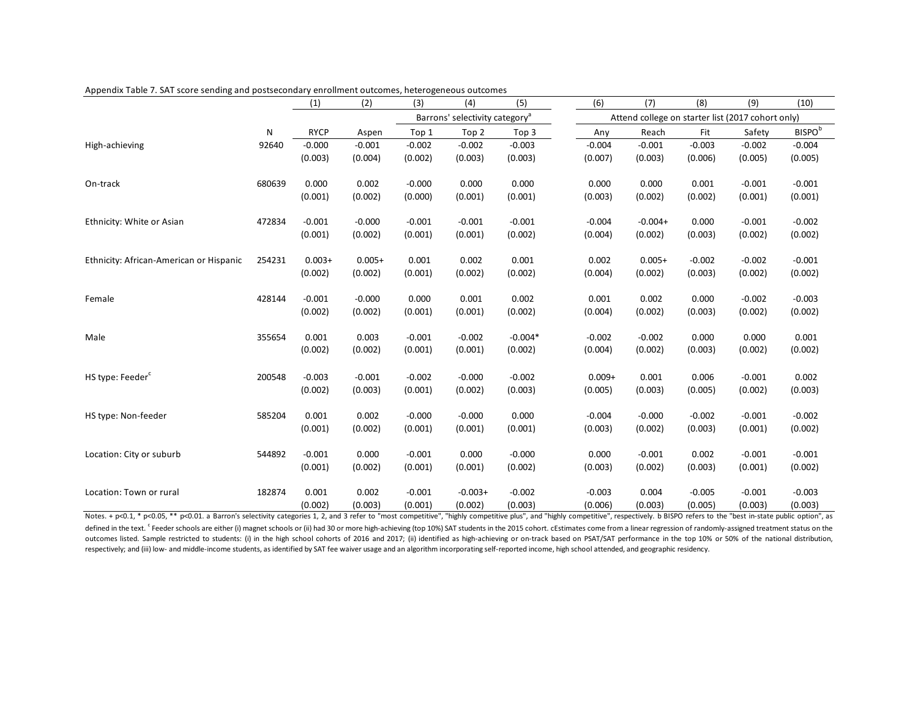Appendix Table 7. SAT score sending and postsecondary enrollment outcomes, heterogeneous outcomes

| | | (1) | (2) | (3) | (4) | (5) | (6) | (7) | (8) | (9) | (10) |
|---|---|---|---|---|---|---|---|---|---|---|---|
| | | | | Barrons' selectivity category[a] | | | Attend college on starter list (2017 cohort only) | | | | |
| | N | RYCP | Aspen | Top 1 | Top 2 | Top 3 | Any | Reach | Fit | Safety | BISPO[b] |
| High-achieving | 92640 | -0.000 | -0.001 | -0.002 | -0.002 | -0.003 | -0.004 | -0.001 | -0.003 | -0.002 | -0.004 |
| | | (0.003) | (0.004) | (0.002) | (0.003) | (0.003) | (0.007) | (0.003) | (0.006) | (0.005) | (0.005) |
| On-track | 680639 | 0.000 | 0.002 | -0.000 | 0.000 | 0.000 | 0.000 | 0.000 | 0.001 | -0.001 | -0.001 |
| | | (0.001) | (0.002) | (0.000) | (0.001) | (0.001) | (0.003) | (0.002) | (0.002) | (0.001) | (0.001) |
| Ethnicity: White or Asian | 472834 | -0.001 | -0.000 | -0.001 | -0.001 | -0.001 | -0.004 | -0.004+ | 0.000 | -0.001 | -0.002 |
| | | (0.001) | (0.002) | (0.001) | (0.001) | (0.002) | (0.004) | (0.002) | (0.003) | (0.002) | (0.002) |
| Ethnicity: African-American or Hispanic | 254231 | 0.003+ | 0.005+ | 0.001 | 0.002 | 0.001 | 0.002 | 0.005+ | -0.002 | -0.002 | -0.001 |
| | | (0.002) | (0.002) | (0.001) | (0.002) | (0.002) | (0.004) | (0.002) | (0.003) | (0.002) | (0.002) |
| Female | 428144 | -0.001 | -0.000 | 0.000 | 0.001 | 0.002 | 0.001 | 0.002 | 0.000 | -0.002 | -0.003 |
| | | (0.002) | (0.002) | (0.001) | (0.001) | (0.002) | (0.004) | (0.002) | (0.003) | (0.002) | (0.002) |
| Male | 355654 | 0.001 | 0.003 | -0.001 | -0.002 | -0.004* | -0.002 | -0.002 | 0.000 | 0.000 | 0.001 |
| | | (0.002) | (0.002) | (0.001) | (0.001) | (0.002) | (0.004) | (0.002) | (0.003) | (0.002) | (0.002) |
| HS type: Feeder[c] | 200548 | -0.003 | -0.001 | -0.002 | -0.000 | -0.002 | 0.009+ | 0.001 | 0.006 | -0.001 | 0.002 |
| | | (0.002) | (0.003) | (0.001) | (0.002) | (0.003) | (0.005) | (0.003) | (0.005) | (0.002) | (0.003) |
| HS type: Non-feeder | 585204 | 0.001 | 0.002 | -0.000 | -0.000 | 0.000 | -0.004 | -0.000 | -0.002 | -0.001 | -0.002 |
| | | (0.001) | (0.002) | (0.001) | (0.001) | (0.001) | (0.003) | (0.002) | (0.003) | (0.001) | (0.002) |
| Location: City or suburb | 544892 | -0.001 | 0.000 | -0.001 | 0.000 | -0.000 | 0.000 | -0.001 | 0.002 | -0.001 | -0.001 |
| | | (0.001) | (0.002) | (0.001) | (0.001) | (0.002) | (0.003) | (0.002) | (0.003) | (0.001) | (0.002) |
| Location: Town or rural | 182874 | 0.001 | 0.002 | -0.001 | -0.003+ | -0.002 | -0.003 | 0.004 | -0.005 | -0.001 | -0.003 |
| | | (0.002) | (0.003) | (0.001) | (0.002) | (0.003) | (0.006) | (0.003) | (0.005) | (0.003) | (0.003) |

Notes. + p<0.1, * p<0.05, ** p<0.01. a Barron's selectivity categories 1, 2, and 3 refer to "most competitive", "highly competitive plus", and "highly competitive", respectively. b BISPO refers to the "best in-state public option", as defined in the text. [c] Feeder schools are either (i) magnet schools or (ii) had 30 or more high-achieving (top 10%) SAT students in the 2015 cohort. cEstimates come from a linear regression of randomly-assigned treatment status on the outcomes listed. Sample restricted to students: (i) in the high school cohorts of 2016 and 2017; (ii) identified as high-achieving or on-track based on PSAT/SAT performance in the top 10% or 50% of the national distribution, respectively; and (iii) low- and middle-income students, as identified by SAT fee waiver usage and an algorithm incorporating self-reported income, high school attended, and geographic residency.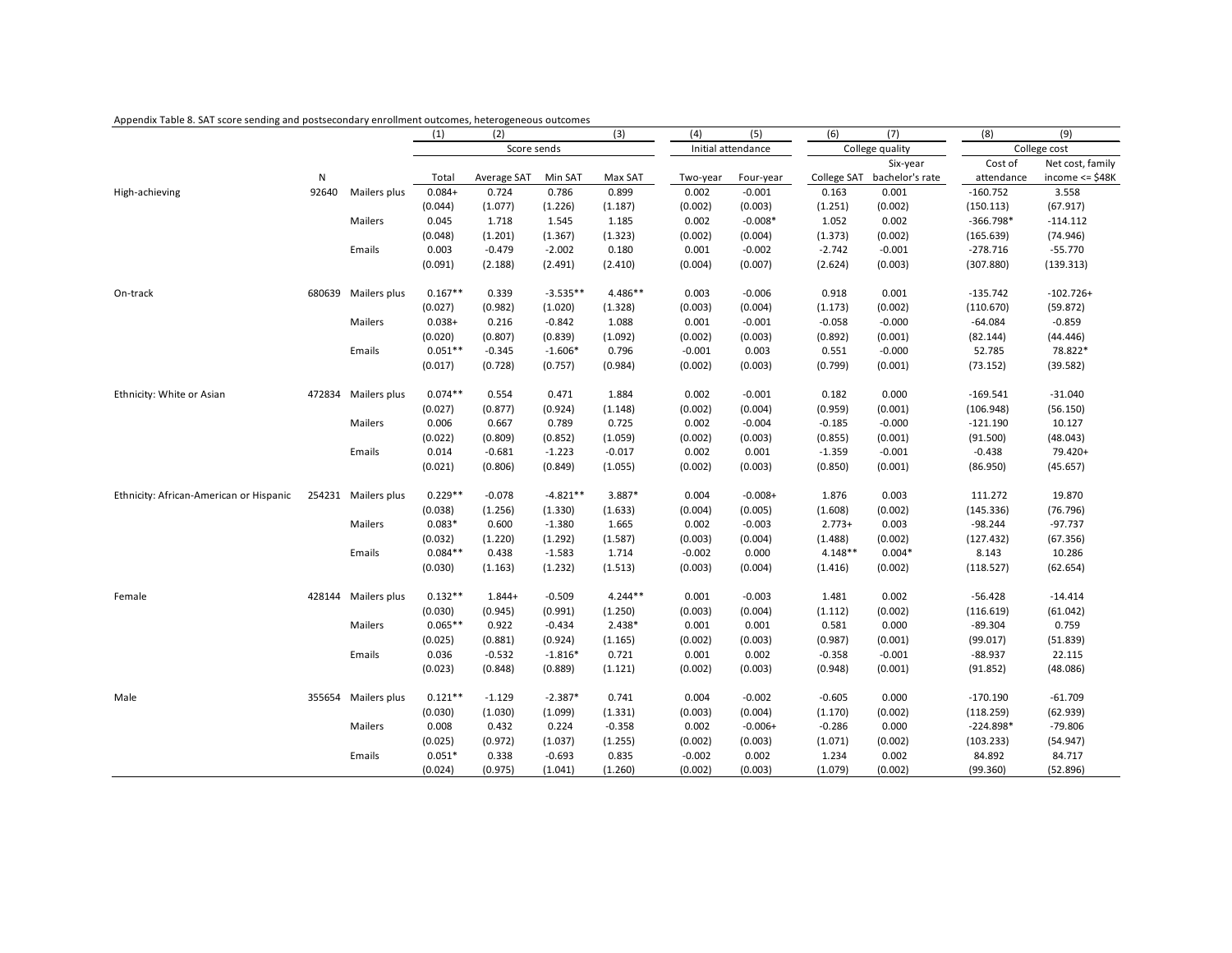Appendix Table 8. SAT score sending and postsecondary enrollment outcomes, heterogeneous outcomes

| | | | (1) | (2) | | (3) | (4) | (5) | (6) | (7) | (8) | (9) |
|---|---|---|---|---|---|---|---|---|---|---|---|---|
| | | | Score sends | | | | Initial attendance | | College quality | | College cost | |
| | N | | Total | Average SAT | Min SAT | Max SAT | Two-year | Four-year | College SAT | Six-year bachelor's rate | Cost of attendance | Net cost, family income <= $48K |
| High-achieving | 92640 | Mailers plus | 0.084+ | 0.724 | 0.786 | 0.899 | 0.002 | -0.001 | 0.163 | 0.001 | -160.752 | 3.558 |
| | | | (0.044) | (1.077) | (1.226) | (1.187) | (0.002) | (0.003) | (1.251) | (0.002) | (150.113) | (67.917) |
| | | Mailers | 0.045 | 1.718 | 1.545 | 1.185 | 0.002 | -0.008* | 1.052 | 0.002 | -366.798* | -114.112 |
| | | | (0.048) | (1.201) | (1.367) | (1.323) | (0.002) | (0.004) | (1.373) | (0.002) | (165.639) | (74.946) |
| | | Emails | 0.003 | -0.479 | -2.002 | 0.180 | 0.001 | -0.002 | -2.742 | -0.001 | -278.716 | -55.770 |
| | | | (0.091) | (2.188) | (2.491) | (2.410) | (0.004) | (0.007) | (2.624) | (0.003) | (307.880) | (139.313) |
| On-track | 680639 | Mailers plus | 0.167** | 0.339 | -3.535** | 4.486** | 0.003 | -0.006 | 0.918 | 0.001 | -135.742 | -102.726+ |
| | | | (0.027) | (0.982) | (1.020) | (1.328) | (0.003) | (0.004) | (1.173) | (0.002) | (110.670) | (59.872) |
| | | Mailers | 0.038+ | 0.216 | -0.842 | 1.088 | 0.001 | -0.001 | -0.058 | -0.000 | -64.084 | -0.859 |
| | | | (0.020) | (0.807) | (0.839) | (1.092) | (0.002) | (0.003) | (0.892) | (0.001) | (82.144) | (44.446) |
| | | Emails | 0.051** | -0.345 | -1.606* | 0.796 | -0.001 | 0.003 | 0.551 | -0.000 | 52.785 | 78.822* |
| | | | (0.017) | (0.728) | (0.757) | (0.984) | (0.002) | (0.003) | (0.799) | (0.001) | (73.152) | (39.582) |
| Ethnicity: White or Asian | 472834 | Mailers plus | 0.074** | 0.554 | 0.471 | 1.884 | 0.002 | -0.001 | 0.182 | 0.000 | -169.541 | -31.040 |
| | | | (0.027) | (0.877) | (0.924) | (1.148) | (0.002) | (0.004) | (0.959) | (0.001) | (106.948) | (56.150) |
| | | Mailers | 0.006 | 0.667 | 0.789 | 0.725 | 0.002 | -0.004 | -0.185 | -0.000 | -121.190 | 10.127 |
| | | | (0.022) | (0.809) | (0.852) | (1.059) | (0.002) | (0.003) | (0.855) | (0.001) | (91.500) | (48.043) |
| | | Emails | 0.014 | -0.681 | -1.223 | -0.017 | 0.002 | 0.001 | -1.359 | -0.001 | -0.438 | 79.420+ |
| | | | (0.021) | (0.806) | (0.849) | (1.055) | (0.002) | (0.003) | (0.850) | (0.001) | (86.950) | (45.657) |
| Ethnicity: African-American or Hispanic | 254231 | Mailers plus | 0.229** | -0.078 | -4.821** | 3.887* | 0.004 | -0.008+ | 1.876 | 0.003 | 111.272 | 19.870 |
| | | | (0.038) | (1.256) | (1.330) | (1.633) | (0.004) | (0.005) | (1.608) | (0.002) | (145.336) | (76.796) |
| | | Mailers | 0.083* | 0.600 | -1.380 | 1.665 | 0.002 | -0.003 | 2.773+ | 0.003 | -98.244 | -97.737 |
| | | | (0.032) | (1.220) | (1.292) | (1.587) | (0.003) | (0.004) | (1.488) | (0.002) | (127.432) | (67.356) |
| | | Emails | 0.084** | 0.438 | -1.583 | 1.714 | -0.002 | 0.000 | 4.148** | 0.004* | 8.143 | 10.286 |
| | | | (0.030) | (1.163) | (1.232) | (1.513) | (0.003) | (0.004) | (1.416) | (0.002) | (118.527) | (62.654) |
| Female | 428144 | Mailers plus | 0.132** | 1.844+ | -0.509 | 4.244** | 0.001 | -0.003 | 1.481 | 0.002 | -56.428 | -14.414 |
| | | | (0.030) | (0.945) | (0.991) | (1.250) | (0.003) | (0.004) | (1.112) | (0.002) | (116.619) | (61.042) |
| | | Mailers | 0.065** | 0.922 | -0.434 | 2.438* | 0.001 | 0.001 | 0.581 | 0.000 | -89.304 | 0.759 |
| | | | (0.025) | (0.881) | (0.924) | (1.165) | (0.002) | (0.003) | (0.987) | (0.001) | (99.017) | (51.839) |
| | | Emails | 0.036 | -0.532 | -1.816* | 0.721 | 0.001 | 0.002 | -0.358 | -0.001 | -88.937 | 22.115 |
| | | | (0.023) | (0.848) | (0.889) | (1.121) | (0.002) | (0.003) | (0.948) | (0.001) | (91.852) | (48.086) |
| Male | 355654 | Mailers plus | 0.121** | -1.129 | -2.387* | 0.741 | 0.004 | -0.002 | -0.605 | 0.000 | -170.190 | -61.709 |
| | | | (0.030) | (1.030) | (1.099) | (1.331) | (0.003) | (0.004) | (1.170) | (0.002) | (118.259) | (62.939) |
| | | Mailers | 0.008 | 0.432 | 0.224 | -0.358 | 0.002 | -0.006+ | -0.286 | 0.000 | -224.898* | -79.806 |
| | | | (0.025) | (0.972) | (1.037) | (1.255) | (0.002) | (0.003) | (1.071) | (0.002) | (103.233) | (54.947) |
| | | Emails | 0.051* | 0.338 | -0.693 | 0.835 | -0.002 | 0.002 | 1.234 | 0.002 | 84.892 | 84.717 |
| | | | (0.024) | (0.975) | (1.041) | (1.260) | (0.002) | (0.003) | (1.079) | (0.002) | (99.360) | (52.896) |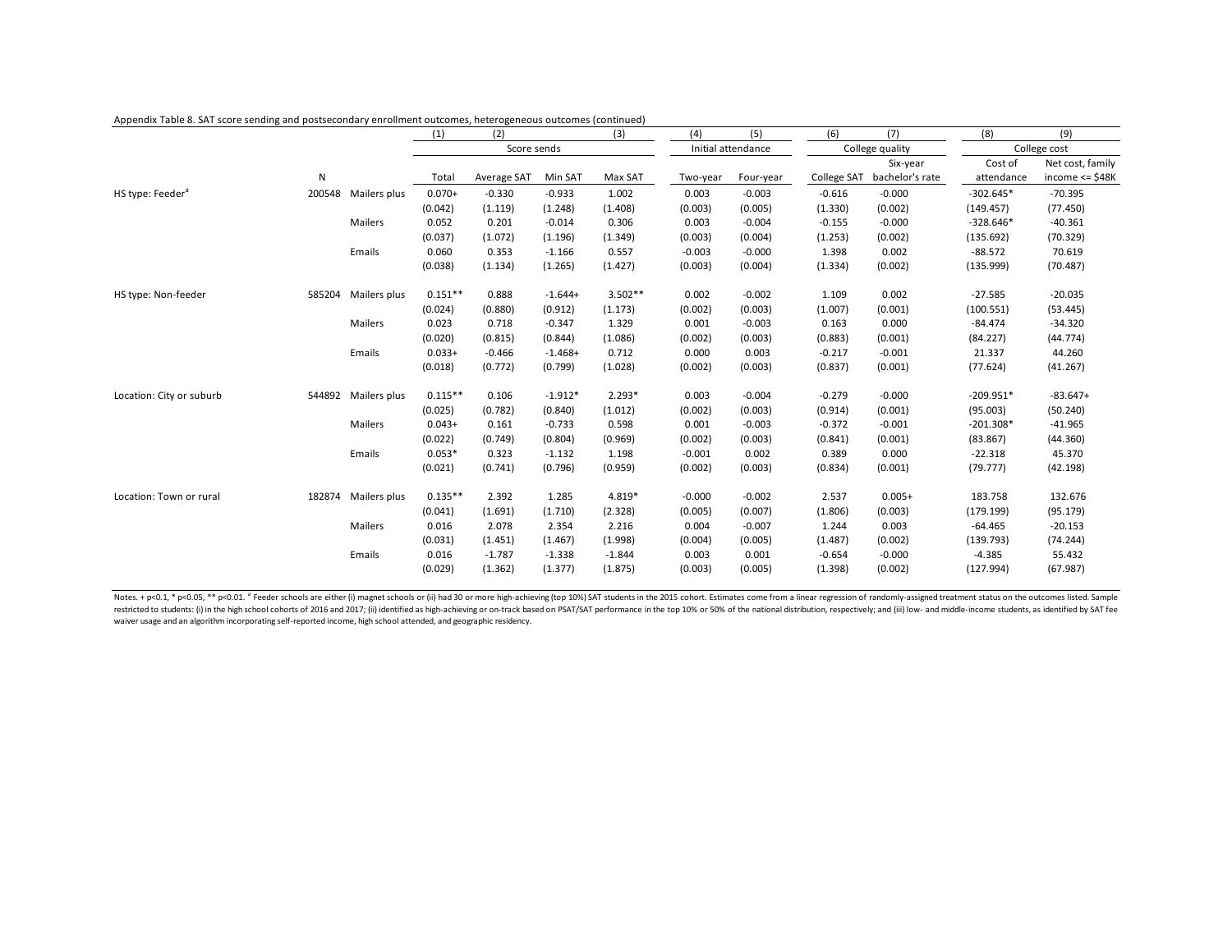Appendix Table 8. SAT score sending and postsecondary enrollment outcomes, heterogeneous outcomes (continued)

| | | | (1) | (2) | | (3) | (4) | (5) | (6) | (7) | (8) | (9) |
|---|---|---|---|---|---|---|---|---|---|---|---|---|
| | | | Score sends | | | | Initial attendance | | College quality | | College cost | |
| | N | | Total | Average SAT | Min SAT | Max SAT | Two-year | Four-year | College SAT | Six-year bachelor's rate | Cost of attendance | Net cost, family income <= $48K |
| HS type: Feeder[a] | 200548 | Mailers plus | 0.070+ | -0.330 | -0.933 | 1.002 | 0.003 | -0.003 | -0.616 | -0.000 | -302.645* | -70.395 |
| | | | (0.042) | (1.119) | (1.248) | (1.408) | (0.003) | (0.005) | (1.330) | (0.002) | (149.457) | (77.450) |
| | | Mailers | 0.052 | 0.201 | -0.014 | 0.306 | 0.003 | -0.004 | -0.155 | -0.000 | -328.646* | -40.361 |
| | | | (0.037) | (1.072) | (1.196) | (1.349) | (0.003) | (0.004) | (1.253) | (0.002) | (135.692) | (70.329) |
| | | Emails | 0.060 | 0.353 | -1.166 | 0.557 | -0.003 | -0.000 | 1.398 | 0.002 | -88.572 | 70.619 |
| | | | (0.038) | (1.134) | (1.265) | (1.427) | (0.003) | (0.004) | (1.334) | (0.002) | (135.999) | (70.487) |
| HS type: Non-feeder | 585204 | Mailers plus | 0.151** | 0.888 | -1.644+ | 3.502** | 0.002 | -0.002 | 1.109 | 0.002 | -27.585 | -20.035 |
| | | | (0.024) | (0.880) | (0.912) | (1.173) | (0.002) | (0.003) | (1.007) | (0.001) | (100.551) | (53.445) |
| | | Mailers | 0.023 | 0.718 | -0.347 | 1.329 | 0.001 | -0.003 | 0.163 | 0.000 | -84.474 | -34.320 |
| | | | (0.020) | (0.815) | (0.844) | (1.086) | (0.002) | (0.003) | (0.883) | (0.001) | (84.227) | (44.774) |
| | | Emails | 0.033+ | -0.466 | -1.468+ | 0.712 | 0.000 | 0.003 | -0.217 | -0.001 | 21.337 | 44.260 |
| | | | (0.018) | (0.772) | (0.799) | (1.028) | (0.002) | (0.003) | (0.837) | (0.001) | (77.624) | (41.267) |
| Location: City or suburb | 544892 | Mailers plus | 0.115** | 0.106 | -1.912* | 2.293* | 0.003 | -0.004 | -0.279 | -0.000 | -209.951* | -83.647+ |
| | | | (0.025) | (0.782) | (0.840) | (1.012) | (0.002) | (0.003) | (0.914) | (0.001) | (95.003) | (50.240) |
| | | Mailers | 0.043+ | 0.161 | -0.733 | 0.598 | 0.001 | -0.003 | -0.372 | -0.001 | -201.308* | -41.965 |
| | | | (0.022) | (0.749) | (0.804) | (0.969) | (0.002) | (0.003) | (0.841) | (0.001) | (83.867) | (44.360) |
| | | Emails | 0.053* | 0.323 | -1.132 | 1.198 | -0.001 | 0.002 | 0.389 | 0.000 | -22.318 | 45.370 |
| | | | (0.021) | (0.741) | (0.796) | (0.959) | (0.002) | (0.003) | (0.834) | (0.001) | (79.777) | (42.198) |
| Location: Town or rural | 182874 | Mailers plus | 0.135** | 2.392 | 1.285 | 4.819* | -0.000 | -0.002 | 2.537 | 0.005+ | 183.758 | 132.676 |
| | | | (0.041) | (1.691) | (1.710) | (2.328) | (0.005) | (0.007) | (1.806) | (0.003) | (179.199) | (95.179) |
| | | Mailers | 0.016 | 2.078 | 2.354 | 2.216 | 0.004 | -0.007 | 1.244 | 0.003 | -64.465 | -20.153 |
| | | | (0.031) | (1.451) | (1.467) | (1.998) | (0.004) | (0.005) | (1.487) | (0.002) | (139.793) | (74.244) |
| | | Emails | 0.016 | -1.787 | -1.338 | -1.844 | 0.003 | 0.001 | -0.654 | -0.000 | -4.385 | 55.432 |
| | | | (0.029) | (1.362) | (1.377) | (1.875) | (0.003) | (0.005) | (1.398) | (0.002) | (127.994) | (67.987) |

Notes. + p<0.1, * p<0.05, ** p<0.01. [a] Feeder schools are either (i) magnet schools or (ii) had 30 or more high-achieving (top 10%) SAT students in the 2015 cohort. Estimates come from a linear regression of randomly-assigned treatment status on the outcomes listed. Sample restricted to students: (i) in the high school cohorts of 2016 and 2017; (ii) identified as high-achieving or on-track based on PSAT/SAT performance in the top 10% or 50% of the national distribution, respectively; and (iii) low- and middle-income students, as identified by SAT fee waiver usage and an algorithm incorporating self-reported income, high school attended, and geographic residency.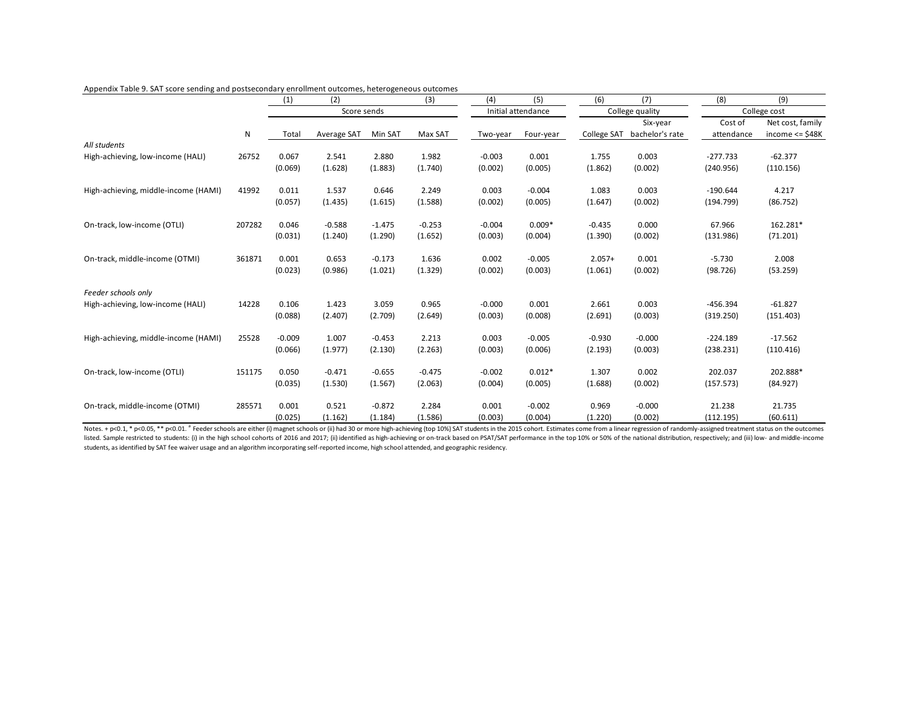Appendix Table 9. SAT score sending and postsecondary enrollment outcomes, heterogeneous outcomes

| | | (1) | (2) | | (3) | (4) | (5) | (6) | (7) | (8) | (9) |
|---|---|---|---|---|---|---|---|---|---|---|---|
| | | Score sends | | | | Initial attendance | | College quality | | College cost | |
| | N | Total | Average SAT | Min SAT | Max SAT | Two-year | Four-year | College SAT | Six-year bachelor's rate | Cost of attendance | Net cost, family income <= $48K |
| *All students* | | | | | | | | | | | |
| High-achieving, low-income (HALI) | 26752 | 0.067 | 2.541 | 2.880 | 1.982 | -0.003 | 0.001 | 1.755 | 0.003 | -277.733 | -62.377 |
| | | (0.069) | (1.628) | (1.883) | (1.740) | (0.002) | (0.005) | (1.862) | (0.002) | (240.956) | (110.156) |
| High-achieving, middle-income (HAMI) | 41992 | 0.011 | 1.537 | 0.646 | 2.249 | 0.003 | -0.004 | 1.083 | 0.003 | -190.644 | 4.217 |
| | | (0.057) | (1.435) | (1.615) | (1.588) | (0.002) | (0.005) | (1.647) | (0.002) | (194.799) | (86.752) |
| On-track, low-income (OTLI) | 207282 | 0.046 | -0.588 | -1.475 | -0.253 | -0.004 | 0.009* | -0.435 | 0.000 | 67.966 | 162.281* |
| | | (0.031) | (1.240) | (1.290) | (1.652) | (0.003) | (0.004) | (1.390) | (0.002) | (131.986) | (71.201) |
| On-track, middle-income (OTMI) | 361871 | 0.001 | 0.653 | -0.173 | 1.636 | 0.002 | -0.005 | 2.057+ | 0.001 | -5.730 | 2.008 |
| | | (0.023) | (0.986) | (1.021) | (1.329) | (0.002) | (0.003) | (1.061) | (0.002) | (98.726) | (53.259) |
| *Feeder schools only* | | | | | | | | | | | |
| High-achieving, low-income (HALI) | 14228 | 0.106 | 1.423 | 3.059 | 0.965 | -0.000 | 0.001 | 2.661 | 0.003 | -456.394 | -61.827 |
| | | (0.088) | (2.407) | (2.709) | (2.649) | (0.003) | (0.008) | (2.691) | (0.003) | (319.250) | (151.403) |
| High-achieving, middle-income (HAMI) | 25528 | -0.009 | 1.007 | -0.453 | 2.213 | 0.003 | -0.005 | -0.930 | -0.000 | -224.189 | -17.562 |
| | | (0.066) | (1.977) | (2.130) | (2.263) | (0.003) | (0.006) | (2.193) | (0.003) | (238.231) | (110.416) |
| On-track, low-income (OTLI) | 151175 | 0.050 | -0.471 | -0.655 | -0.475 | -0.002 | 0.012* | 1.307 | 0.002 | 202.037 | 202.888* |
| | | (0.035) | (1.530) | (1.567) | (2.063) | (0.004) | (0.005) | (1.688) | (0.002) | (157.573) | (84.927) |
| On-track, middle-income (OTMI) | 285571 | 0.001 | 0.521 | -0.872 | 2.284 | 0.001 | -0.002 | 0.969 | -0.000 | 21.238 | 21.735 |
| | | (0.025) | (1.162) | (1.184) | (1.586) | (0.003) | (0.004) | (1.220) | (0.002) | (112.195) | (60.611) |

Notes. + p<0.1, * p<0.05, ** p<0.01. [a] Feeder schools are either (i) magnet schools or (ii) had 30 or more high-achieving (top 10%) SAT students in the 2015 cohort. Estimates come from a linear regression of randomly-assigned treatment status on the outcomes listed. Sample restricted to students: (i) in the high school cohorts of 2016 and 2017; (ii) identified as high-achieving or on-track based on PSAT/SAT performance in the top 10% or 50% of the national distribution, respectively; and (iii) low- and middle-income students, as identified by SAT fee waiver usage and an algorithm incorporating self-reported income, high school attended, and geographic residency.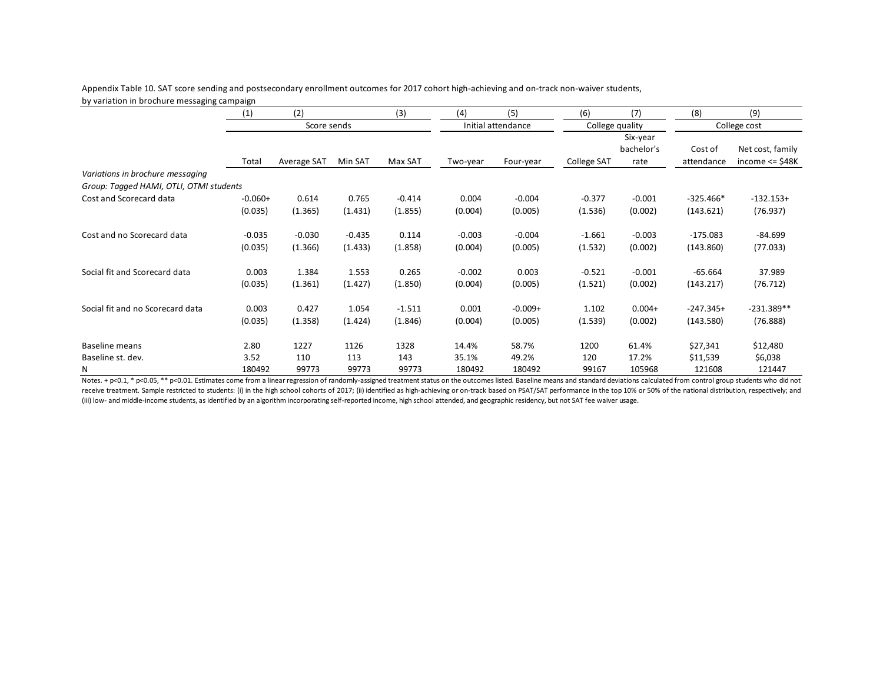Appendix Table 10. SAT score sending and postsecondary enrollment outcomes for 2017 cohort high-achieving and on-track non-waiver students, by variation in brochure messaging campaign

| | (1) | (2) | | (3) | (4) | (5) | (6) | (7) | (8) | (9) |
|---|---|---|---|---|---|---|---|---|---|---|
| | Score sends | | | | Initial attendance | | College quality | | College cost | |
| | Total | Average SAT | Min SAT | Max SAT | Two-year | Four-year | College SAT | Six-year bachelor's rate | Cost of attendance | Net cost, family income <= $48K |
| *Variations in brochure messaging* | | | | | | | | | | |
| *Group: Tagged HAMI, OTLI, OTMI students* | | | | | | | | | | |
| Cost and Scorecard data | -0.060+ | 0.614 | 0.765 | -0.414 | 0.004 | -0.004 | -0.377 | -0.001 | -325.466* | -132.153+ |
| | (0.035) | (1.365) | (1.431) | (1.855) | (0.004) | (0.005) | (1.536) | (0.002) | (143.621) | (76.937) |
| Cost and no Scorecard data | -0.035 | -0.030 | -0.435 | 0.114 | -0.003 | -0.004 | -1.661 | -0.003 | -175.083 | -84.699 |
| | (0.035) | (1.366) | (1.433) | (1.858) | (0.004) | (0.005) | (1.532) | (0.002) | (143.860) | (77.033) |
| Social fit and Scorecard data | 0.003 | 1.384 | 1.553 | 0.265 | -0.002 | 0.003 | -0.521 | -0.001 | -65.664 | 37.989 |
| | (0.035) | (1.361) | (1.427) | (1.850) | (0.004) | (0.005) | (1.521) | (0.002) | (143.217) | (76.712) |
| Social fit and no Scorecard data | 0.003 | 0.427 | 1.054 | -1.511 | 0.001 | -0.009+ | 1.102 | 0.004+ | -247.345+ | -231.389** |
| | (0.035) | (1.358) | (1.424) | (1.846) | (0.004) | (0.005) | (1.539) | (0.002) | (143.580) | (76.888) |
| Baseline means | 2.80 | 1227 | 1126 | 1328 | 14.4% | 58.7% | 1200 | 61.4% | $27,341 | $12,480 |
| Baseline st. dev. | 3.52 | 110 | 113 | 143 | 35.1% | 49.2% | 120 | 17.2% | $11,539 | $6,038 |
| N | 180492 | 99773 | 99773 | 99773 | 180492 | 180492 | 99167 | 105968 | 121608 | 121447 |

Notes. + p<0.1, * p<0.05, ** p<0.01. Estimates come from a linear regression of randomly-assigned treatment status on the outcomes listed. Baseline means and standard deviations calculated from control group students who did not receive treatment. Sample restricted to students: (i) in the high school cohorts of 2017; (ii) identified as high-achieving or on-track based on PSAT/SAT performance in the top 10% or 50% of the national distribution, respectively; and (iii) low- and middle-income students, as identified by an algorithm incorporating self-reported income, high school attended, and geographic residency, but not SAT fee waiver usage.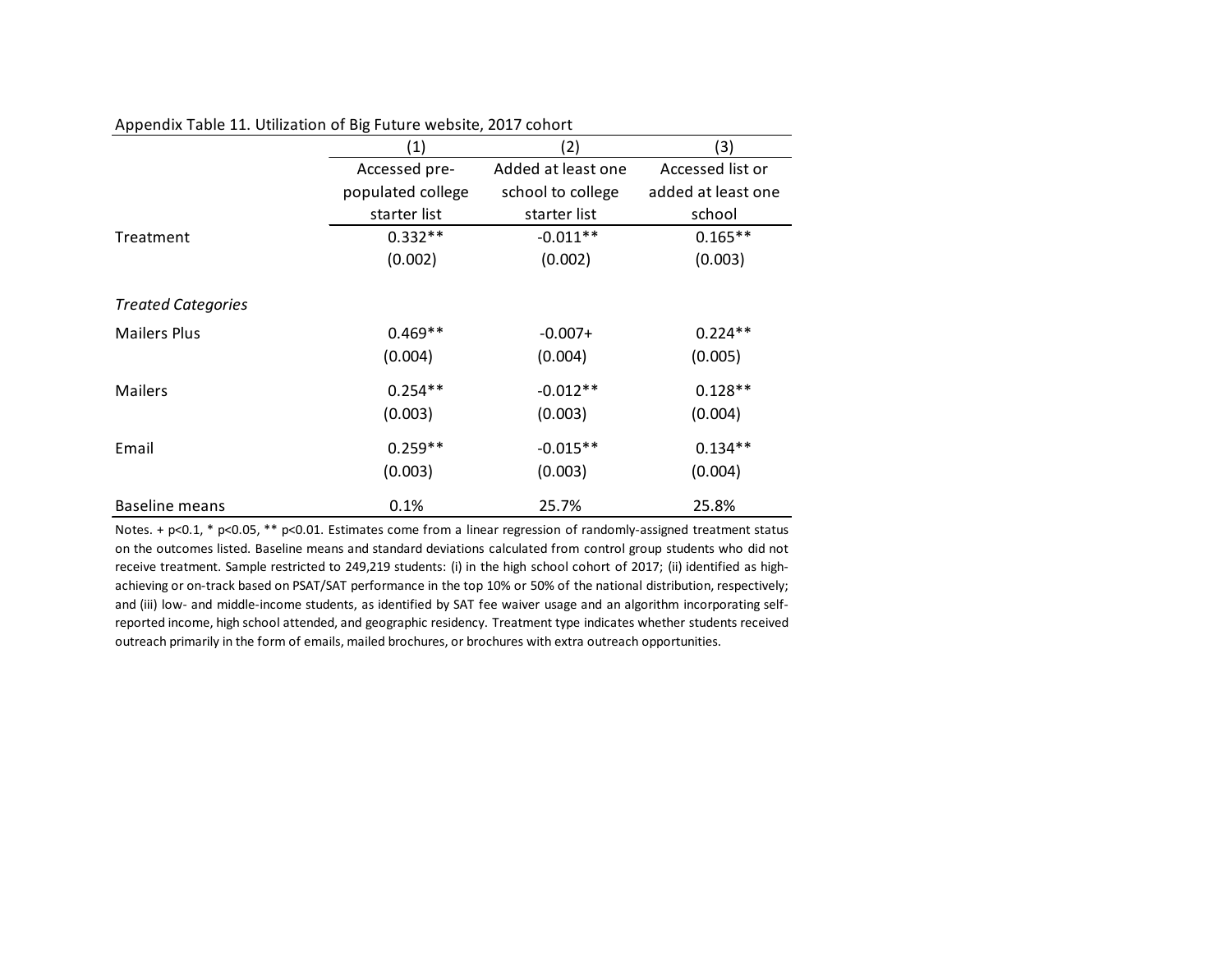Appendix Table 11. Utilization of Big Future website, 2017 cohort

| | (1) | (2) | (3) |
|---|---|---|---|
| | Accessed pre-populated college starter list | Added at least one school to college starter list | Accessed list or added at least one school |
| Treatment | 0.332** | -0.011** | 0.165** |
| | (0.002) | (0.002) | (0.003) |
| *Treated Categories* | | | |
| Mailers Plus | 0.469** | -0.007+ | 0.224** |
| | (0.004) | (0.004) | (0.005) |
| Mailers | 0.254** | -0.012** | 0.128** |
| | (0.003) | (0.003) | (0.004) |
| Email | 0.259** | -0.015** | 0.134** |
| | (0.003) | (0.003) | (0.004) |
| Baseline means | 0.1% | 25.7% | 25.8% |

Notes. + p<0.1, * p<0.05, ** p<0.01. Estimates come from a linear regression of randomly-assigned treatment status on the outcomes listed. Baseline means and standard deviations calculated from control group students who did not receive treatment. Sample restricted to 249,219 students: (i) in the high school cohort of 2017; (ii) identified as high-achieving or on-track based on PSAT/SAT performance in the top 10% or 50% of the national distribution, respectively; and (iii) low- and middle-income students, as identified by SAT fee waiver usage and an algorithm incorporating self-reported income, high school attended, and geographic residency. Treatment type indicates whether students received outreach primarily in the form of emails, mailed brochures, or brochures with extra outreach opportunities.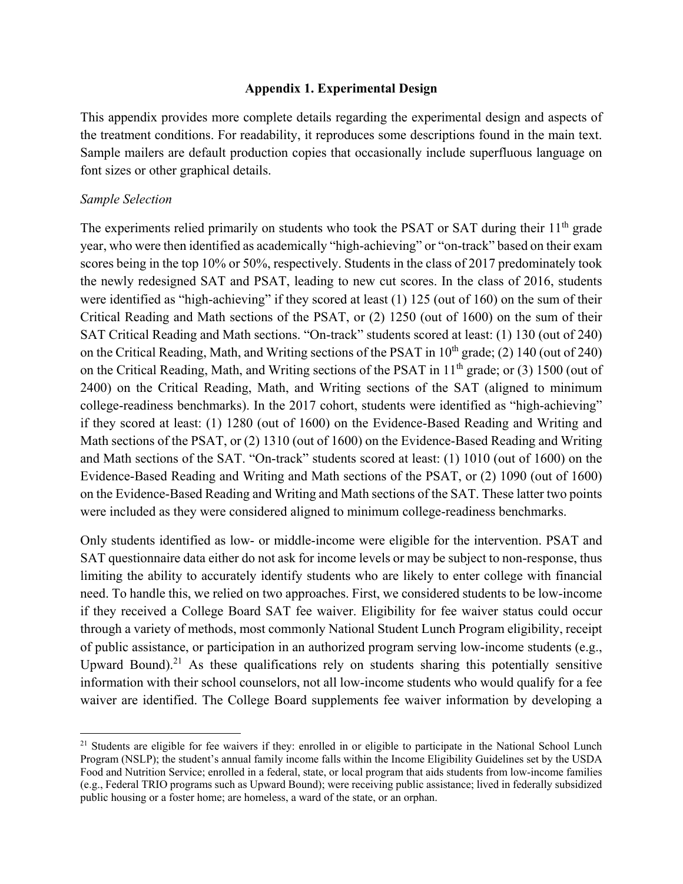## Appendix 1. Experimental Design

This appendix provides more complete details regarding the experimental design and aspects of the treatment conditions. For readability, it reproduces some descriptions found in the main text. Sample mailers are default production copies that occasionally include superfluous language on font sizes or other graphical details.

*Sample Selection*

The experiments relied primarily on students who took the PSAT or SAT during their 11th grade year, who were then identified as academically "high-achieving" or "on-track" based on their exam scores being in the top 10% or 50%, respectively. Students in the class of 2017 predominately took the newly redesigned SAT and PSAT, leading to new cut scores. In the class of 2016, students were identified as "high-achieving" if they scored at least (1) 125 (out of 160) on the sum of their Critical Reading and Math sections of the PSAT, or (2) 1250 (out of 1600) on the sum of their SAT Critical Reading and Math sections. "On-track" students scored at least: (1) 130 (out of 240) on the Critical Reading, Math, and Writing sections of the PSAT in 10th grade; (2) 140 (out of 240) on the Critical Reading, Math, and Writing sections of the PSAT in 11th grade; or (3) 1500 (out of 2400) on the Critical Reading, Math, and Writing sections of the SAT (aligned to minimum college-readiness benchmarks). In the 2017 cohort, students were identified as "high-achieving" if they scored at least: (1) 1280 (out of 1600) on the Evidence-Based Reading and Writing and Math sections of the PSAT, or (2) 1310 (out of 1600) on the Evidence-Based Reading and Writing and Math sections of the SAT. "On-track" students scored at least: (1) 1010 (out of 1600) on the Evidence-Based Reading and Writing and Math sections of the PSAT, or (2) 1090 (out of 1600) on the Evidence-Based Reading and Writing and Math sections of the SAT. These latter two points were included as they were considered aligned to minimum college-readiness benchmarks.

Only students identified as low- or middle-income were eligible for the intervention. PSAT and SAT questionnaire data either do not ask for income levels or may be subject to non-response, thus limiting the ability to accurately identify students who are likely to enter college with financial need. To handle this, we relied on two approaches. First, we considered students to be low-income if they received a College Board SAT fee waiver. Eligibility for fee waiver status could occur through a variety of methods, most commonly National Student Lunch Program eligibility, receipt of public assistance, or participation in an authorized program serving low-income students (e.g., Upward Bound).[21] As these qualifications rely on students sharing this potentially sensitive information with their school counselors, not all low-income students who would qualify for a fee waiver are identified. The College Board supplements fee waiver information by developing a

[21] Students are eligible for fee waivers if they: enrolled in or eligible to participate in the National School Lunch Program (NSLP); the student's annual family income falls within the Income Eligibility Guidelines set by the USDA Food and Nutrition Service; enrolled in a federal, state, or local program that aids students from low-income families (e.g., Federal TRIO programs such as Upward Bound); were receiving public assistance; lived in federally subsidized public housing or a foster home; are homeless, a ward of the state, or an orphan.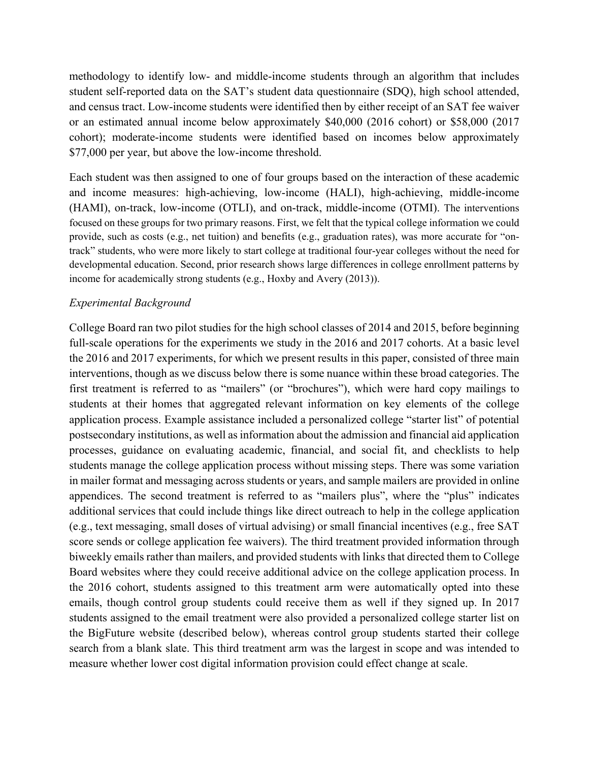methodology to identify low- and middle-income students through an algorithm that includes student self-reported data on the SAT's student data questionnaire (SDQ), high school attended, and census tract. Low-income students were identified then by either receipt of an SAT fee waiver or an estimated annual income below approximately \$40,000 (2016 cohort) or \$58,000 (2017 cohort); moderate-income students were identified based on incomes below approximately \$77,000 per year, but above the low-income threshold.

Each student was then assigned to one of four groups based on the interaction of these academic and income measures: high-achieving, low-income (HALI), high-achieving, middle-income (HAMI), on-track, low-income (OTLI), and on-track, middle-income (OTMI). The interventions focused on these groups for two primary reasons. First, we felt that the typical college information we could provide, such as costs (e.g., net tuition) and benefits (e.g., graduation rates), was more accurate for "on-track" students, who were more likely to start college at traditional four-year colleges without the need for developmental education. Second, prior research shows large differences in college enrollment patterns by income for academically strong students (e.g., Hoxby and Avery (2013)).

*Experimental Background*

College Board ran two pilot studies for the high school classes of 2014 and 2015, before beginning full-scale operations for the experiments we study in the 2016 and 2017 cohorts. At a basic level the 2016 and 2017 experiments, for which we present results in this paper, consisted of three main interventions, though as we discuss below there is some nuance within these broad categories. The first treatment is referred to as "mailers" (or "brochures"), which were hard copy mailings to students at their homes that aggregated relevant information on key elements of the college application process. Example assistance included a personalized college "starter list" of potential postsecondary institutions, as well as information about the admission and financial aid application processes, guidance on evaluating academic, financial, and social fit, and checklists to help students manage the college application process without missing steps. There was some variation in mailer format and messaging across students or years, and sample mailers are provided in online appendices. The second treatment is referred to as "mailers plus", where the "plus" indicates additional services that could include things like direct outreach to help in the college application (e.g., text messaging, small doses of virtual advising) or small financial incentives (e.g., free SAT score sends or college application fee waivers). The third treatment provided information through biweekly emails rather than mailers, and provided students with links that directed them to College Board websites where they could receive additional advice on the college application process. In the 2016 cohort, students assigned to this treatment arm were automatically opted into these emails, though control group students could receive them as well if they signed up. In 2017 students assigned to the email treatment were also provided a personalized college starter list on the BigFuture website (described below), whereas control group students started their college search from a blank slate. This third treatment arm was the largest in scope and was intended to measure whether lower cost digital information provision could effect change at scale.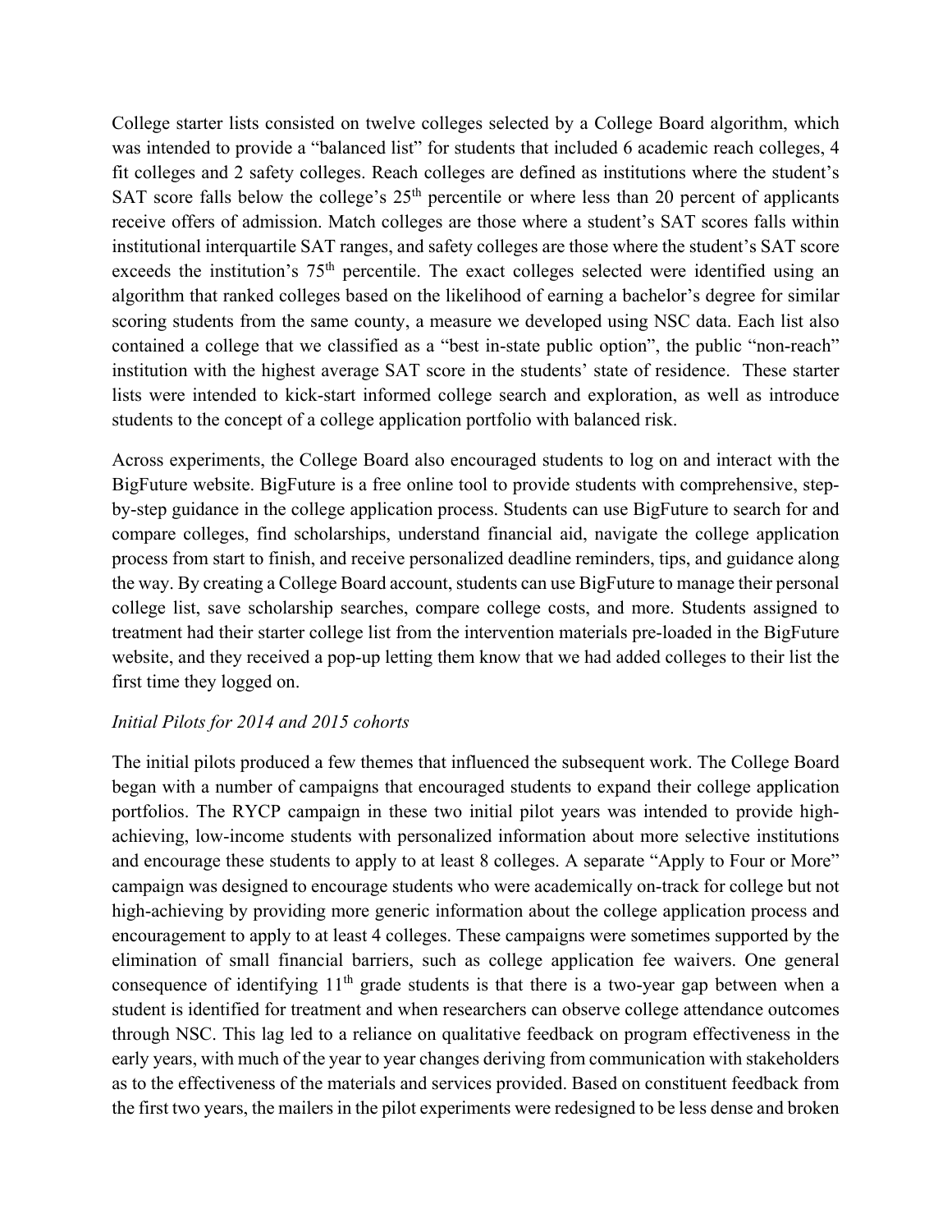College starter lists consisted on twelve colleges selected by a College Board algorithm, which was intended to provide a "balanced list" for students that included 6 academic reach colleges, 4 fit colleges and 2 safety colleges. Reach colleges are defined as institutions where the student's SAT score falls below the college's 25th percentile or where less than 20 percent of applicants receive offers of admission. Match colleges are those where a student's SAT scores falls within institutional interquartile SAT ranges, and safety colleges are those where the student's SAT score exceeds the institution's 75th percentile. The exact colleges selected were identified using an algorithm that ranked colleges based on the likelihood of earning a bachelor's degree for similar scoring students from the same county, a measure we developed using NSC data. Each list also contained a college that we classified as a "best in-state public option", the public "non-reach" institution with the highest average SAT score in the students' state of residence. These starter lists were intended to kick-start informed college search and exploration, as well as introduce students to the concept of a college application portfolio with balanced risk.

Across experiments, the College Board also encouraged students to log on and interact with the BigFuture website. BigFuture is a free online tool to provide students with comprehensive, step-by-step guidance in the college application process. Students can use BigFuture to search for and compare colleges, find scholarships, understand financial aid, navigate the college application process from start to finish, and receive personalized deadline reminders, tips, and guidance along the way. By creating a College Board account, students can use BigFuture to manage their personal college list, save scholarship searches, compare college costs, and more. Students assigned to treatment had their starter college list from the intervention materials pre-loaded in the BigFuture website, and they received a pop-up letting them know that we had added colleges to their list the first time they logged on.

*Initial Pilots for 2014 and 2015 cohorts*

The initial pilots produced a few themes that influenced the subsequent work. The College Board began with a number of campaigns that encouraged students to expand their college application portfolios. The RYCP campaign in these two initial pilot years was intended to provide high-achieving, low-income students with personalized information about more selective institutions and encourage these students to apply to at least 8 colleges. A separate "Apply to Four or More" campaign was designed to encourage students who were academically on-track for college but not high-achieving by providing more generic information about the college application process and encouragement to apply to at least 4 colleges. These campaigns were sometimes supported by the elimination of small financial barriers, such as college application fee waivers. One general consequence of identifying 11th grade students is that there is a two-year gap between when a student is identified for treatment and when researchers can observe college attendance outcomes through NSC. This lag led to a reliance on qualitative feedback on program effectiveness in the early years, with much of the year to year changes deriving from communication with stakeholders as to the effectiveness of the materials and services provided. Based on constituent feedback from the first two years, the mailers in the pilot experiments were redesigned to be less dense and broken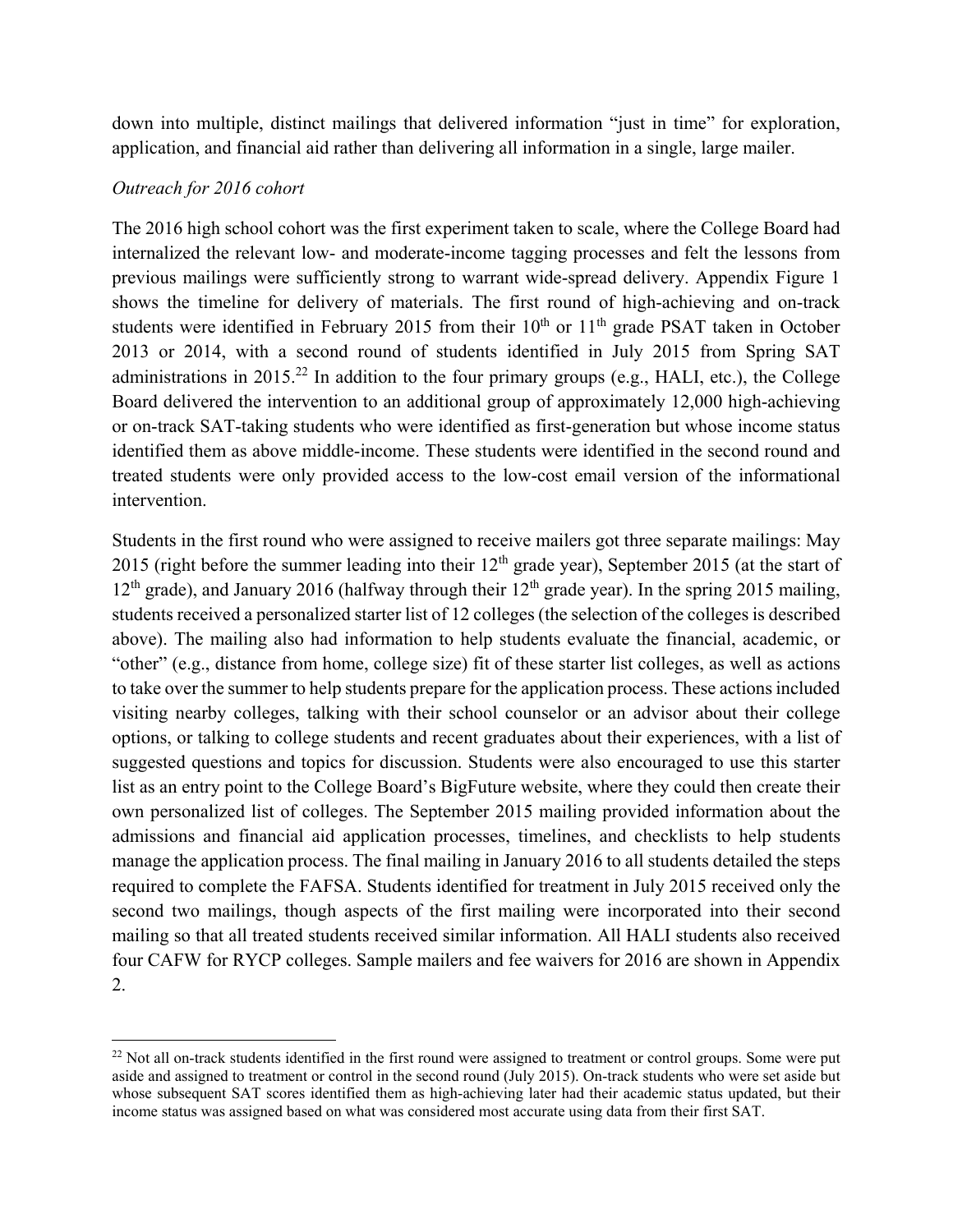down into multiple, distinct mailings that delivered information "just in time" for exploration, application, and financial aid rather than delivering all information in a single, large mailer.

*Outreach for 2016 cohort*

The 2016 high school cohort was the first experiment taken to scale, where the College Board had internalized the relevant low- and moderate-income tagging processes and felt the lessons from previous mailings were sufficiently strong to warrant wide-spread delivery. Appendix Figure 1 shows the timeline for delivery of materials. The first round of high-achieving and on-track students were identified in February 2015 from their 10th or 11th grade PSAT taken in October 2013 or 2014, with a second round of students identified in July 2015 from Spring SAT administrations in 2015.[22] In addition to the four primary groups (e.g., HALI, etc.), the College Board delivered the intervention to an additional group of approximately 12,000 high-achieving or on-track SAT-taking students who were identified as first-generation but whose income status identified them as above middle-income. These students were identified in the second round and treated students were only provided access to the low-cost email version of the informational intervention.

Students in the first round who were assigned to receive mailers got three separate mailings: May 2015 (right before the summer leading into their 12th grade year), September 2015 (at the start of 12th grade), and January 2016 (halfway through their 12th grade year). In the spring 2015 mailing, students received a personalized starter list of 12 colleges (the selection of the colleges is described above). The mailing also had information to help students evaluate the financial, academic, or "other" (e.g., distance from home, college size) fit of these starter list colleges, as well as actions to take over the summer to help students prepare for the application process. These actions included visiting nearby colleges, talking with their school counselor or an advisor about their college options, or talking to college students and recent graduates about their experiences, with a list of suggested questions and topics for discussion. Students were also encouraged to use this starter list as an entry point to the College Board's BigFuture website, where they could then create their own personalized list of colleges. The September 2015 mailing provided information about the admissions and financial aid application processes, timelines, and checklists to help students manage the application process. The final mailing in January 2016 to all students detailed the steps required to complete the FAFSA. Students identified for treatment in July 2015 received only the second two mailings, though aspects of the first mailing were incorporated into their second mailing so that all treated students received similar information. All HALI students also received four CAFW for RYCP colleges. Sample mailers and fee waivers for 2016 are shown in Appendix 2.

[22] Not all on-track students identified in the first round were assigned to treatment or control groups. Some were put aside and assigned to treatment or control in the second round (July 2015). On-track students who were set aside but whose subsequent SAT scores identified them as high-achieving later had their academic status updated, but their income status was assigned based on what was considered most accurate using data from their first SAT.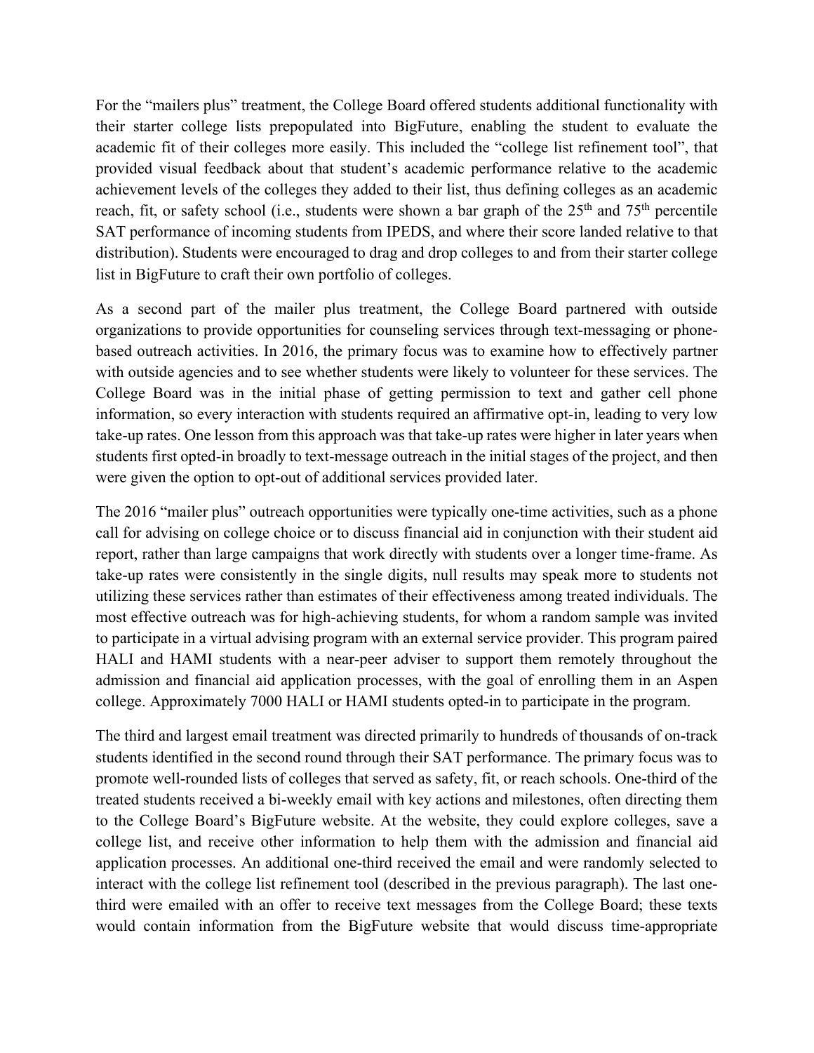For the "mailers plus" treatment, the College Board offered students additional functionality with their starter college lists prepopulated into BigFuture, enabling the student to evaluate the academic fit of their colleges more easily. This included the "college list refinement tool", that provided visual feedback about that student's academic performance relative to the academic achievement levels of the colleges they added to their list, thus defining colleges as an academic reach, fit, or safety school (i.e., students were shown a bar graph of the 25th and 75th percentile SAT performance of incoming students from IPEDS, and where their score landed relative to that distribution). Students were encouraged to drag and drop colleges to and from their starter college list in BigFuture to craft their own portfolio of colleges.

As a second part of the mailer plus treatment, the College Board partnered with outside organizations to provide opportunities for counseling services through text-messaging or phone-based outreach activities. In 2016, the primary focus was to examine how to effectively partner with outside agencies and to see whether students were likely to volunteer for these services. The College Board was in the initial phase of getting permission to text and gather cell phone information, so every interaction with students required an affirmative opt-in, leading to very low take-up rates. One lesson from this approach was that take-up rates were higher in later years when students first opted-in broadly to text-message outreach in the initial stages of the project, and then were given the option to opt-out of additional services provided later.

The 2016 "mailer plus" outreach opportunities were typically one-time activities, such as a phone call for advising on college choice or to discuss financial aid in conjunction with their student aid report, rather than large campaigns that work directly with students over a longer time-frame. As take-up rates were consistently in the single digits, null results may speak more to students not utilizing these services rather than estimates of their effectiveness among treated individuals. The most effective outreach was for high-achieving students, for whom a random sample was invited to participate in a virtual advising program with an external service provider. This program paired HALI and HAMI students with a near-peer adviser to support them remotely throughout the admission and financial aid application processes, with the goal of enrolling them in an Aspen college. Approximately 7000 HALI or HAMI students opted-in to participate in the program.

The third and largest email treatment was directed primarily to hundreds of thousands of on-track students identified in the second round through their SAT performance. The primary focus was to promote well-rounded lists of colleges that served as safety, fit, or reach schools. One-third of the treated students received a bi-weekly email with key actions and milestones, often directing them to the College Board's BigFuture website. At the website, they could explore colleges, save a college list, and receive other information to help them with the admission and financial aid application processes. An additional one-third received the email and were randomly selected to interact with the college list refinement tool (described in the previous paragraph). The last one-third were emailed with an offer to receive text messages from the College Board; these texts would contain information from the BigFuture website that would discuss time-appropriate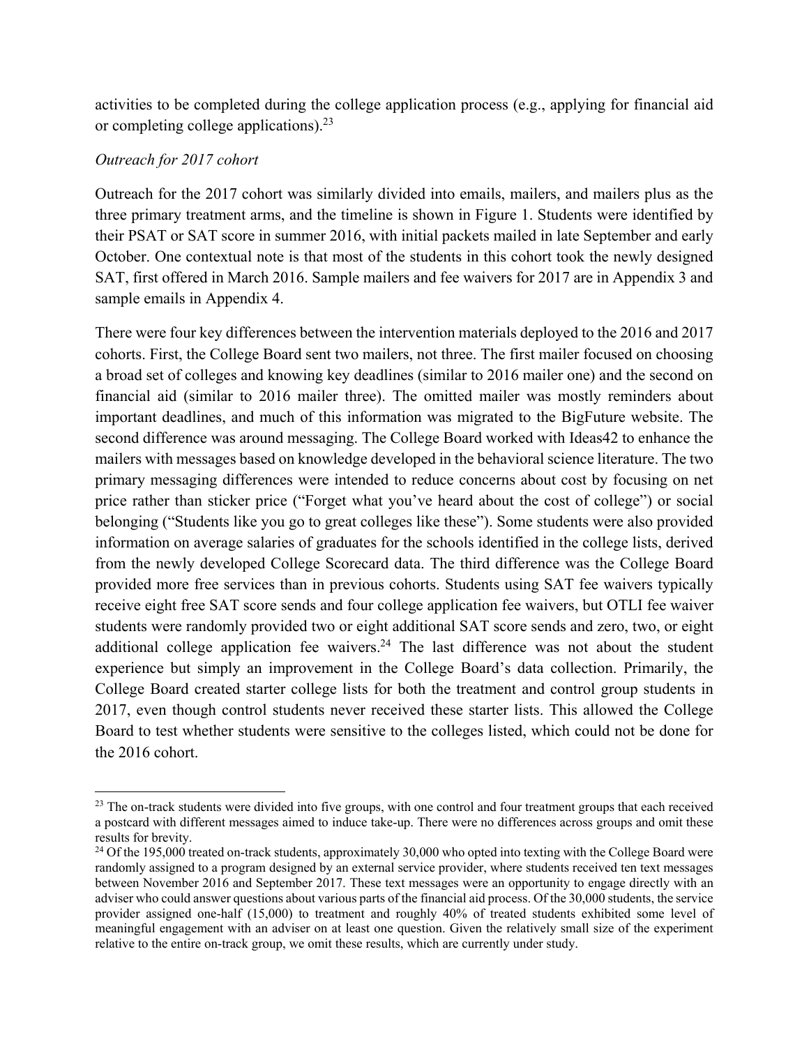activities to be completed during the college application process (e.g., applying for financial aid or completing college applications).[23]

*Outreach for 2017 cohort*

Outreach for the 2017 cohort was similarly divided into emails, mailers, and mailers plus as the three primary treatment arms, and the timeline is shown in Figure 1. Students were identified by their PSAT or SAT score in summer 2016, with initial packets mailed in late September and early October. One contextual note is that most of the students in this cohort took the newly designed SAT, first offered in March 2016. Sample mailers and fee waivers for 2017 are in Appendix 3 and sample emails in Appendix 4.

There were four key differences between the intervention materials deployed to the 2016 and 2017 cohorts. First, the College Board sent two mailers, not three. The first mailer focused on choosing a broad set of colleges and knowing key deadlines (similar to 2016 mailer one) and the second on financial aid (similar to 2016 mailer three). The omitted mailer was mostly reminders about important deadlines, and much of this information was migrated to the BigFuture website. The second difference was around messaging. The College Board worked with Ideas42 to enhance the mailers with messages based on knowledge developed in the behavioral science literature. The two primary messaging differences were intended to reduce concerns about cost by focusing on net price rather than sticker price ("Forget what you've heard about the cost of college") or social belonging ("Students like you go to great colleges like these"). Some students were also provided information on average salaries of graduates for the schools identified in the college lists, derived from the newly developed College Scorecard data. The third difference was the College Board provided more free services than in previous cohorts. Students using SAT fee waivers typically receive eight free SAT score sends and four college application fee waivers, but OTLI fee waiver students were randomly provided two or eight additional SAT score sends and zero, two, or eight additional college application fee waivers.[24] The last difference was not about the student experience but simply an improvement in the College Board's data collection. Primarily, the College Board created starter college lists for both the treatment and control group students in 2017, even though control students never received these starter lists. This allowed the College Board to test whether students were sensitive to the colleges listed, which could not be done for the 2016 cohort.

---

[23] The on-track students were divided into five groups, with one control and four treatment groups that each received a postcard with different messages aimed to induce take-up. There were no differences across groups and omit these results for brevity.

[24] Of the 195,000 treated on-track students, approximately 30,000 who opted into texting with the College Board were randomly assigned to a program designed by an external service provider, where students received ten text messages between November 2016 and September 2017. These text messages were an opportunity to engage directly with an adviser who could answer questions about various parts of the financial aid process. Of the 30,000 students, the service provider assigned one-half (15,000) to treatment and roughly 40% of treated students exhibited some level of meaningful engagement with an adviser on at least one question. Given the relatively small size of the experiment relative to the entire on-track group, we omit these results, which are currently under study.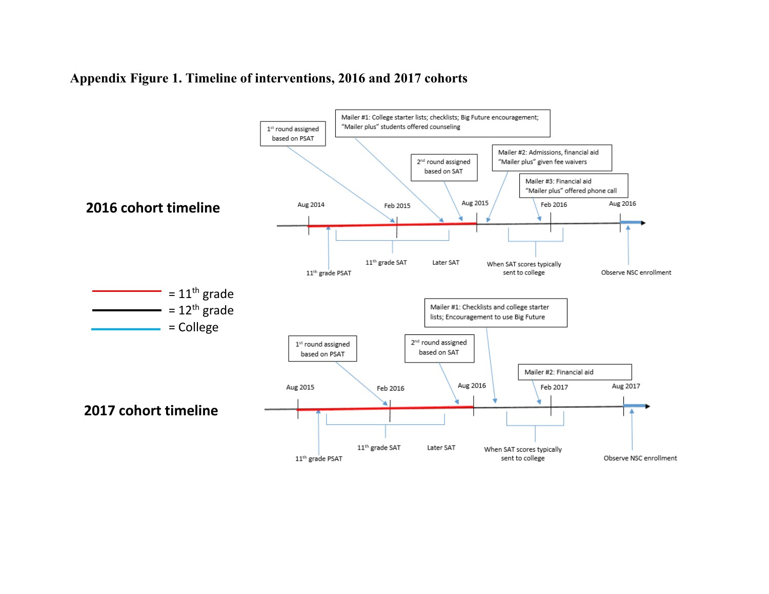**Appendix Figure 1. Timeline of interventions, 2016 and 2017 cohorts**

**2016 cohort timeline**

1st round assigned based on PSAT

Mailer #1: College starter lists; checklists; Big Future encouragement; "Mailer plus" students offered counseling

2nd round assigned based on SAT

Mailer #2: Admissions, financial aid "Mailer plus" given fee waivers

Mailer #3: Financial aid "Mailer plus" offered phone call

Aug 2014

Feb 2015

Aug 2015

Feb 2016

Aug 2016

11th grade PSAT

11th grade SAT

Later SAT

When SAT scores typically sent to college

Observe NSC enrollment

= 11th grade

= 12th grade

= College

**2017 cohort timeline**

Mailer #1: Checklists and college starter lists; Encouragement to use Big Future

1st round assigned based on PSAT

2nd round assigned based on SAT

Mailer #2: Financial aid

Aug 2015

Feb 2016

Aug 2016

Feb 2017

Aug 2017

11th grade PSAT

11th grade SAT

Later SAT

When SAT scores typically sent to college

Observe NSC enrollment